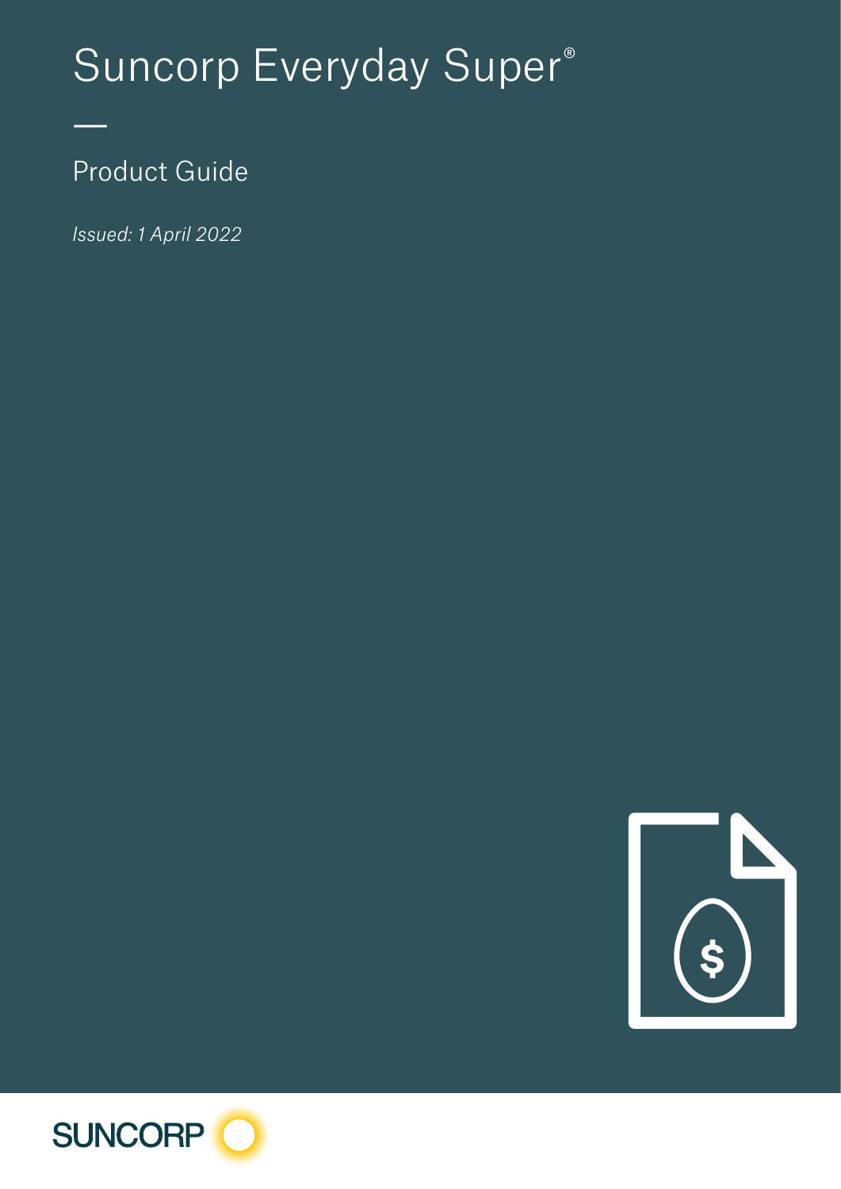# Suncorp Everyday Super®

## Product Guide

*Issued: 1 April 2022*

SUNCORP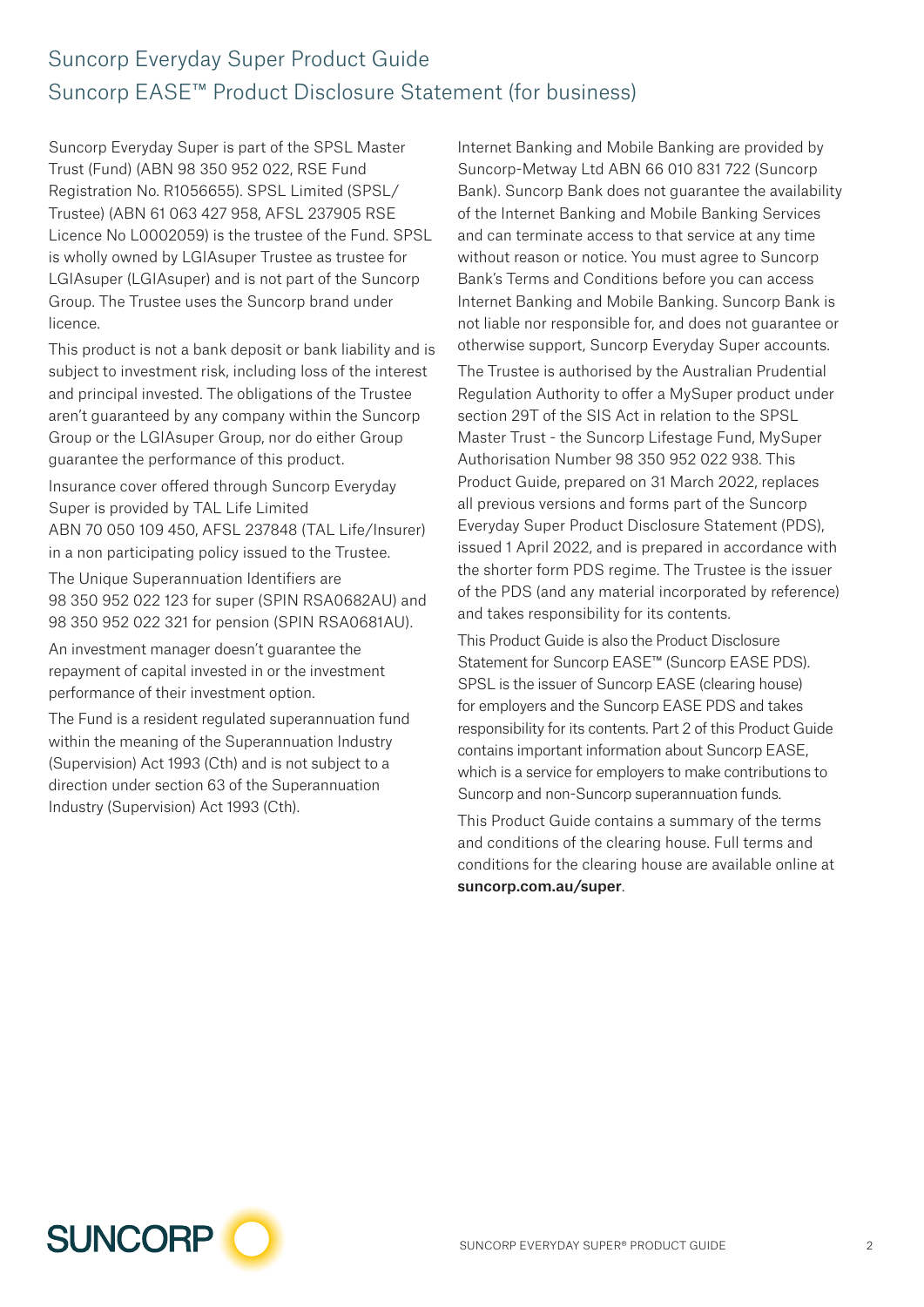## Suncorp Everyday Super Product Guide
## Suncorp EASE™ Product Disclosure Statement (for business)

Suncorp Everyday Super is part of the SPSL Master Trust (Fund) (ABN 98 350 952 022, RSE Fund Registration No. R1056655). SPSL Limited (SPSL/Trustee) (ABN 61 063 427 958, AFSL 237905 RSE Licence No L0002059) is the trustee of the Fund. SPSL is wholly owned by LGIAsuper Trustee as trustee for LGIAsuper (LGIAsuper) and is not part of the Suncorp Group. The Trustee uses the Suncorp brand under licence.

This product is not a bank deposit or bank liability and is subject to investment risk, including loss of the interest and principal invested. The obligations of the Trustee aren't guaranteed by any company within the Suncorp Group or the LGIAsuper Group, nor do either Group guarantee the performance of this product.

Insurance cover offered through Suncorp Everyday Super is provided by TAL Life Limited ABN 70 050 109 450, AFSL 237848 (TAL Life/Insurer) in a non participating policy issued to the Trustee.

The Unique Superannuation Identifiers are 98 350 952 022 123 for super (SPIN RSA0682AU) and 98 350 952 022 321 for pension (SPIN RSA0681AU).

An investment manager doesn't guarantee the repayment of capital invested in or the investment performance of their investment option.

The Fund is a resident regulated superannuation fund within the meaning of the Superannuation Industry (Supervision) Act 1993 (Cth) and is not subject to a direction under section 63 of the Superannuation Industry (Supervision) Act 1993 (Cth).

Internet Banking and Mobile Banking are provided by Suncorp-Metway Ltd ABN 66 010 831 722 (Suncorp Bank). Suncorp Bank does not guarantee the availability of the Internet Banking and Mobile Banking Services and can terminate access to that service at any time without reason or notice. You must agree to Suncorp Bank's Terms and Conditions before you can access Internet Banking and Mobile Banking. Suncorp Bank is not liable nor responsible for, and does not guarantee or otherwise support, Suncorp Everyday Super accounts.

The Trustee is authorised by the Australian Prudential Regulation Authority to offer a MySuper product under section 29T of the SIS Act in relation to the SPSL Master Trust - the Suncorp Lifestage Fund, MySuper Authorisation Number 98 350 952 022 938. This Product Guide, prepared on 31 March 2022, replaces all previous versions and forms part of the Suncorp Everyday Super Product Disclosure Statement (PDS), issued 1 April 2022, and is prepared in accordance with the shorter form PDS regime. The Trustee is the issuer of the PDS (and any material incorporated by reference) and takes responsibility for its contents.

This Product Guide is also the Product Disclosure Statement for Suncorp EASE™ (Suncorp EASE PDS). SPSL is the issuer of Suncorp EASE (clearing house) for employers and the Suncorp EASE PDS and takes responsibility for its contents. Part 2 of this Product Guide contains important information about Suncorp EASE, which is a service for employers to make contributions to Suncorp and non-Suncorp superannuation funds.

This Product Guide contains a summary of the terms and conditions of the clearing house. Full terms and conditions for the clearing house are available online at **suncorp.com.au/super**.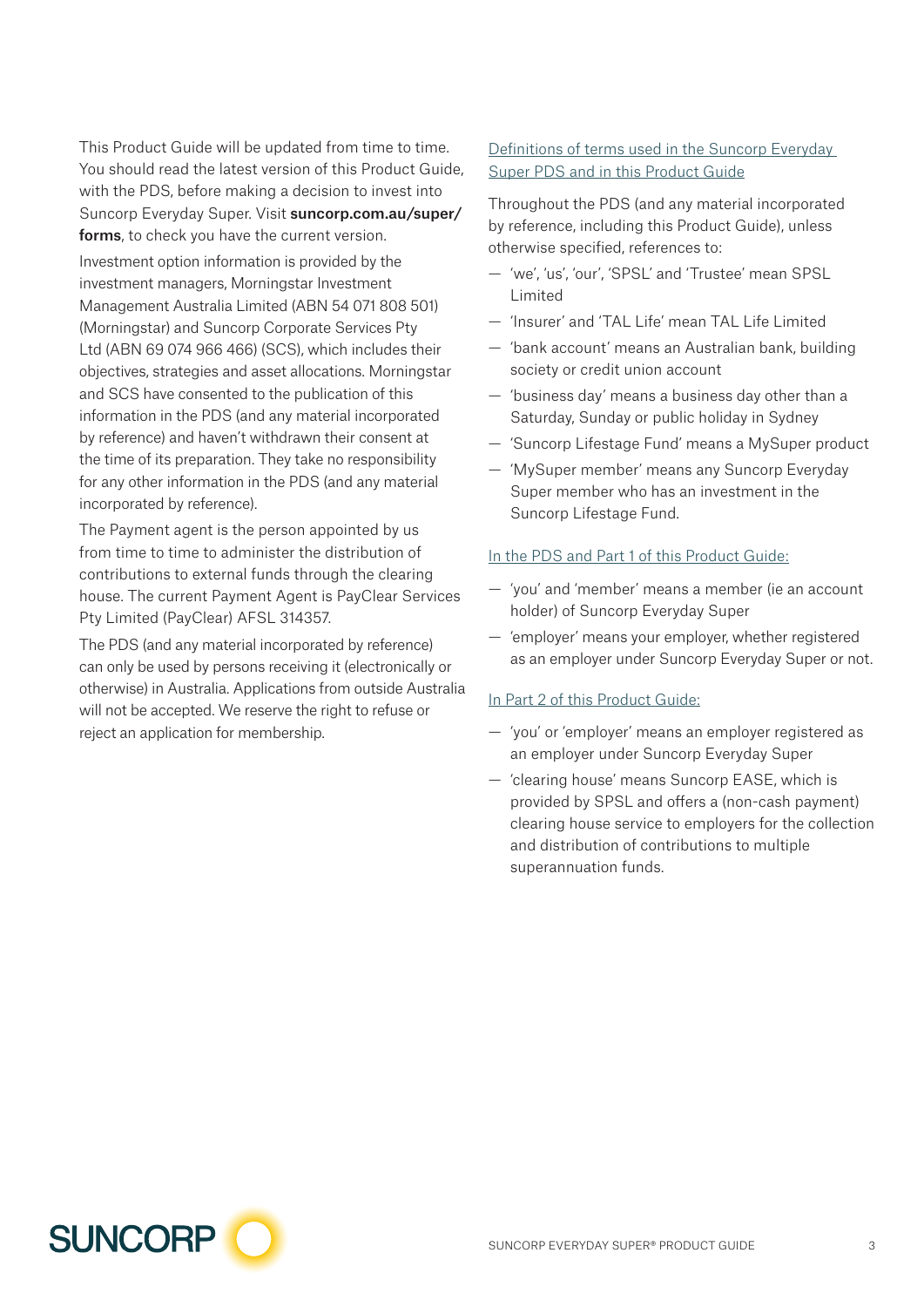This Product Guide will be updated from time to time. You should read the latest version of this Product Guide, with the PDS, before making a decision to invest into Suncorp Everyday Super. Visit **suncorp.com.au/super/forms**, to check you have the current version.

Investment option information is provided by the investment managers, Morningstar Investment Management Australia Limited (ABN 54 071 808 501) (Morningstar) and Suncorp Corporate Services Pty Ltd (ABN 69 074 966 466) (SCS), which includes their objectives, strategies and asset allocations. Morningstar and SCS have consented to the publication of this information in the PDS (and any material incorporated by reference) and haven't withdrawn their consent at the time of its preparation. They take no responsibility for any other information in the PDS (and any material incorporated by reference).

The Payment agent is the person appointed by us from time to time to administer the distribution of contributions to external funds through the clearing house. The current Payment Agent is PayClear Services Pty Limited (PayClear) AFSL 314357.

The PDS (and any material incorporated by reference) can only be used by persons receiving it (electronically or otherwise) in Australia. Applications from outside Australia will not be accepted. We reserve the right to refuse or reject an application for membership.

## Definitions of terms used in the Suncorp Everyday Super PDS and in this Product Guide

Throughout the PDS (and any material incorporated by reference, including this Product Guide), unless otherwise specified, references to:

- 'we', 'us', 'our', 'SPSL' and 'Trustee' mean SPSL Limited
- 'Insurer' and 'TAL Life' mean TAL Life Limited
- 'bank account' means an Australian bank, building society or credit union account
- 'business day' means a business day other than a Saturday, Sunday or public holiday in Sydney
- 'Suncorp Lifestage Fund' means a MySuper product
- 'MySuper member' means any Suncorp Everyday Super member who has an investment in the Suncorp Lifestage Fund.

### In the PDS and Part 1 of this Product Guide:

- 'you' and 'member' means a member (ie an account holder) of Suncorp Everyday Super
- 'employer' means your employer, whether registered as an employer under Suncorp Everyday Super or not.

### In Part 2 of this Product Guide:

- 'you' or 'employer' means an employer registered as an employer under Suncorp Everyday Super
- 'clearing house' means Suncorp EASE, which is provided by SPSL and offers a (non-cash payment) clearing house service to employers for the collection and distribution of contributions to multiple superannuation funds.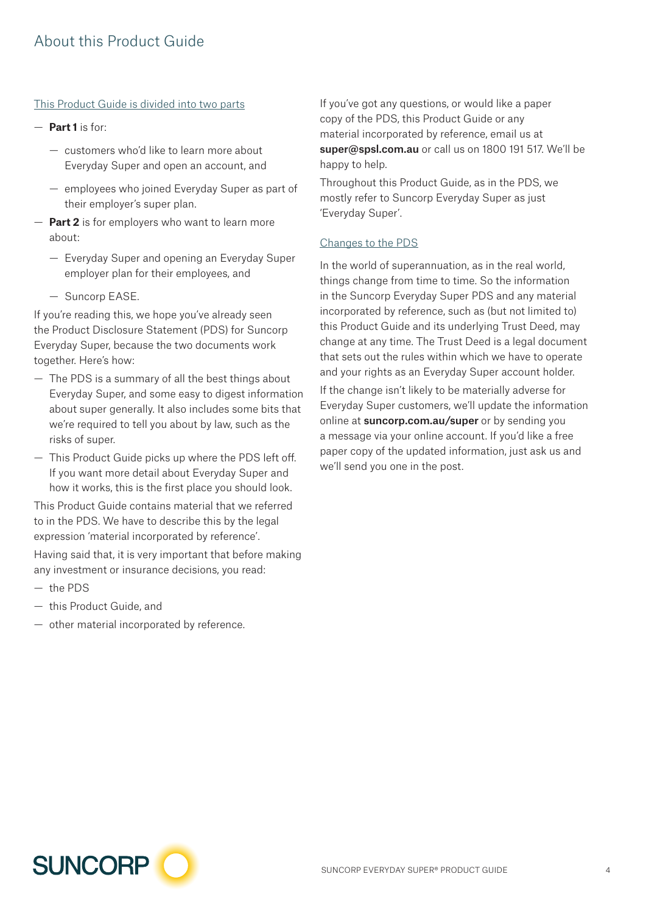# About this Product Guide

## This Product Guide is divided into two parts

- **Part 1** is for:
  - customers who'd like to learn more about Everyday Super and open an account, and
  - employees who joined Everyday Super as part of their employer's super plan.
- **Part 2** is for employers who want to learn more about:
  - Everyday Super and opening an Everyday Super employer plan for their employees, and
  - Suncorp EASE.

If you're reading this, we hope you've already seen the Product Disclosure Statement (PDS) for Suncorp Everyday Super, because the two documents work together. Here's how:

- The PDS is a summary of all the best things about Everyday Super, and some easy to digest information about super generally. It also includes some bits that we're required to tell you about by law, such as the risks of super.
- This Product Guide picks up where the PDS left off. If you want more detail about Everyday Super and how it works, this is the first place you should look.

This Product Guide contains material that we referred to in the PDS. We have to describe this by the legal expression 'material incorporated by reference'.

Having said that, it is very important that before making any investment or insurance decisions, you read:

- the PDS
- this Product Guide, and
- other material incorporated by reference.

If you've got any questions, or would like a paper copy of the PDS, this Product Guide or any material incorporated by reference, email us at **super@spsl.com.au** or call us on 1800 191 517. We'll be happy to help.

Throughout this Product Guide, as in the PDS, we mostly refer to Suncorp Everyday Super as just 'Everyday Super'.

## Changes to the PDS

In the world of superannuation, as in the real world, things change from time to time. So the information in the Suncorp Everyday Super PDS and any material incorporated by reference, such as (but not limited to) this Product Guide and its underlying Trust Deed, may change at any time. The Trust Deed is a legal document that sets out the rules within which we have to operate and your rights as an Everyday Super account holder.

If the change isn't likely to be materially adverse for Everyday Super customers, we'll update the information online at **suncorp.com.au/super** or by sending you a message via your online account. If you'd like a free paper copy of the updated information, just ask us and we'll send you one in the post.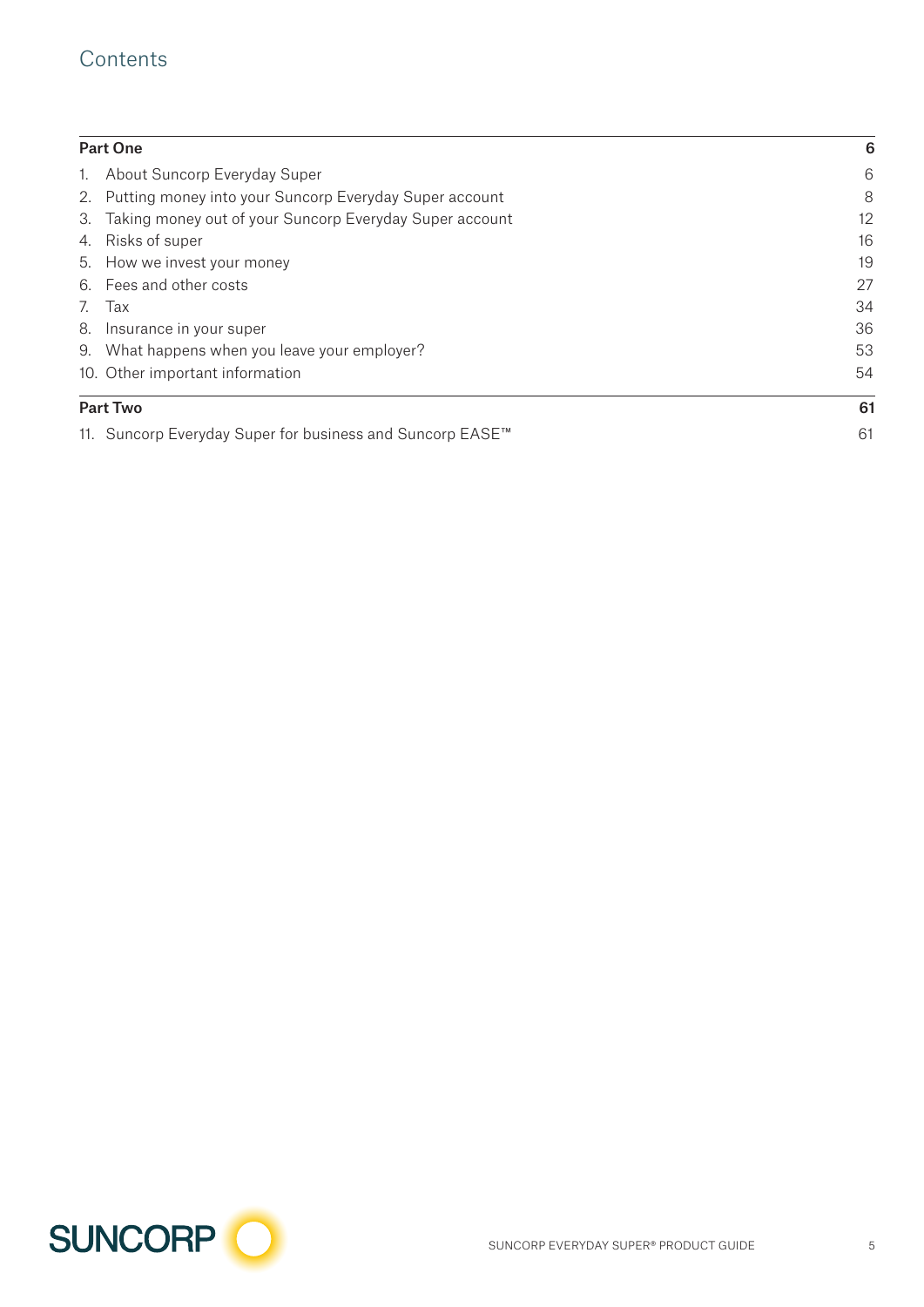# Contents

| Part One | 6 |
|---|---|
| 1. About Suncorp Everyday Super | 6 |
| 2. Putting money into your Suncorp Everyday Super account | 8 |
| 3. Taking money out of your Suncorp Everyday Super account | 12 |
| 4. Risks of super | 16 |
| 5. How we invest your money | 19 |
| 6. Fees and other costs | 27 |
| 7. Tax | 34 |
| 8. Insurance in your super | 36 |
| 9. What happens when you leave your employer? | 53 |
| 10. Other important information | 54 |
| **Part Two** | **61** |
| 11. Suncorp Everyday Super for business and Suncorp EASE™ | 61 |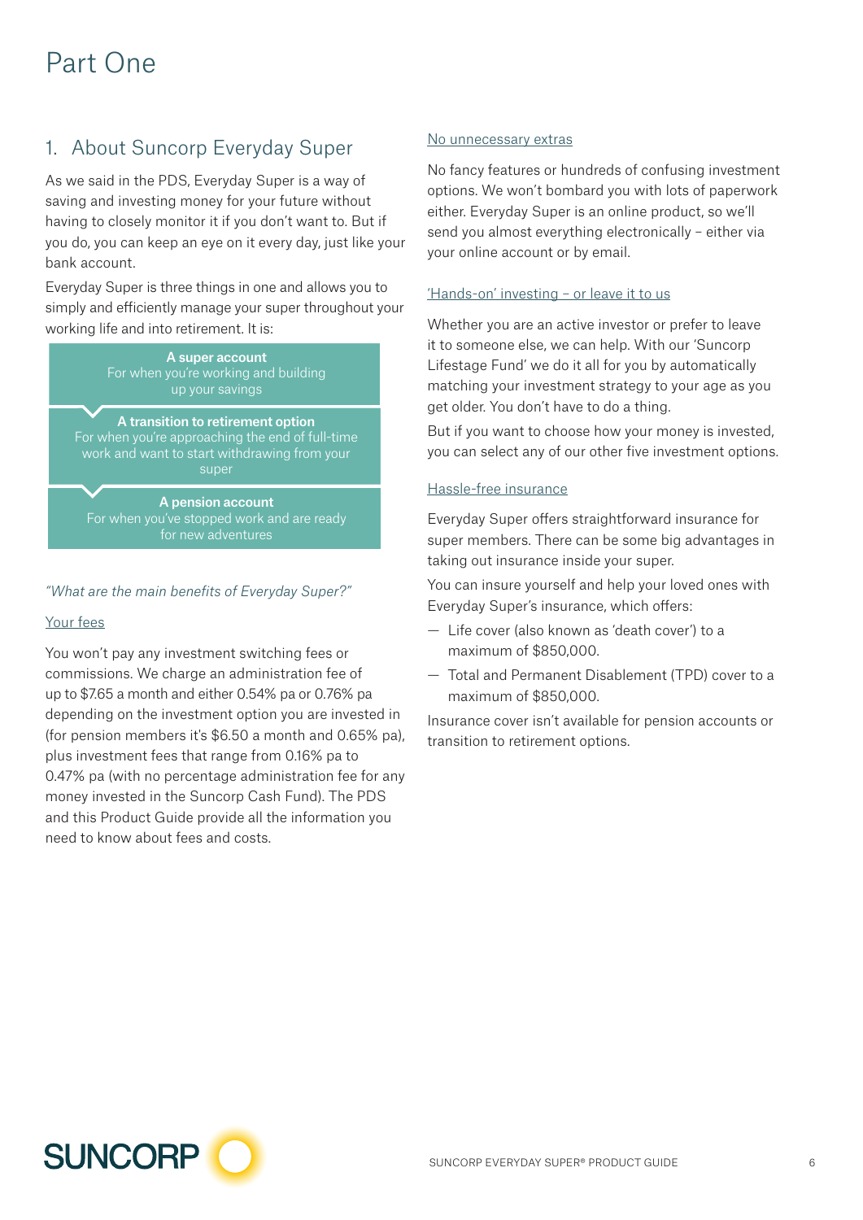# Part One

## 1. About Suncorp Everyday Super

As we said in the PDS, Everyday Super is a way of saving and investing money for your future without having to closely monitor it if you don't want to. But if you do, you can keep an eye on it every day, just like your bank account.

Everyday Super is three things in one and allows you to simply and efficiently manage your super throughout your working life and into retirement. It is:

**A super account**
For when you're working and building up your savings

**A transition to retirement option**
For when you're approaching the end of full-time work and want to start withdrawing from your super

**A pension account**
For when you've stopped work and are ready for new adventures

*"What are the main benefits of Everyday Super?"*

### Your fees

You won't pay any investment switching fees or commissions. We charge an administration fee of up to $7.65 a month and either 0.54% pa or 0.76% pa depending on the investment option you are invested in (for pension members it's $6.50 a month and 0.65% pa), plus investment fees that range from 0.16% pa to 0.47% pa (with no percentage administration fee for any money invested in the Suncorp Cash Fund). The PDS and this Product Guide provide all the information you need to know about fees and costs.

### No unnecessary extras

No fancy features or hundreds of confusing investment options. We won't bombard you with lots of paperwork either. Everyday Super is an online product, so we'll send you almost everything electronically – either via your online account or by email.

### 'Hands-on' investing – or leave it to us

Whether you are an active investor or prefer to leave it to someone else, we can help. With our 'Suncorp Lifestage Fund' we do it all for you by automatically matching your investment strategy to your age as you get older. You don't have to do a thing.

But if you want to choose how your money is invested, you can select any of our other five investment options.

### Hassle-free insurance

Everyday Super offers straightforward insurance for super members. There can be some big advantages in taking out insurance inside your super.

You can insure yourself and help your loved ones with Everyday Super's insurance, which offers:

- Life cover (also known as 'death cover') to a maximum of $850,000.
- Total and Permanent Disablement (TPD) cover to a maximum of $850,000.

Insurance cover isn't available for pension accounts or transition to retirement options.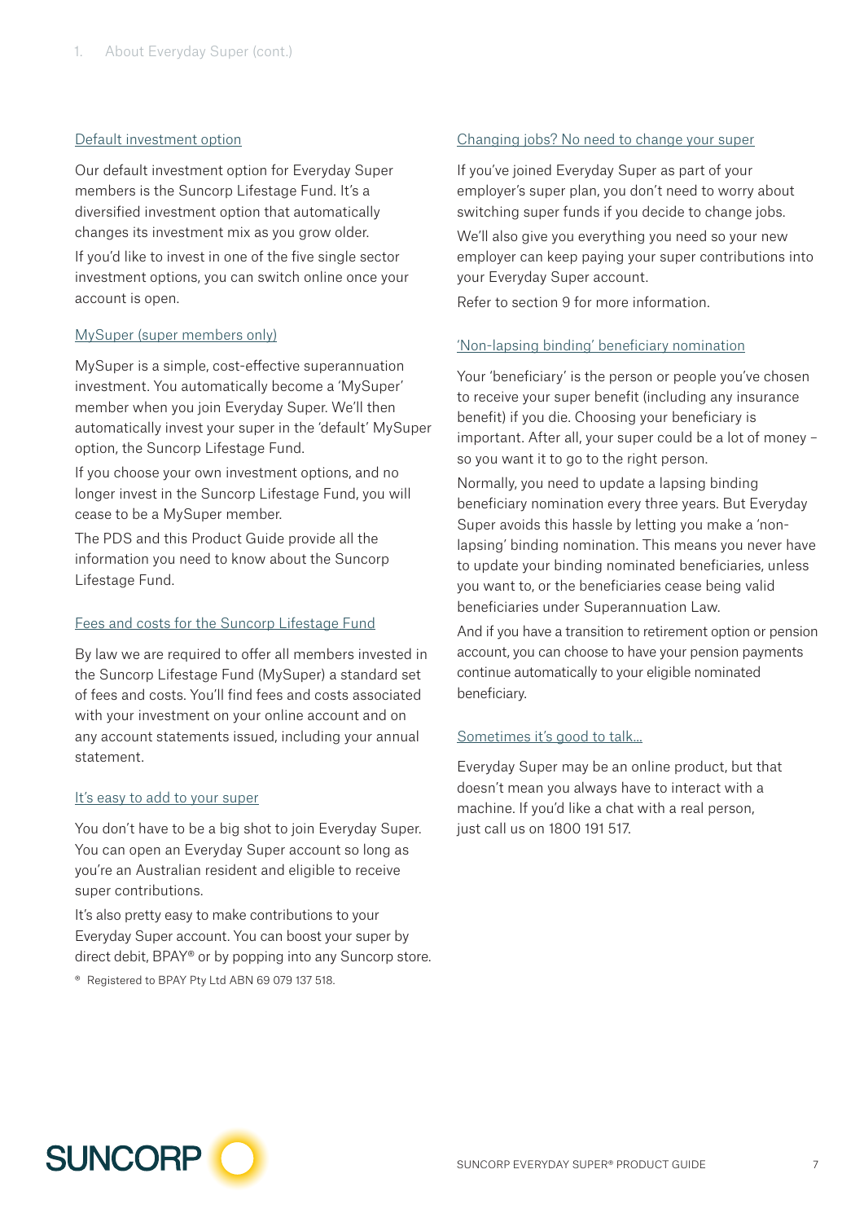### Default investment option

Our default investment option for Everyday Super members is the Suncorp Lifestage Fund. It's a diversified investment option that automatically changes its investment mix as you grow older.

If you'd like to invest in one of the five single sector investment options, you can switch online once your account is open.

### MySuper (super members only)

MySuper is a simple, cost-effective superannuation investment. You automatically become a 'MySuper' member when you join Everyday Super. We'll then automatically invest your super in the 'default' MySuper option, the Suncorp Lifestage Fund.

If you choose your own investment options, and no longer invest in the Suncorp Lifestage Fund, you will cease to be a MySuper member.

The PDS and this Product Guide provide all the information you need to know about the Suncorp Lifestage Fund.

### Fees and costs for the Suncorp Lifestage Fund

By law we are required to offer all members invested in the Suncorp Lifestage Fund (MySuper) a standard set of fees and costs. You'll find fees and costs associated with your investment on your online account and on any account statements issued, including your annual statement.

### It's easy to add to your super

You don't have to be a big shot to join Everyday Super. You can open an Everyday Super account so long as you're an Australian resident and eligible to receive super contributions.

It's also pretty easy to make contributions to your Everyday Super account. You can boost your super by direct debit, BPAY® or by popping into any Suncorp store.

® Registered to BPAY Pty Ltd ABN 69 079 137 518.

### Changing jobs? No need to change your super

If you've joined Everyday Super as part of your employer's super plan, you don't need to worry about switching super funds if you decide to change jobs.

We'll also give you everything you need so your new employer can keep paying your super contributions into your Everyday Super account.

Refer to section 9 for more information.

### 'Non-lapsing binding' beneficiary nomination

Your 'beneficiary' is the person or people you've chosen to receive your super benefit (including any insurance benefit) if you die. Choosing your beneficiary is important. After all, your super could be a lot of money – so you want it to go to the right person.

Normally, you need to update a lapsing binding beneficiary nomination every three years. But Everyday Super avoids this hassle by letting you make a 'non-lapsing' binding nomination. This means you never have to update your binding nominated beneficiaries, unless you want to, or the beneficiaries cease being valid beneficiaries under Superannuation Law.

And if you have a transition to retirement option or pension account, you can choose to have your pension payments continue automatically to your eligible nominated beneficiary.

### Sometimes it's good to talk...

Everyday Super may be an online product, but that doesn't mean you always have to interact with a machine. If you'd like a chat with a real person, just call us on 1800 191 517.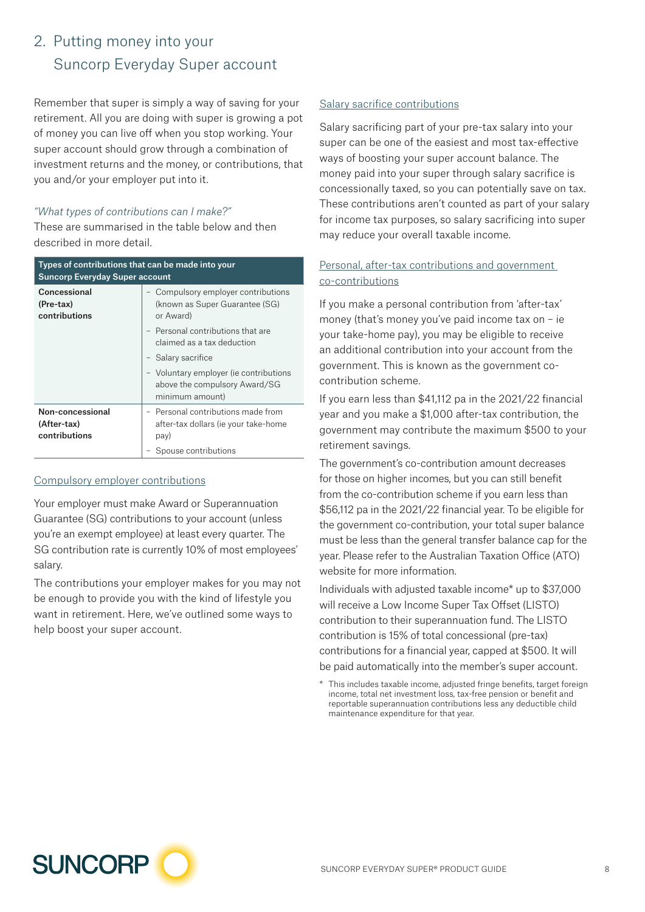## 2. Putting money into your Suncorp Everyday Super account

Remember that super is simply a way of saving for your retirement. All you are doing with super is growing a pot of money you can live off when you stop working. Your super account should grow through a combination of investment returns and the money, or contributions, that you and/or your employer put into it.

*"What types of contributions can I make?"*

These are summarised in the table below and then described in more detail.

| Types of contributions that can be made into your Suncorp Everyday Super account | |
|---|---|
| **Concessional (Pre-tax) contributions** | – Compulsory employer contributions (known as Super Guarantee (SG) or Award)<br>– Personal contributions that are claimed as a tax deduction<br>– Salary sacrifice<br>– Voluntary employer (ie contributions above the compulsory Award/SG minimum amount) |
| **Non-concessional (After-tax) contributions** | – Personal contributions made from after-tax dollars (ie your take-home pay)<br>– Spouse contributions |

### Compulsory employer contributions

Your employer must make Award or Superannuation Guarantee (SG) contributions to your account (unless you're an exempt employee) at least every quarter. The SG contribution rate is currently 10% of most employees' salary.

The contributions your employer makes for you may not be enough to provide you with the kind of lifestyle you want in retirement. Here, we've outlined some ways to help boost your super account.

### Salary sacrifice contributions

Salary sacrificing part of your pre-tax salary into your super can be one of the easiest and most tax-effective ways of boosting your super account balance. The money paid into your super through salary sacrifice is concessionally taxed, so you can potentially save on tax. These contributions aren't counted as part of your salary for income tax purposes, so salary sacrificing into super may reduce your overall taxable income.

### Personal, after-tax contributions and government co-contributions

If you make a personal contribution from 'after-tax' money (that's money you've paid income tax on – ie your take-home pay), you may be eligible to receive an additional contribution into your account from the government. This is known as the government co-contribution scheme.

If you earn less than $41,112 pa in the 2021/22 financial year and you make a $1,000 after-tax contribution, the government may contribute the maximum $500 to your retirement savings.

The government's co-contribution amount decreases for those on higher incomes, but you can still benefit from the co-contribution scheme if you earn less than $56,112 pa in the 2021/22 financial year. To be eligible for the government co-contribution, your total super balance must be less than the general transfer balance cap for the year. Please refer to the Australian Taxation Office (ATO) website for more information.

Individuals with adjusted taxable income* up to $37,000 will receive a Low Income Super Tax Offset (LISTO) contribution to their superannuation fund. The LISTO contribution is 15% of total concessional (pre-tax) contributions for a financial year, capped at $500. It will be paid automatically into the member's super account.

\* This includes taxable income, adjusted fringe benefits, target foreign income, total net investment loss, tax-free pension or benefit and reportable superannuation contributions less any deductible child maintenance expenditure for that year.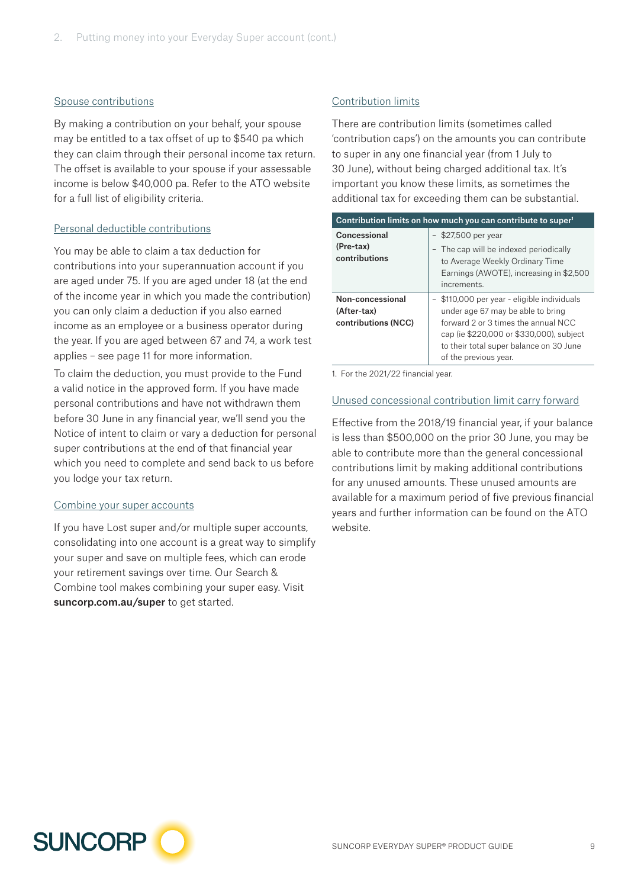### Spouse contributions

By making a contribution on your behalf, your spouse may be entitled to a tax offset of up to $540 pa which they can claim through their personal income tax return. The offset is available to your spouse if your assessable income is below $40,000 pa. Refer to the ATO website for a full list of eligibility criteria.

### Personal deductible contributions

You may be able to claim a tax deduction for contributions into your superannuation account if you are aged under 75. If you are aged under 18 (at the end of the income year in which you made the contribution) you can only claim a deduction if you also earned income as an employee or a business operator during the year. If you are aged between 67 and 74, a work test applies – see page 11 for more information.

To claim the deduction, you must provide to the Fund a valid notice in the approved form. If you have made personal contributions and have not withdrawn them before 30 June in any financial year, we'll send you the Notice of intent to claim or vary a deduction for personal super contributions at the end of that financial year which you need to complete and send back to us before you lodge your tax return.

### Combine your super accounts

If you have Lost super and/or multiple super accounts, consolidating into one account is a great way to simplify your super and save on multiple fees, which can erode your retirement savings over time. Our Search & Combine tool makes combining your super easy. Visit **suncorp.com.au/super** to get started.

### Contribution limits

There are contribution limits (sometimes called 'contribution caps') on the amounts you can contribute to super in any one financial year (from 1 July to 30 June), without being charged additional tax. It's important you know these limits, as sometimes the additional tax for exceeding them can be substantial.

| Contribution limits on how much you can contribute to super[1] | |
|---|---|
| **Concessional (Pre-tax) contributions** | – $27,500 per year<br>– The cap will be indexed periodically to Average Weekly Ordinary Time Earnings (AWOTE), increasing in $2,500 increments. |
| **Non-concessional (After-tax) contributions (NCC)** | – $110,000 per year - eligible individuals under age 67 may be able to bring forward 2 or 3 times the annual NCC cap (ie $220,000 or $330,000), subject to their total super balance on 30 June of the previous year. |

1. For the 2021/22 financial year.

### Unused concessional contribution limit carry forward

Effective from the 2018/19 financial year, if your balance is less than $500,000 on the prior 30 June, you may be able to contribute more than the general concessional contributions limit by making additional contributions for any unused amounts. These unused amounts are available for a maximum period of five previous financial years and further information can be found on the ATO website.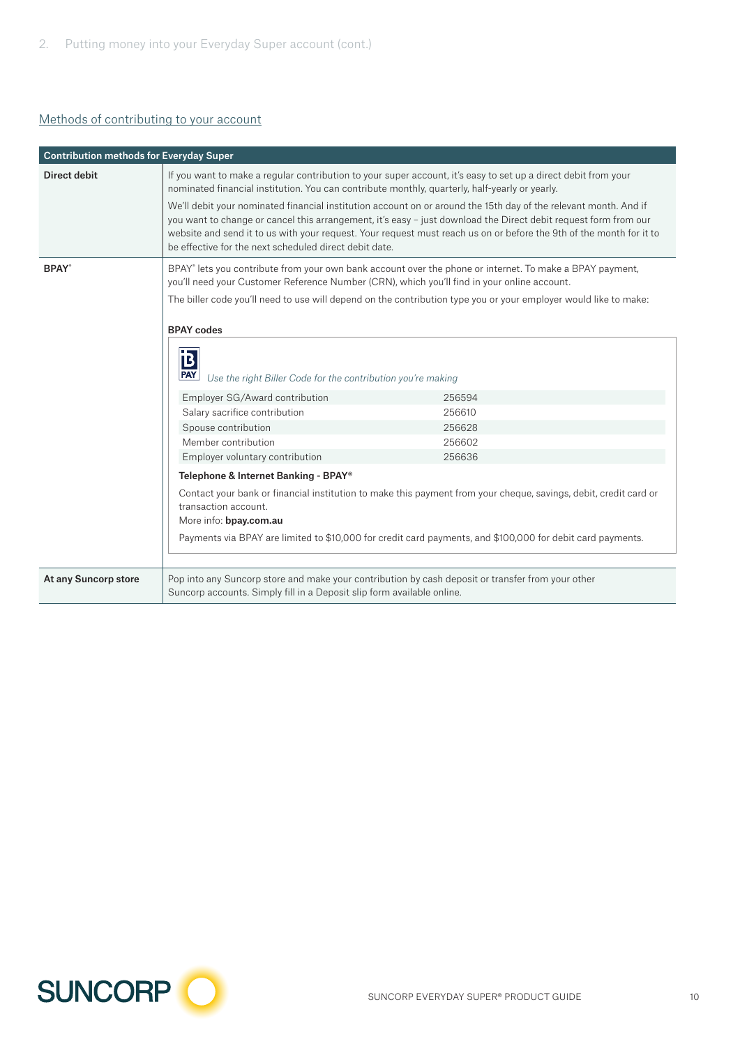## Methods of contributing to your account

| Contribution methods for Everyday Super | |
|---|---|
| **Direct debit** | If you want to make a regular contribution to your super account, it's easy to set up a direct debit from your nominated financial institution. You can contribute monthly, quarterly, half-yearly or yearly.<br><br>We'll debit your nominated financial institution account on or around the 15th day of the relevant month. And if you want to change or cancel this arrangement, it's easy – just download the Direct debit request form from our website and send it to us with your request. Your request must reach us on or before the 9th of the month for it to be effective for the next scheduled direct debit date. |
| **BPAY®** | BPAY® lets you contribute from your own bank account over the phone or internet. To make a BPAY payment, you'll need your Customer Reference Number (CRN), which you'll find in your online account.<br><br>The biller code you'll need to use will depend on the contribution type you or your employer would like to make:<br><br>**BPAY codes**<br><br>*Use the right Biller Code for the contribution you're making*<br><br>Employer SG/Award contribution: 256594<br>Salary sacrifice contribution: 256610<br>Spouse contribution: 256628<br>Member contribution: 256602<br>Employer voluntary contribution: 256636<br><br>**Telephone & Internet Banking - BPAY®**<br><br>Contact your bank or financial institution to make this payment from your cheque, savings, debit, credit card or transaction account.<br>More info: **bpay.com.au**<br><br>Payments via BPAY are limited to $10,000 for credit card payments, and $100,000 for debit card payments. |
| **At any Suncorp store** | Pop into any Suncorp store and make your contribution by cash deposit or transfer from your other Suncorp accounts. Simply fill in a Deposit slip form available online. |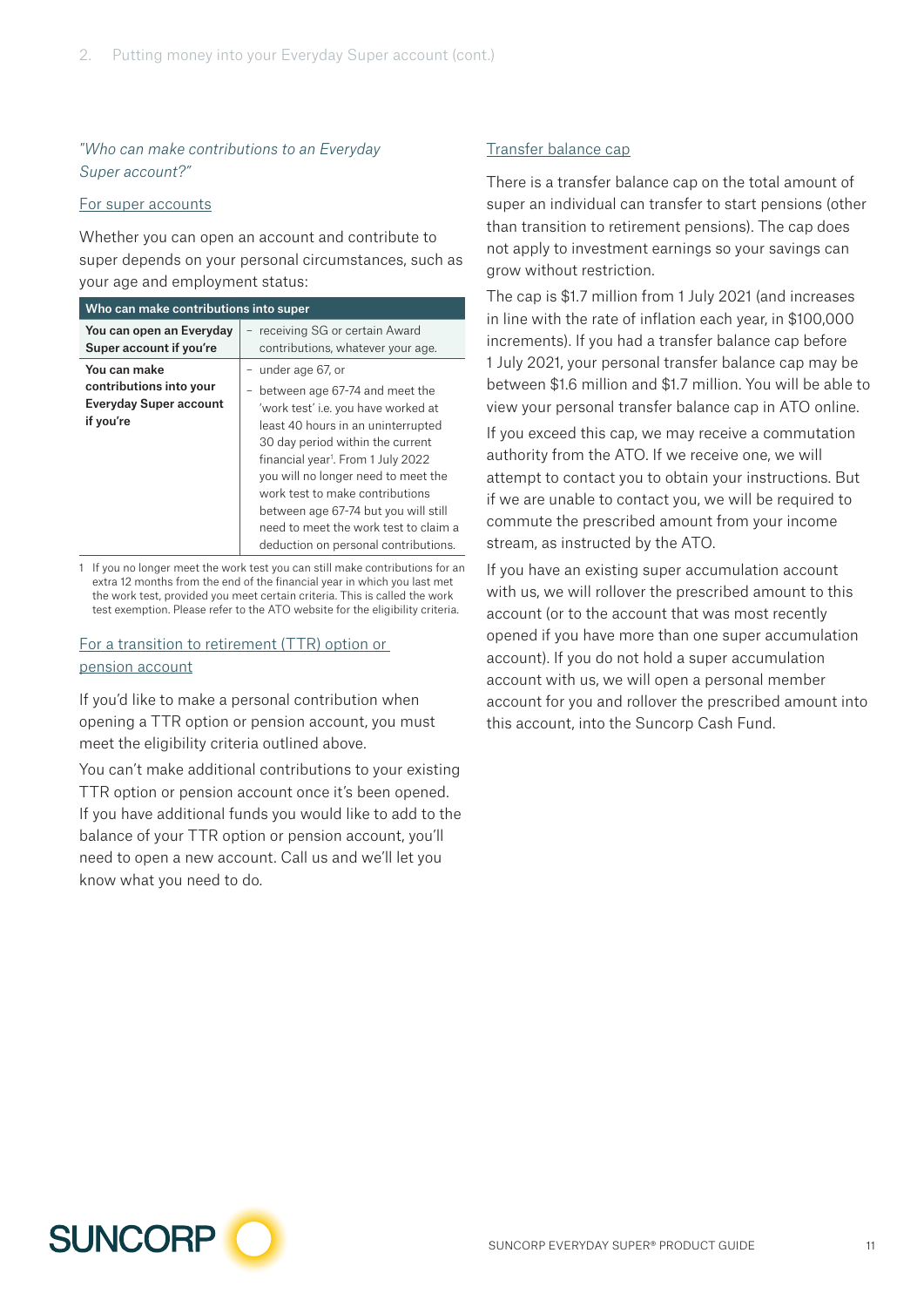*"Who can make contributions to an Everyday Super account?"*

### For super accounts

Whether you can open an account and contribute to super depends on your personal circumstances, such as your age and employment status:

| Who can make contributions into super | |
|---|---|
| **You can open an Everyday Super account if you're** | – receiving SG or certain Award contributions, whatever your age. |
| **You can make contributions into your Everyday Super account if you're** | – under age 67, or<br>– between age 67-74 and meet the 'work test' i.e. you have worked at least 40 hours in an uninterrupted 30 day period within the current financial year[1]. From 1 July 2022 you will no longer need to meet the work test to make contributions between age 67-74 but you will still need to meet the work test to claim a deduction on personal contributions. |

1 If you no longer meet the work test you can still make contributions for an extra 12 months from the end of the financial year in which you last met the work test, provided you meet certain criteria. This is called the work test exemption. Please refer to the ATO website for the eligibility criteria.

### For a transition to retirement (TTR) option or pension account

If you'd like to make a personal contribution when opening a TTR option or pension account, you must meet the eligibility criteria outlined above.

You can't make additional contributions to your existing TTR option or pension account once it's been opened. If you have additional funds you would like to add to the balance of your TTR option or pension account, you'll need to open a new account. Call us and we'll let you know what you need to do.

### Transfer balance cap

There is a transfer balance cap on the total amount of super an individual can transfer to start pensions (other than transition to retirement pensions). The cap does not apply to investment earnings so your savings can grow without restriction.

The cap is $1.7 million from 1 July 2021 (and increases in line with the rate of inflation each year, in $100,000 increments). If you had a transfer balance cap before 1 July 2021, your personal transfer balance cap may be between $1.6 million and $1.7 million. You will be able to view your personal transfer balance cap in ATO online.

If you exceed this cap, we may receive a commutation authority from the ATO. If we receive one, we will attempt to contact you to obtain your instructions. But if we are unable to contact you, we will be required to commute the prescribed amount from your income stream, as instructed by the ATO.

If you have an existing super accumulation account with us, we will rollover the prescribed amount to this account (or to the account that was most recently opened if you have more than one super accumulation account). If you do not hold a super accumulation account with us, we will open a personal member account for you and rollover the prescribed amount into this account, into the Suncorp Cash Fund.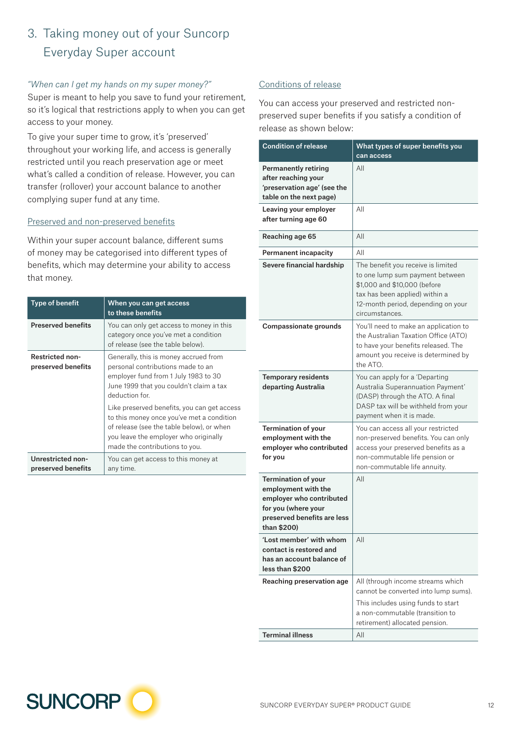## 3. Taking money out of your Suncorp Everyday Super account

*"When can I get my hands on my super money?"*

Super is meant to help you save to fund your retirement, so it's logical that restrictions apply to when you can get access to your money.

To give your super time to grow, it's 'preserved' throughout your working life, and access is generally restricted until you reach preservation age or meet what's called a condition of release. However, you can transfer (rollover) your account balance to another complying super fund at any time.

### Preserved and non-preserved benefits

Within your super account balance, different sums of money may be categorised into different types of benefits, which may determine your ability to access that money.

| Type of benefit | When you can get access to these benefits |
|---|---|
| **Preserved benefits** | You can only get access to money in this category once you've met a condition of release (see the table below). |
| **Restricted non-preserved benefits** | Generally, this is money accrued from personal contributions made to an employer fund from 1 July 1983 to 30 June 1999 that you couldn't claim a tax deduction for.<br><br>Like preserved benefits, you can get access to this money once you've met a condition of release (see the table below), or when you leave the employer who originally made the contributions to you. |
| **Unrestricted non-preserved benefits** | You can get access to this money at any time. |

### Conditions of release

You can access your preserved and restricted non-preserved super benefits if you satisfy a condition of release as shown below:

| Condition of release | What types of super benefits you can access |
|---|---|
| **Permanently retiring after reaching your 'preservation age' (see the table on the next page)** | All |
| **Leaving your employer after turning age 60** | All |
| **Reaching age 65** | All |
| **Permanent incapacity** | All |
| **Severe financial hardship** | The benefit you receive is limited to one lump sum payment between $1,000 and $10,000 (before tax has been applied) within a 12-month period, depending on your circumstances. |
| **Compassionate grounds** | You'll need to make an application to the Australian Taxation Office (ATO) to have your benefits released. The amount you receive is determined by the ATO. |
| **Temporary residents departing Australia** | You can apply for a 'Departing Australia Superannuation Payment' (DASP) through the ATO. A final DASP tax will be withheld from your payment when it is made. |
| **Termination of your employment with the employer who contributed for you** | You can access all your restricted non-preserved benefits. You can only access your preserved benefits as a non-commutable life pension or non-commutable life annuity. |
| **Termination of your employment with the employer who contributed for you (where your preserved benefits are less than $200)** | All |
| **'Lost member' with whom contact is restored and has an account balance of less than $200** | All |
| **Reaching preservation age** | All (through income streams which cannot be converted into lump sums).<br><br>This includes using funds to start a non-commutable (transition to retirement) allocated pension. |
| **Terminal illness** | All |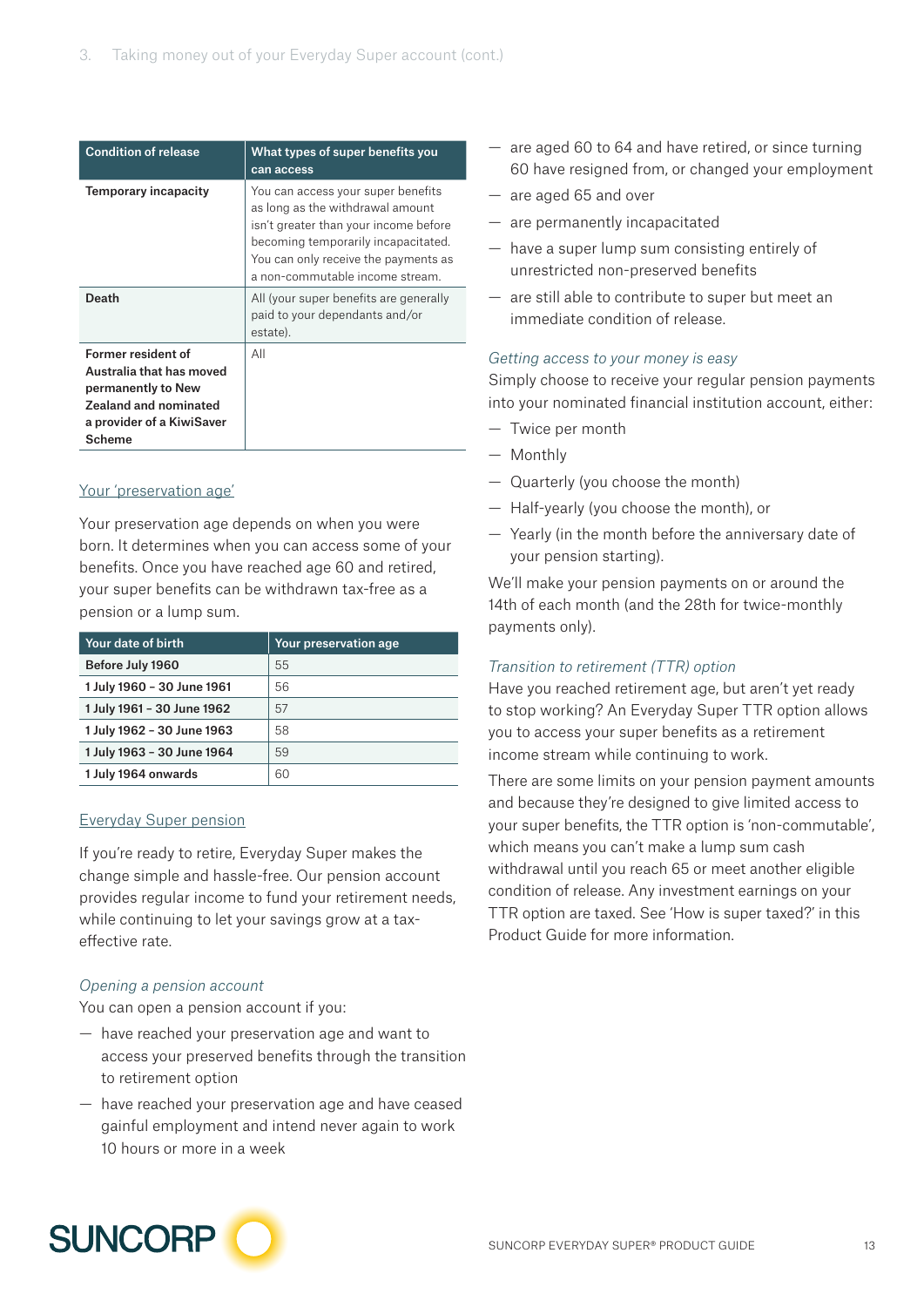| Condition of release | What types of super benefits you can access |
| --- | --- |
| **Temporary incapacity** | You can access your super benefits as long as the withdrawal amount isn't greater than your income before becoming temporarily incapacitated. You can only receive the payments as a non-commutable income stream. |
| **Death** | All (your super benefits are generally paid to your dependants and/or estate). |
| **Former resident of Australia that has moved permanently to New Zealand and nominated a provider of a KiwiSaver Scheme** | All |

## Your 'preservation age'

Your preservation age depends on when you were born. It determines when you can access some of your benefits. Once you have reached age 60 and retired, your super benefits can be withdrawn tax-free as a pension or a lump sum.

| Your date of birth | Your preservation age |
| --- | --- |
| **Before July 1960** | 55 |
| **1 July 1960 – 30 June 1961** | 56 |
| **1 July 1961 – 30 June 1962** | 57 |
| **1 July 1962 – 30 June 1963** | 58 |
| **1 July 1963 – 30 June 1964** | 59 |
| **1 July 1964 onwards** | 60 |

## Everyday Super pension

If you're ready to retire, Everyday Super makes the change simple and hassle-free. Our pension account provides regular income to fund your retirement needs, while continuing to let your savings grow at a tax-effective rate.

### *Opening a pension account*

You can open a pension account if you:

- have reached your preservation age and want to access your preserved benefits through the transition to retirement option
- have reached your preservation age and have ceased gainful employment and intend never again to work 10 hours or more in a week
- are aged 60 to 64 and have retired, or since turning 60 have resigned from, or changed your employment
- are aged 65 and over
- are permanently incapacitated
- have a super lump sum consisting entirely of unrestricted non-preserved benefits
- are still able to contribute to super but meet an immediate condition of release.

### *Getting access to your money is easy*

Simply choose to receive your regular pension payments into your nominated financial institution account, either:

- Twice per month
- Monthly
- Quarterly (you choose the month)
- Half-yearly (you choose the month), or
- Yearly (in the month before the anniversary date of your pension starting).

We'll make your pension payments on or around the 14th of each month (and the 28th for twice-monthly payments only).

### *Transition to retirement (TTR) option*

Have you reached retirement age, but aren't yet ready to stop working? An Everyday Super TTR option allows you to access your super benefits as a retirement income stream while continuing to work.

There are some limits on your pension payment amounts and because they're designed to give limited access to your super benefits, the TTR option is 'non-commutable', which means you can't make a lump sum cash withdrawal until you reach 65 or meet another eligible condition of release. Any investment earnings on your TTR option are taxed. See 'How is super taxed?' in this Product Guide for more information.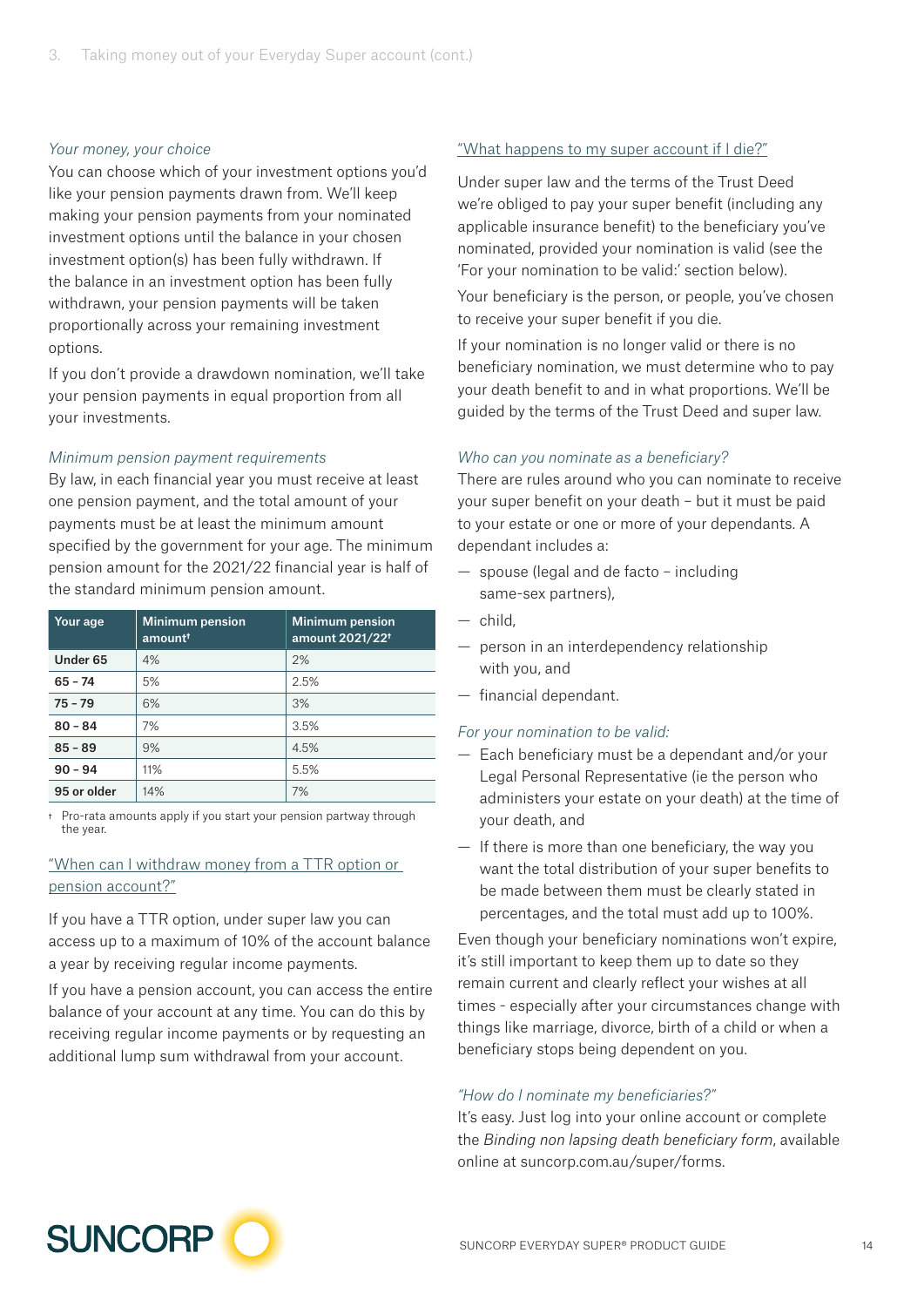*Your money, your choice*

You can choose which of your investment options you'd like your pension payments drawn from. We'll keep making your pension payments from your nominated investment options until the balance in your chosen investment option(s) has been fully withdrawn. If the balance in an investment option has been fully withdrawn, your pension payments will be taken proportionally across your remaining investment options.

If you don't provide a drawdown nomination, we'll take your pension payments in equal proportion from all your investments.

*Minimum pension payment requirements*

By law, in each financial year you must receive at least one pension payment, and the total amount of your payments must be at least the minimum amount specified by the government for your age. The minimum pension amount for the 2021/22 financial year is half of the standard minimum pension amount.

| Your age | Minimum pension amount† | Minimum pension amount 2021/22† |
|---|---|---|
| **Under 65** | 4% | 2% |
| **65 - 74** | 5% | 2.5% |
| **75 - 79** | 6% | 3% |
| **80 - 84** | 7% | 3.5% |
| **85 - 89** | 9% | 4.5% |
| **90 - 94** | 11% | 5.5% |
| **95 or older** | 14% | 7% |

† Pro-rata amounts apply if you start your pension partway through the year.

"When can I withdraw money from a TTR option or pension account?"

If you have a TTR option, under super law you can access up to a maximum of 10% of the account balance a year by receiving regular income payments.

If you have a pension account, you can access the entire balance of your account at any time. You can do this by receiving regular income payments or by requesting an additional lump sum withdrawal from your account.

"What happens to my super account if I die?"

Under super law and the terms of the Trust Deed we're obliged to pay your super benefit (including any applicable insurance benefit) to the beneficiary you've nominated, provided your nomination is valid (see the 'For your nomination to be valid:' section below).

Your beneficiary is the person, or people, you've chosen to receive your super benefit if you die.

If your nomination is no longer valid or there is no beneficiary nomination, we must determine who to pay your death benefit to and in what proportions. We'll be guided by the terms of the Trust Deed and super law.

*Who can you nominate as a beneficiary?*

There are rules around who you can nominate to receive your super benefit on your death – but it must be paid to your estate or one or more of your dependants. A dependant includes a:

- spouse (legal and de facto – including same-sex partners),
- child,
- person in an interdependency relationship with you, and
- financial dependant.

*For your nomination to be valid:*

- Each beneficiary must be a dependant and/or your Legal Personal Representative (ie the person who administers your estate on your death) at the time of your death, and
- If there is more than one beneficiary, the way you want the total distribution of your super benefits to be made between them must be clearly stated in percentages, and the total must add up to 100%.

Even though your beneficiary nominations won't expire, it's still important to keep them up to date so they remain current and clearly reflect your wishes at all times - especially after your circumstances change with things like marriage, divorce, birth of a child or when a beneficiary stops being dependent on you.

*"How do I nominate my beneficiaries?"*

It's easy. Just log into your online account or complete the *Binding non lapsing death beneficiary form*, available online at suncorp.com.au/super/forms.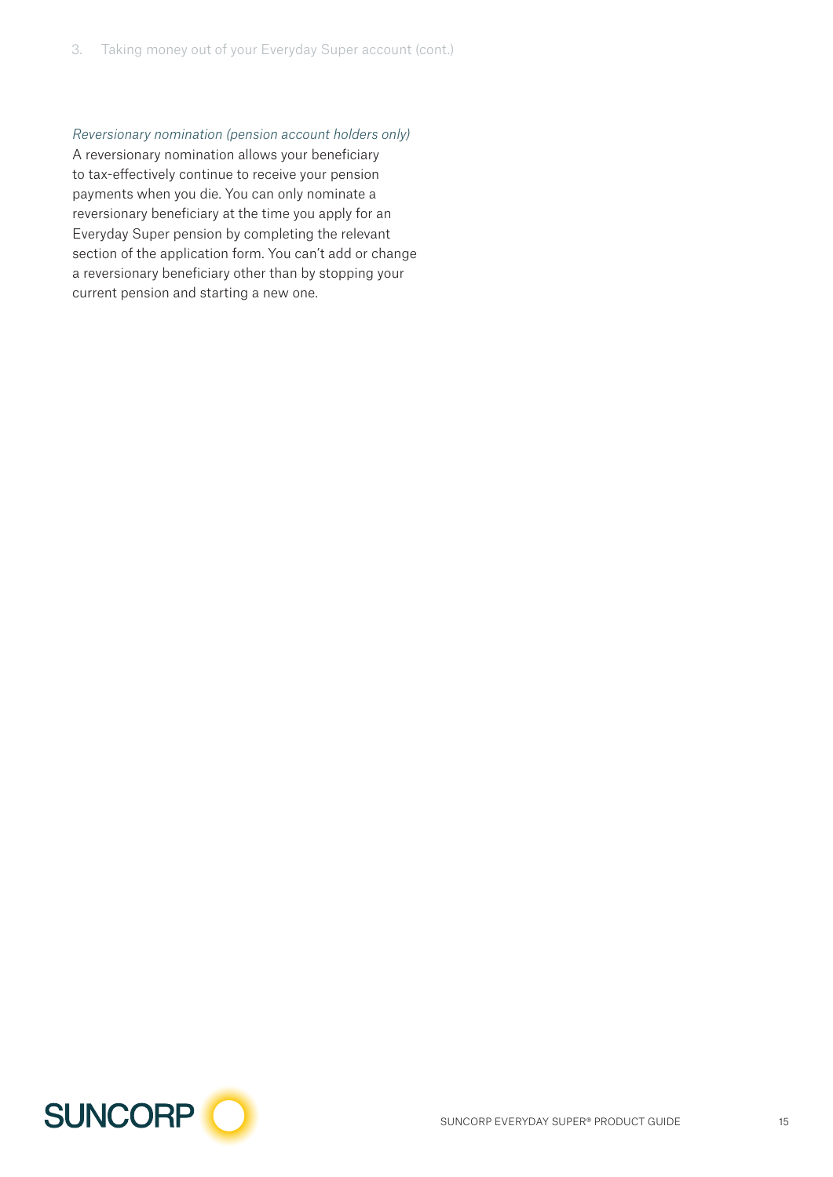*Reversionary nomination (pension account holders only)*

A reversionary nomination allows your beneficiary to tax-effectively continue to receive your pension payments when you die. You can only nominate a reversionary beneficiary at the time you apply for an Everyday Super pension by completing the relevant section of the application form. You can't add or change a reversionary beneficiary other than by stopping your current pension and starting a new one.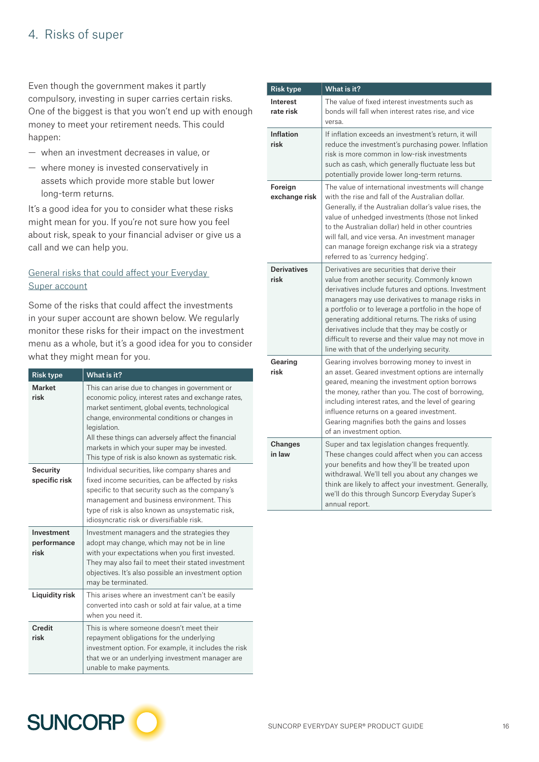# 4. Risks of super

Even though the government makes it partly compulsory, investing in super carries certain risks. One of the biggest is that you won't end up with enough money to meet your retirement needs. This could happen:

- when an investment decreases in value, or
- where money is invested conservatively in assets which provide more stable but lower long-term returns.

It's a good idea for you to consider what these risks might mean for you. If you're not sure how you feel about risk, speak to your financial adviser or give us a call and we can help you.

## General risks that could affect your Everyday Super account

Some of the risks that could affect the investments in your super account are shown below. We regularly monitor these risks for their impact on the investment menu as a whole, but it's a good idea for you to consider what they might mean for you.

| Risk type | What is it? |
|---|---|
| **Market risk** | This can arise due to changes in government or economic policy, interest rates and exchange rates, market sentiment, global events, technological change, environmental conditions or changes in legislation.<br>All these things can adversely affect the financial markets in which your super may be invested. This type of risk is also known as systematic risk. |
| **Security specific risk** | Individual securities, like company shares and fixed income securities, can be affected by risks specific to that security such as the company's management and business environment. This type of risk is also known as unsystematic risk, idiosyncratic risk or diversifiable risk. |
| **Investment performance risk** | Investment managers and the strategies they adopt may change, which may not be in line with your expectations when you first invested. They may also fail to meet their stated investment objectives. It's also possible an investment option may be terminated. |
| **Liquidity risk** | This arises where an investment can't be easily converted into cash or sold at fair value, at a time when you need it. |
| **Credit risk** | This is where someone doesn't meet their repayment obligations for the underlying investment option. For example, it includes the risk that we or an underlying investment manager are unable to make payments. |
| **Interest rate risk** | The value of fixed interest investments such as bonds will fall when interest rates rise, and vice versa. |
| **Inflation risk** | If inflation exceeds an investment's return, it will reduce the investment's purchasing power. Inflation risk is more common in low-risk investments such as cash, which generally fluctuate less but potentially provide lower long-term returns. |
| **Foreign exchange risk** | The value of international investments will change with the rise and fall of the Australian dollar. Generally, if the Australian dollar's value rises, the value of unhedged investments (those not linked to the Australian dollar) held in other countries will fall, and vice versa. An investment manager can manage foreign exchange risk via a strategy referred to as 'currency hedging'. |
| **Derivatives risk** | Derivatives are securities that derive their value from another security. Commonly known derivatives include futures and options. Investment managers may use derivatives to manage risks in a portfolio or to leverage a portfolio in the hope of generating additional returns. The risks of using derivatives include that they may be costly or difficult to reverse and their value may not move in line with that of the underlying security. |
| **Gearing risk** | Gearing involves borrowing money to invest in an asset. Geared investment options are internally geared, meaning the investment option borrows the money, rather than you. The cost of borrowing, including interest rates, and the level of gearing influence returns on a geared investment.<br>Gearing magnifies both the gains and losses of an investment option. |
| **Changes in law** | Super and tax legislation changes frequently. These changes could affect when you can access your benefits and how they'll be treated upon withdrawal. We'll tell you about any changes we think are likely to affect your investment. Generally, we'll do this through Suncorp Everyday Super's annual report. |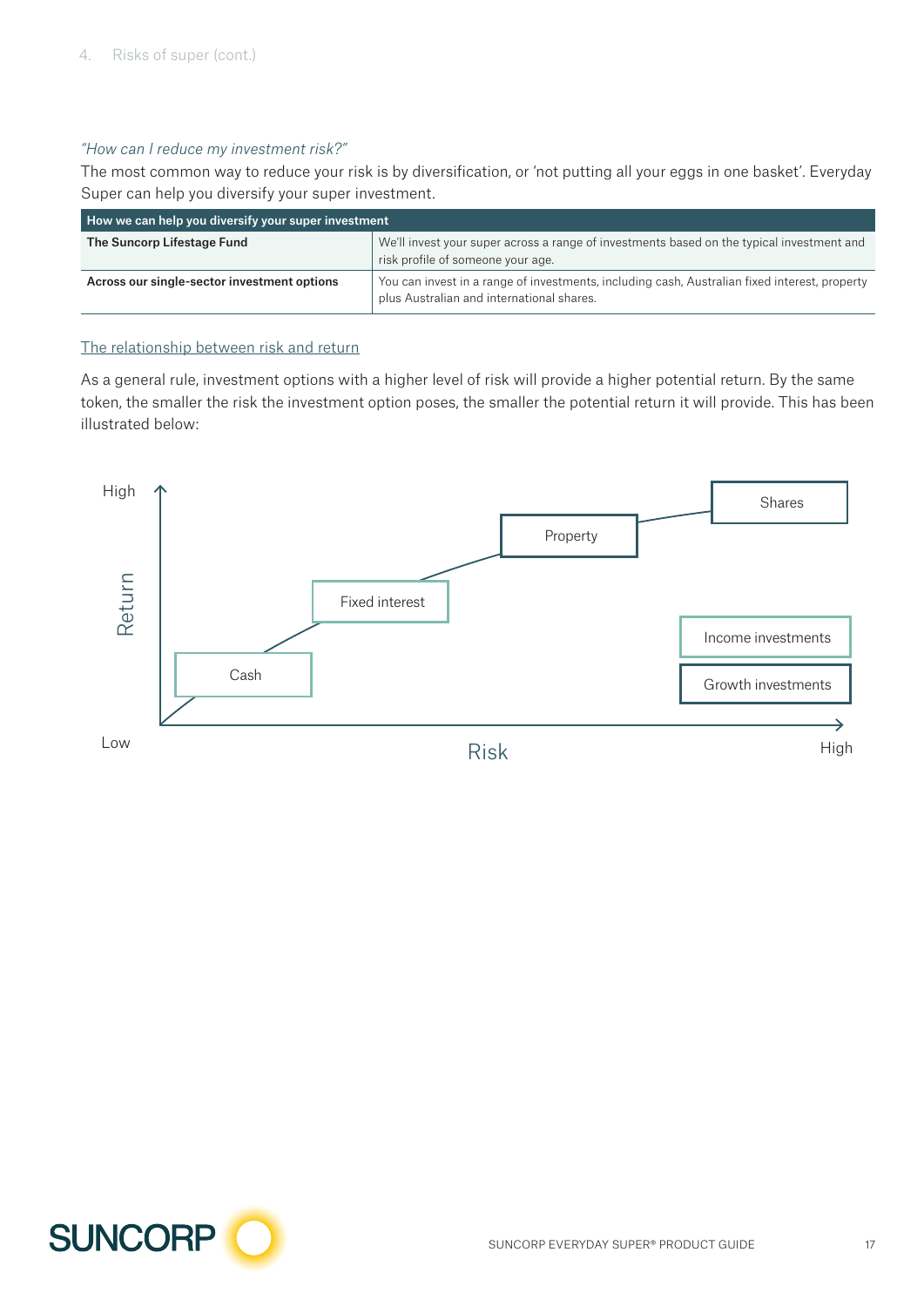*"How can I reduce my investment risk?"*

The most common way to reduce your risk is by diversification, or 'not putting all your eggs in one basket'. Everyday Super can help you diversify your super investment.

| How we can help you diversify your super investment | |
|---|---|
| **The Suncorp Lifestage Fund** | We'll invest your super across a range of investments based on the typical investment and risk profile of someone your age. |
| **Across our single-sector investment options** | You can invest in a range of investments, including cash, Australian fixed interest, property plus Australian and international shares. |

## The relationship between risk and return

As a general rule, investment options with a higher level of risk will provide a higher potential return. By the same token, the smaller the risk the investment option poses, the smaller the potential return it will provide. This has been illustrated below:

High

Return

Low

Cash

Fixed interest

Property

Shares

Income investments

Growth investments

Risk

High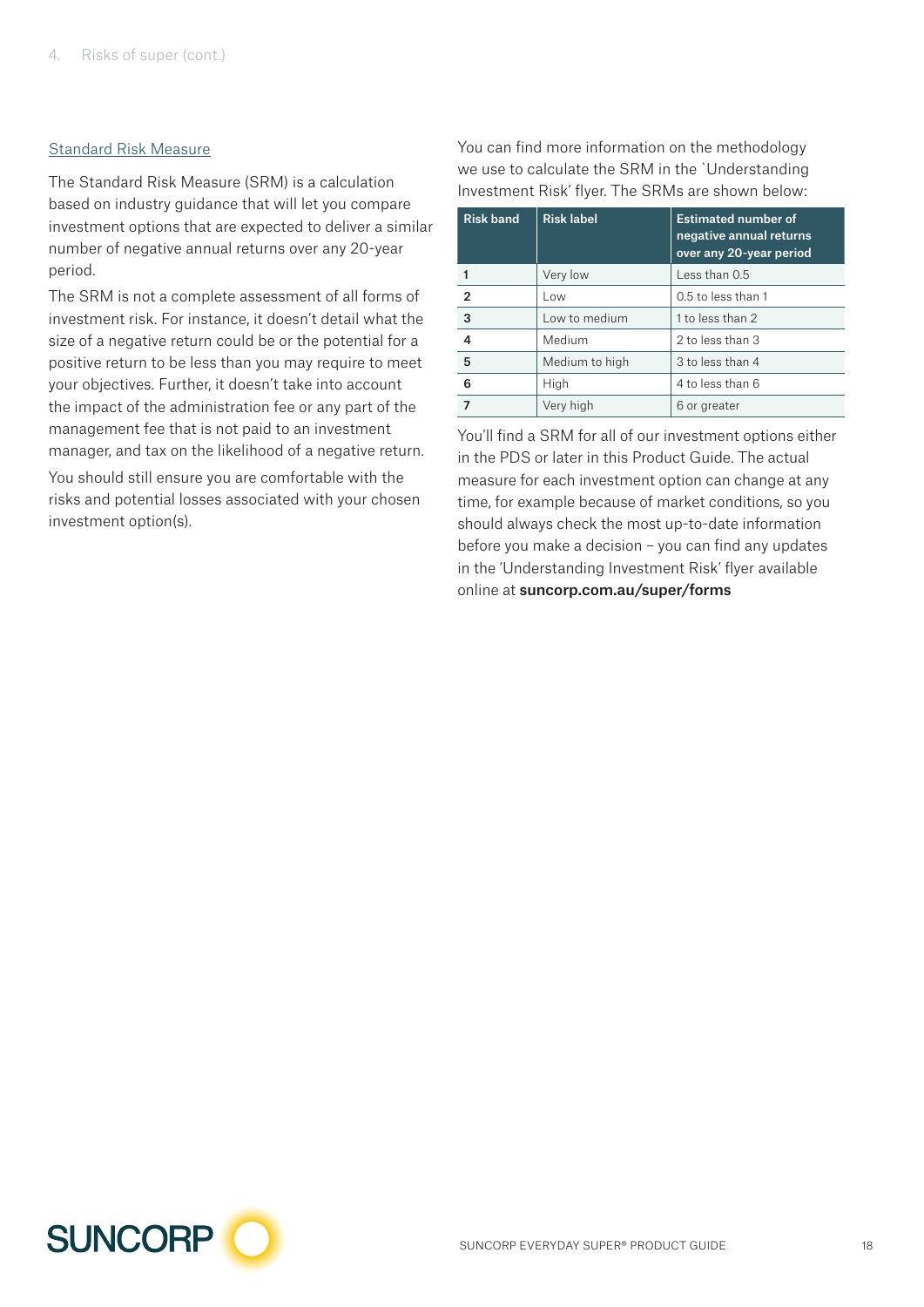## Standard Risk Measure

The Standard Risk Measure (SRM) is a calculation based on industry guidance that will let you compare investment options that are expected to deliver a similar number of negative annual returns over any 20-year period.

The SRM is not a complete assessment of all forms of investment risk. For instance, it doesn't detail what the size of a negative return could be or the potential for a positive return to be less than you may require to meet your objectives. Further, it doesn't take into account the impact of the administration fee or any part of the management fee that is not paid to an investment manager, and tax on the likelihood of a negative return.

You should still ensure you are comfortable with the risks and potential losses associated with your chosen investment option(s).

You can find more information on the methodology we use to calculate the SRM in the `Understanding Investment Risk' flyer. The SRMs are shown below:

| Risk band | Risk label | Estimated number of negative annual returns over any 20-year period |
|---|---|---|
| **1** | Very low | Less than 0.5 |
| **2** | Low | 0.5 to less than 1 |
| **3** | Low to medium | 1 to less than 2 |
| **4** | Medium | 2 to less than 3 |
| **5** | Medium to high | 3 to less than 4 |
| **6** | High | 4 to less than 6 |
| **7** | Very high | 6 or greater |

You'll find a SRM for all of our investment options either in the PDS or later in this Product Guide. The actual measure for each investment option can change at any time, for example because of market conditions, so you should always check the most up-to-date information before you make a decision – you can find any updates in the 'Understanding Investment Risk' flyer available online at **suncorp.com.au/super/forms**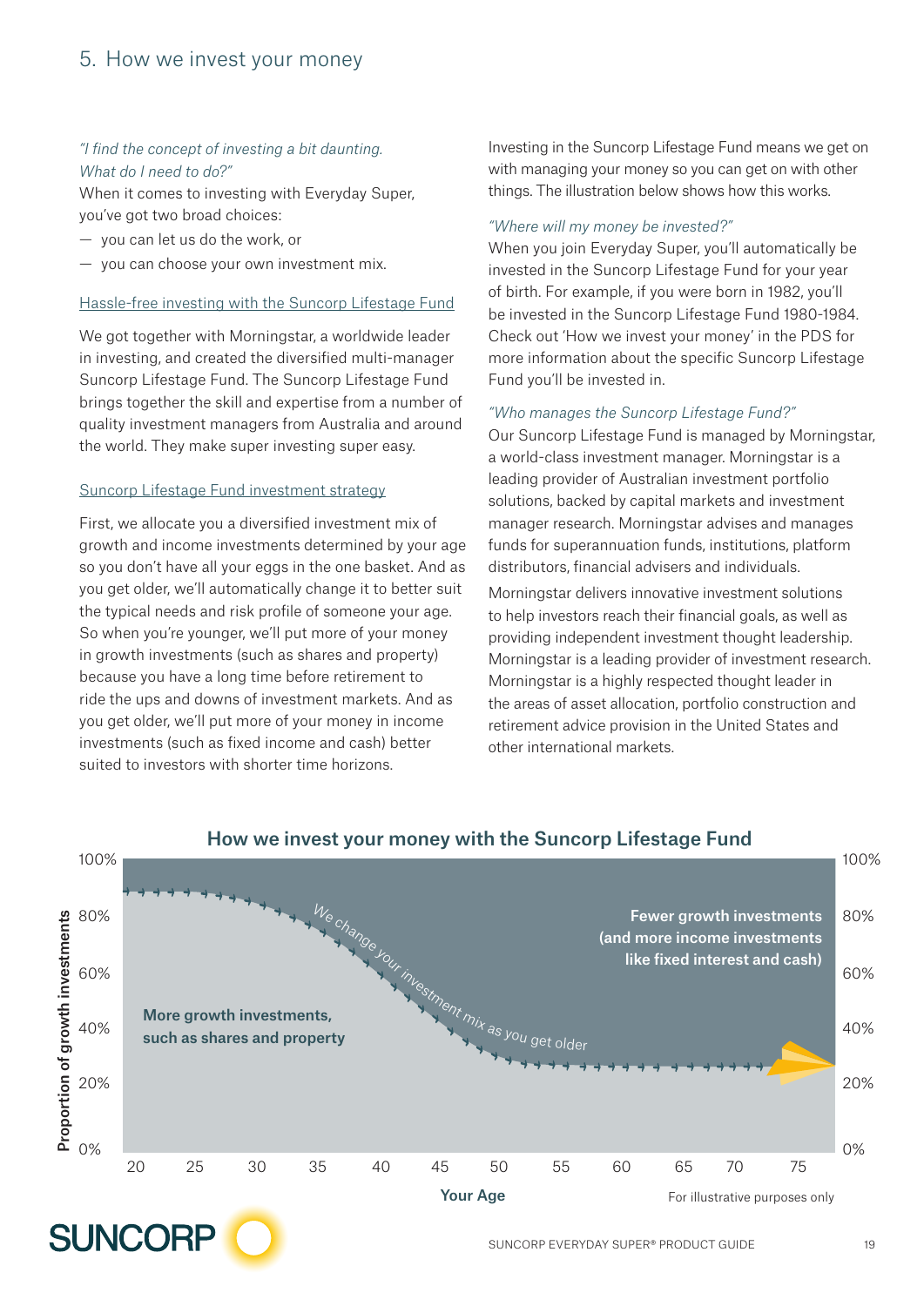# 5. How we invest your money

*"I find the concept of investing a bit daunting. What do I need to do?"*

When it comes to investing with Everyday Super, you've got two broad choices:

- you can let us do the work, or
- you can choose your own investment mix.

## Hassle-free investing with the Suncorp Lifestage Fund

We got together with Morningstar, a worldwide leader in investing, and created the diversified multi-manager Suncorp Lifestage Fund. The Suncorp Lifestage Fund brings together the skill and expertise from a number of quality investment managers from Australia and around the world. They make super investing super easy.

## Suncorp Lifestage Fund investment strategy

First, we allocate you a diversified investment mix of growth and income investments determined by your age so you don't have all your eggs in the one basket. And as you get older, we'll automatically change it to better suit the typical needs and risk profile of someone your age. So when you're younger, we'll put more of your money in growth investments (such as shares and property) because you have a long time before retirement to ride the ups and downs of investment markets. And as you get older, we'll put more of your money in income investments (such as fixed income and cash) better suited to investors with shorter time horizons.

Investing in the Suncorp Lifestage Fund means we get on with managing your money so you can get on with other things. The illustration below shows how this works.

*"Where will my money be invested?"*

When you join Everyday Super, you'll automatically be invested in the Suncorp Lifestage Fund for your year of birth. For example, if you were born in 1982, you'll be invested in the Suncorp Lifestage Fund 1980-1984. Check out 'How we invest your money' in the PDS for more information about the specific Suncorp Lifestage Fund you'll be invested in.

*"Who manages the Suncorp Lifestage Fund?"*

Our Suncorp Lifestage Fund is managed by Morningstar, a world-class investment manager. Morningstar is a leading provider of Australian investment portfolio solutions, backed by capital markets and investment manager research. Morningstar advises and manages funds for superannuation funds, institutions, platform distributors, financial advisers and individuals.

Morningstar delivers innovative investment solutions to help investors reach their financial goals, as well as providing independent investment thought leadership. Morningstar is a leading provider of investment research. Morningstar is a highly respected thought leader in the areas of asset allocation, portfolio construction and retirement advice provision in the United States and other international markets.

**How we invest your money with the Suncorp Lifestage Fund**

Proportion of growth investments: 0% – 100%

Your Age: 20, 25, 30, 35, 40, 45, 50, 55, 60, 65, 70, 75

**More growth investments, such as shares and property**

*We change your investment mix as you get older*

**Fewer growth investments (and more income investments like fixed interest and cash)**

For illustrative purposes only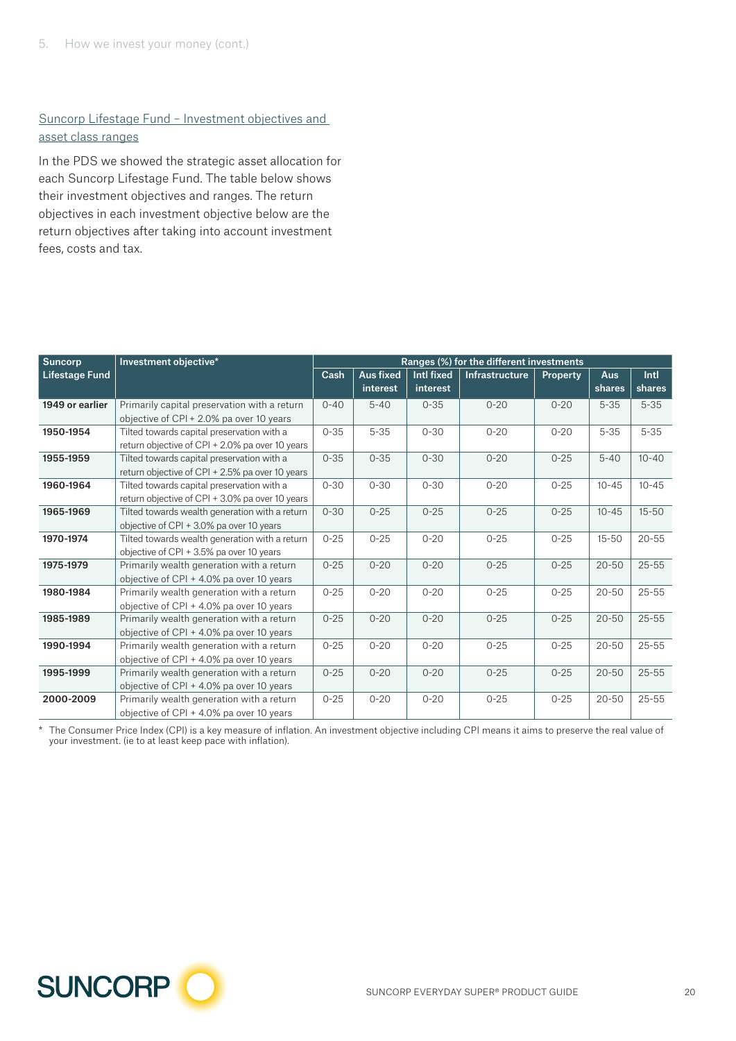## Suncorp Lifestage Fund – Investment objectives and asset class ranges

In the PDS we showed the strategic asset allocation for each Suncorp Lifestage Fund. The table below shows their investment objectives and ranges. The return objectives in each investment objective below are the return objectives after taking into account investment fees, costs and tax.

| Suncorp Lifestage Fund | Investment objective* | Ranges (%) for the different investments | | | | | | |
|---|---|---|---|---|---|---|---|---|
| | | Cash | Aus fixed interest | Intl fixed interest | Infrastructure | Property | Aus shares | Intl shares |
| **1949 or earlier** | Primarily capital preservation with a return objective of CPI + 2.0% pa over 10 years | 0-40 | 5-40 | 0-35 | 0-20 | 0-20 | 5-35 | 5-35 |
| **1950-1954** | Tilted towards capital preservation with a return objective of CPI + 2.0% pa over 10 years | 0-35 | 5-35 | 0-30 | 0-20 | 0-20 | 5-35 | 5-35 |
| **1955-1959** | Tilted towards capital preservation with a return objective of CPI + 2.5% pa over 10 years | 0-35 | 0-35 | 0-30 | 0-20 | 0-25 | 5-40 | 10-40 |
| **1960-1964** | Tilted towards capital preservation with a return objective of CPI + 3.0% pa over 10 years | 0-30 | 0-30 | 0-30 | 0-20 | 0-25 | 10-45 | 10-45 |
| **1965-1969** | Tilted towards wealth generation with a return objective of CPI + 3.0% pa over 10 years | 0-30 | 0-25 | 0-25 | 0-25 | 0-25 | 10-45 | 15-50 |
| **1970-1974** | Tilted towards wealth generation with a return objective of CPI + 3.5% pa over 10 years | 0-25 | 0-25 | 0-20 | 0-25 | 0-25 | 15-50 | 20-55 |
| **1975-1979** | Primarily wealth generation with a return objective of CPI + 4.0% pa over 10 years | 0-25 | 0-20 | 0-20 | 0-25 | 0-25 | 20-50 | 25-55 |
| **1980-1984** | Primarily wealth generation with a return objective of CPI + 4.0% pa over 10 years | 0-25 | 0-20 | 0-20 | 0-25 | 0-25 | 20-50 | 25-55 |
| **1985-1989** | Primarily wealth generation with a return objective of CPI + 4.0% pa over 10 years | 0-25 | 0-20 | 0-20 | 0-25 | 0-25 | 20-50 | 25-55 |
| **1990-1994** | Primarily wealth generation with a return objective of CPI + 4.0% pa over 10 years | 0-25 | 0-20 | 0-20 | 0-25 | 0-25 | 20-50 | 25-55 |
| **1995-1999** | Primarily wealth generation with a return objective of CPI + 4.0% pa over 10 years | 0-25 | 0-20 | 0-20 | 0-25 | 0-25 | 20-50 | 25-55 |
| **2000-2009** | Primarily wealth generation with a return objective of CPI + 4.0% pa over 10 years | 0-25 | 0-20 | 0-20 | 0-25 | 0-25 | 20-50 | 25-55 |

\* The Consumer Price Index (CPI) is a key measure of inflation. An investment objective including CPI means it aims to preserve the real value of your investment. (ie to at least keep pace with inflation).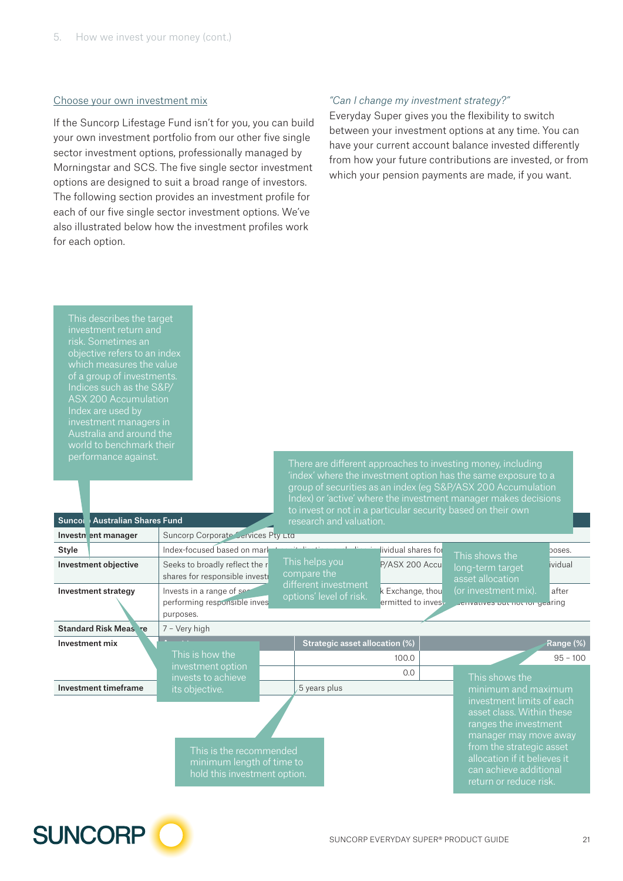## Choose your own investment mix

If the Suncorp Lifestage Fund isn't for you, you can build your own investment portfolio from our other five single sector investment options, professionally managed by Morningstar and SCS. The five single sector investment options are designed to suit a broad range of investors. The following section provides an investment profile for each of our five single sector investment options. We've also illustrated below how the investment profiles work for each option.

*"Can I change my investment strategy?"*

Everyday Super gives you the flexibility to switch between your investment options at any time. You can have your current account balance invested differently from how your future contributions are invested, or from which your pension payments are made, if you want.

This describes the target investment return and risk. Sometimes an objective refers to an index which measures the value of a group of investments. Indices such as the S&P/ASX 200 Accumulation Index are used by investment managers in Australia and around the world to benchmark their performance against.

There are different approaches to investing money, including 'index' where the investment option has the same exposure to a group of securities as an index (eg S&P/ASX 200 Accumulation Index) or 'active' where the investment manager makes decisions to invest or not in a particular security based on their own research and valuation.

| Suncorp Australian Shares Fund | | | |
|---|---|---|---|
| Investment manager | Suncorp Corporate Services Pty Ltd | | |
| Style | Index-focused based on mark... ...ividual shares fo... ...poses. | | |
| Investment objective | Seeks to broadly reflect the r... ...P/ASX 200 Accu... ...ividual shares for responsible investi... | | |
| Investment strategy | Invests in a range of se... ...k Exchange, thou... ...after performing responsible inves... ...ermitted to inves... ...derivatives but not for gearing purposes. | | |
| Standard Risk Measure | 7 – Very high | | |
| Investment mix | | Strategic asset allocation (%) | Range (%) |
| | | 100.0 | 95 – 100 |
| | | 0.0 | |
| Investment timeframe | | 5 years plus | |

This helps you compare the different investment options' level of risk.

This shows the long-term target asset allocation (or investment mix).

This is how the investment option invests to achieve its objective.

This is the recommended minimum length of time to hold this investment option.

This shows the minimum and maximum investment limits of each asset class. Within these ranges the investment manager may move away from the strategic asset allocation if it believes it can achieve additional return or reduce risk.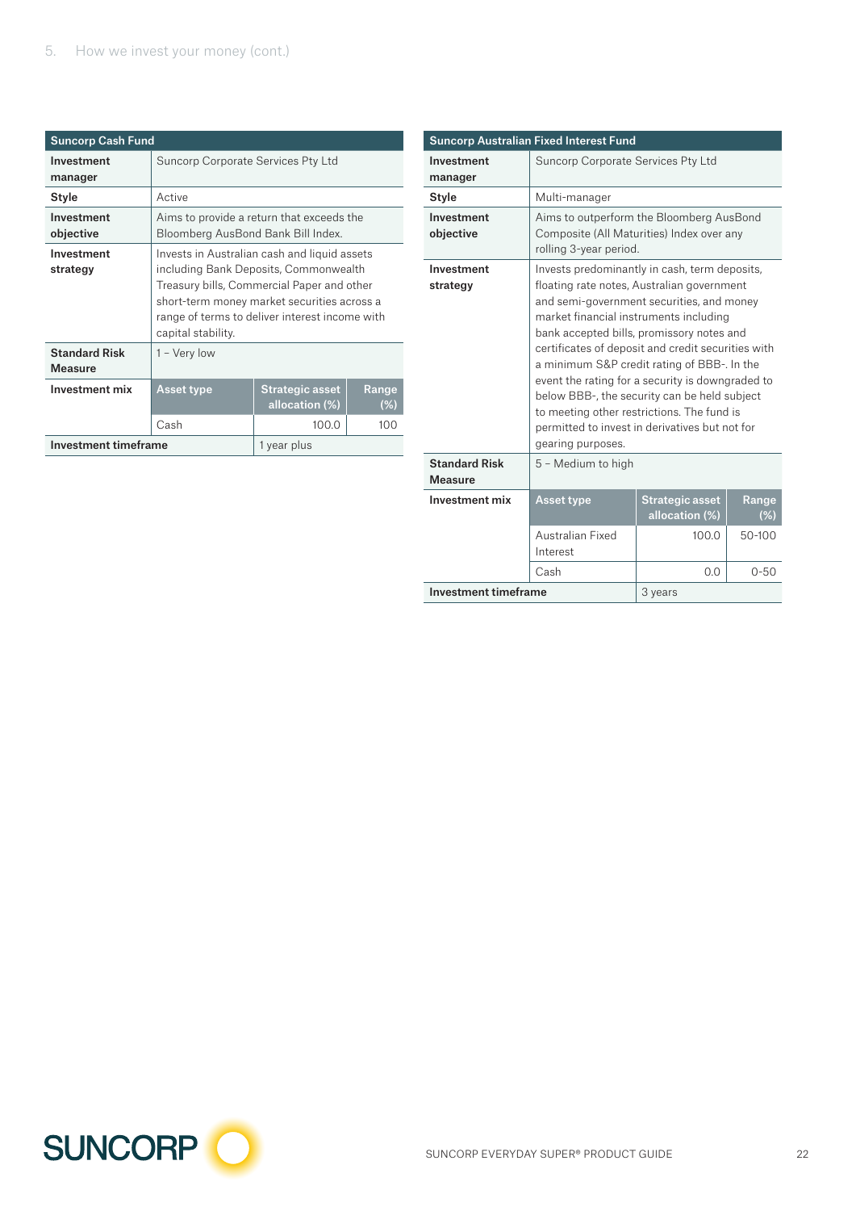### Suncorp Cash Fund

| | |
|---|---|
| **Investment manager** | Suncorp Corporate Services Pty Ltd |
| **Style** | Active |
| **Investment objective** | Aims to provide a return that exceeds the Bloomberg AusBond Bank Bill Index. |
| **Investment strategy** | Invests in Australian cash and liquid assets including Bank Deposits, Commonwealth Treasury bills, Commercial Paper and other short-term money market securities across a range of terms to deliver interest income with capital stability. |
| **Standard Risk Measure** | 1 – Very low |

**Investment mix**

| Asset type | Strategic asset allocation (%) | Range (%) |
|---|---|---|
| Cash | 100.0 | 100 |

| | |
|---|---|
| **Investment timeframe** | 1 year plus |

### Suncorp Australian Fixed Interest Fund

| | |
|---|---|
| **Investment manager** | Suncorp Corporate Services Pty Ltd |
| **Style** | Multi-manager |
| **Investment objective** | Aims to outperform the Bloomberg AusBond Composite (All Maturities) Index over any rolling 3-year period. |
| **Investment strategy** | Invests predominantly in cash, term deposits, floating rate notes, Australian government and semi-government securities, and money market financial instruments including bank accepted bills, promissory notes and certificates of deposit and credit securities with a minimum S&P credit rating of BBB-. In the event the rating for a security is downgraded to below BBB-, the security can be held subject to meeting other restrictions. The fund is permitted to invest in derivatives but not for gearing purposes. |
| **Standard Risk Measure** | 5 – Medium to high |

**Investment mix**

| Asset type | Strategic asset allocation (%) | Range (%) |
|---|---|---|
| Australian Fixed Interest | 100.0 | 50-100 |
| Cash | 0.0 | 0-50 |

| | |
|---|---|
| **Investment timeframe** | 3 years |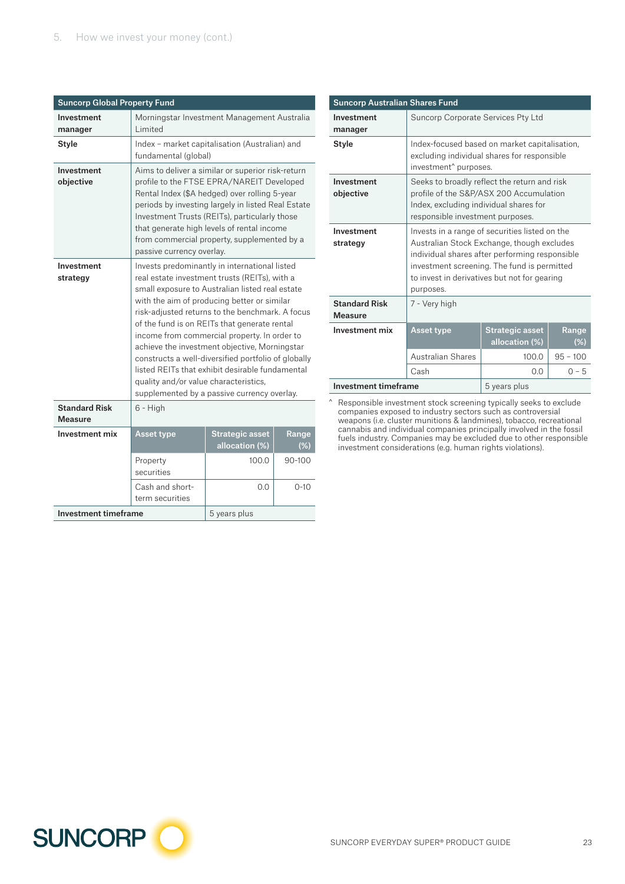## Suncorp Global Property Fund

| | | | |
|---|---|---|---|
| **Investment manager** | Morningstar Investment Management Australia Limited | | |
| **Style** | Index – market capitalisation (Australian) and fundamental (global) | | |
| **Investment objective** | Aims to deliver a similar or superior risk-return profile to the FTSE EPRA/NAREIT Developed Rental Index ($A hedged) over rolling 5-year periods by investing largely in listed Real Estate Investment Trusts (REITs), particularly those that generate high levels of rental income from commercial property, supplemented by a passive currency overlay. | | |
| **Investment strategy** | Invests predominantly in international listed real estate investment trusts (REITs), with a small exposure to Australian listed real estate with the aim of producing better or similar risk-adjusted returns to the benchmark. A focus of the fund is on REITs that generate rental income from commercial property. In order to achieve the investment objective, Morningstar constructs a well-diversified portfolio of globally listed REITs that exhibit desirable fundamental quality and/or value characteristics, supplemented by a passive currency overlay. | | |
| **Standard Risk Measure** | 6 - High | | |
| **Investment mix** | **Asset type** | **Strategic asset allocation (%)** | **Range (%)** |
| | Property securities | 100.0 | 90-100 |
| | Cash and short-term securities | 0.0 | 0-10 |
| **Investment timeframe** | | 5 years plus | |

## Suncorp Australian Shares Fund

| | | | |
|---|---|---|---|
| **Investment manager** | Suncorp Corporate Services Pty Ltd | | |
| **Style** | Index-focused based on market capitalisation, excluding individual shares for responsible investment^ purposes. | | |
| **Investment objective** | Seeks to broadly reflect the return and risk profile of the S&P/ASX 200 Accumulation Index, excluding individual shares for responsible investment purposes. | | |
| **Investment strategy** | Invests in a range of securities listed on the Australian Stock Exchange, though excludes individual shares after performing responsible investment screening. The fund is permitted to invest in derivatives but not for gearing purposes. | | |
| **Standard Risk Measure** | 7 - Very high | | |
| **Investment mix** | **Asset type** | **Strategic asset allocation (%)** | **Range (%)** |
| | Australian Shares | 100.0 | 95 – 100 |
| | Cash | 0.0 | 0 – 5 |
| **Investment timeframe** | | 5 years plus | |

^ Responsible investment stock screening typically seeks to exclude companies exposed to industry sectors such as controversial weapons (i.e. cluster munitions & landmines), tobacco, recreational cannabis and individual companies principally involved in the fossil fuels industry. Companies may be excluded due to other responsible investment considerations (e.g. human rights violations).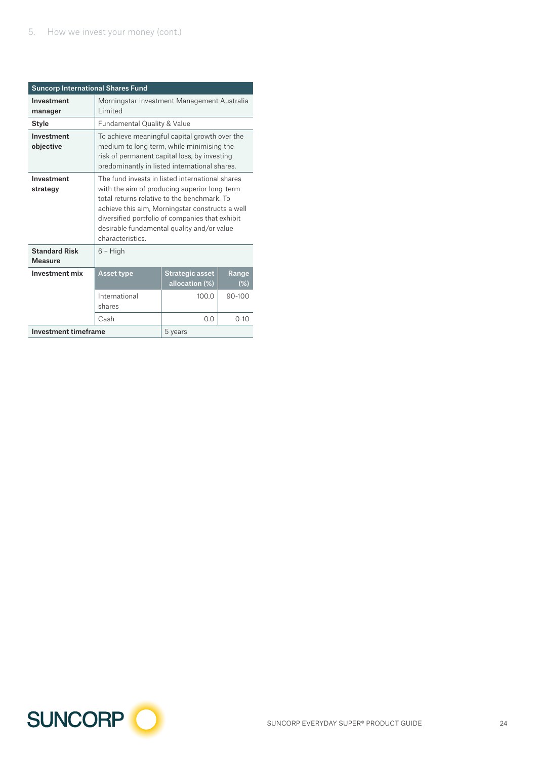| Suncorp International Shares Fund | | | |
|---|---|---|---|
| **Investment manager** | Morningstar Investment Management Australia Limited | | |
| **Style** | Fundamental Quality & Value | | |
| **Investment objective** | To achieve meaningful capital growth over the medium to long term, while minimising the risk of permanent capital loss, by investing predominantly in listed international shares. | | |
| **Investment strategy** | The fund invests in listed international shares with the aim of producing superior long-term total returns relative to the benchmark. To achieve this aim, Morningstar constructs a well diversified portfolio of companies that exhibit desirable fundamental quality and/or value characteristics. | | |
| **Standard Risk Measure** | 6 – High | | |
| **Investment mix** | **Asset type** | **Strategic asset allocation (%)** | **Range (%)** |
| | International shares | 100.0 | 90-100 |
| | Cash | 0.0 | 0-10 |
| **Investment timeframe** | | 5 years | |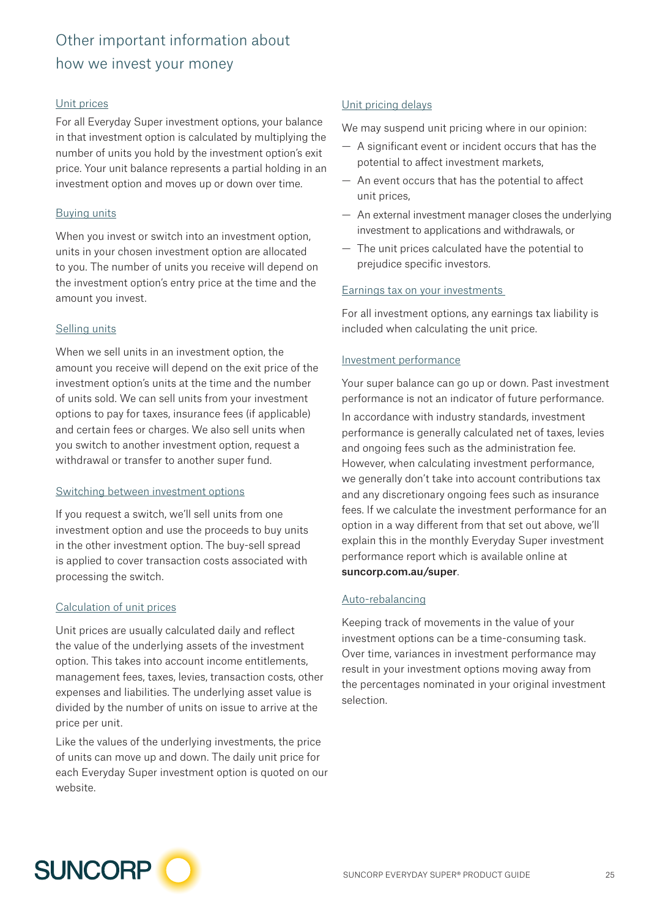# Other important information about how we invest your money

### Unit prices

For all Everyday Super investment options, your balance in that investment option is calculated by multiplying the number of units you hold by the investment option's exit price. Your unit balance represents a partial holding in an investment option and moves up or down over time.

### Buying units

When you invest or switch into an investment option, units in your chosen investment option are allocated to you. The number of units you receive will depend on the investment option's entry price at the time and the amount you invest.

### Selling units

When we sell units in an investment option, the amount you receive will depend on the exit price of the investment option's units at the time and the number of units sold. We can sell units from your investment options to pay for taxes, insurance fees (if applicable) and certain fees or charges. We also sell units when you switch to another investment option, request a withdrawal or transfer to another super fund.

### Switching between investment options

If you request a switch, we'll sell units from one investment option and use the proceeds to buy units in the other investment option. The buy-sell spread is applied to cover transaction costs associated with processing the switch.

### Calculation of unit prices

Unit prices are usually calculated daily and reflect the value of the underlying assets of the investment option. This takes into account income entitlements, management fees, taxes, levies, transaction costs, other expenses and liabilities. The underlying asset value is divided by the number of units on issue to arrive at the price per unit.

Like the values of the underlying investments, the price of units can move up and down. The daily unit price for each Everyday Super investment option is quoted on our website.

### Unit pricing delays

We may suspend unit pricing where in our opinion:

- A significant event or incident occurs that has the potential to affect investment markets,
- An event occurs that has the potential to affect unit prices,
- An external investment manager closes the underlying investment to applications and withdrawals, or
- The unit prices calculated have the potential to prejudice specific investors.

### Earnings tax on your investments

For all investment options, any earnings tax liability is included when calculating the unit price.

### Investment performance

Your super balance can go up or down. Past investment performance is not an indicator of future performance.

In accordance with industry standards, investment performance is generally calculated net of taxes, levies and ongoing fees such as the administration fee. However, when calculating investment performance, we generally don't take into account contributions tax and any discretionary ongoing fees such as insurance fees. If we calculate the investment performance for an option in a way different from that set out above, we'll explain this in the monthly Everyday Super investment performance report which is available online at **suncorp.com.au/super**.

### Auto-rebalancing

Keeping track of movements in the value of your investment options can be a time-consuming task. Over time, variances in investment performance may result in your investment options moving away from the percentages nominated in your original investment selection.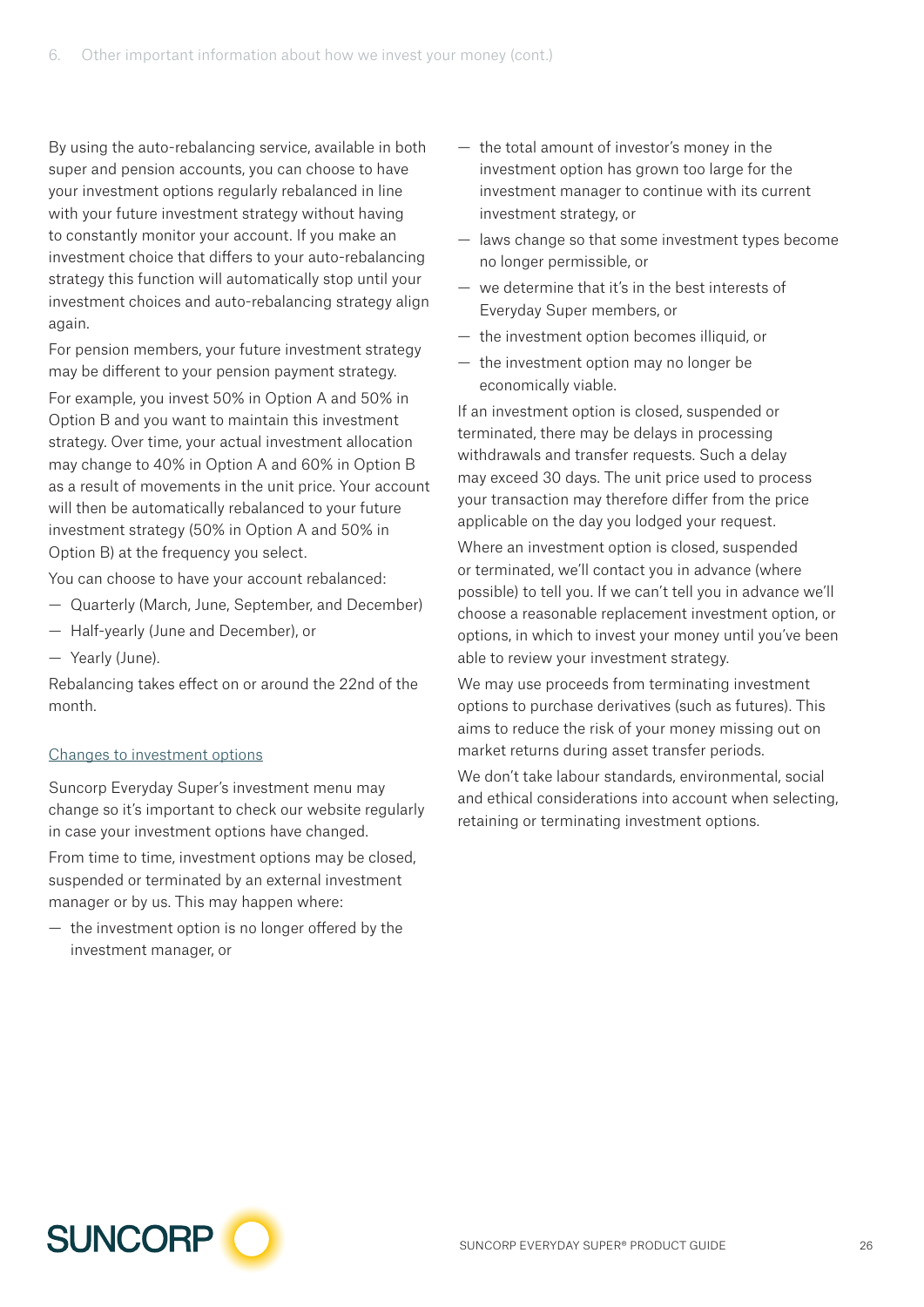By using the auto-rebalancing service, available in both super and pension accounts, you can choose to have your investment options regularly rebalanced in line with your future investment strategy without having to constantly monitor your account. If you make an investment choice that differs to your auto-rebalancing strategy this function will automatically stop until your investment choices and auto-rebalancing strategy align again.

For pension members, your future investment strategy may be different to your pension payment strategy.

For example, you invest 50% in Option A and 50% in Option B and you want to maintain this investment strategy. Over time, your actual investment allocation may change to 40% in Option A and 60% in Option B as a result of movements in the unit price. Your account will then be automatically rebalanced to your future investment strategy (50% in Option A and 50% in Option B) at the frequency you select.

You can choose to have your account rebalanced:

- Quarterly (March, June, September, and December)
- Half-yearly (June and December), or
- Yearly (June).

Rebalancing takes effect on or around the 22nd of the month.

### Changes to investment options

Suncorp Everyday Super's investment menu may change so it's important to check our website regularly in case your investment options have changed.

From time to time, investment options may be closed, suspended or terminated by an external investment manager or by us. This may happen where:

- the investment option is no longer offered by the investment manager, or
- the total amount of investor's money in the investment option has grown too large for the investment manager to continue with its current investment strategy, or
- laws change so that some investment types become no longer permissible, or
- we determine that it's in the best interests of Everyday Super members, or
- the investment option becomes illiquid, or
- the investment option may no longer be economically viable.

If an investment option is closed, suspended or terminated, there may be delays in processing withdrawals and transfer requests. Such a delay may exceed 30 days. The unit price used to process your transaction may therefore differ from the price applicable on the day you lodged your request.

Where an investment option is closed, suspended or terminated, we'll contact you in advance (where possible) to tell you. If we can't tell you in advance we'll choose a reasonable replacement investment option, or options, in which to invest your money until you've been able to review your investment strategy.

We may use proceeds from terminating investment options to purchase derivatives (such as futures). This aims to reduce the risk of your money missing out on market returns during asset transfer periods.

We don't take labour standards, environmental, social and ethical considerations into account when selecting, retaining or terminating investment options.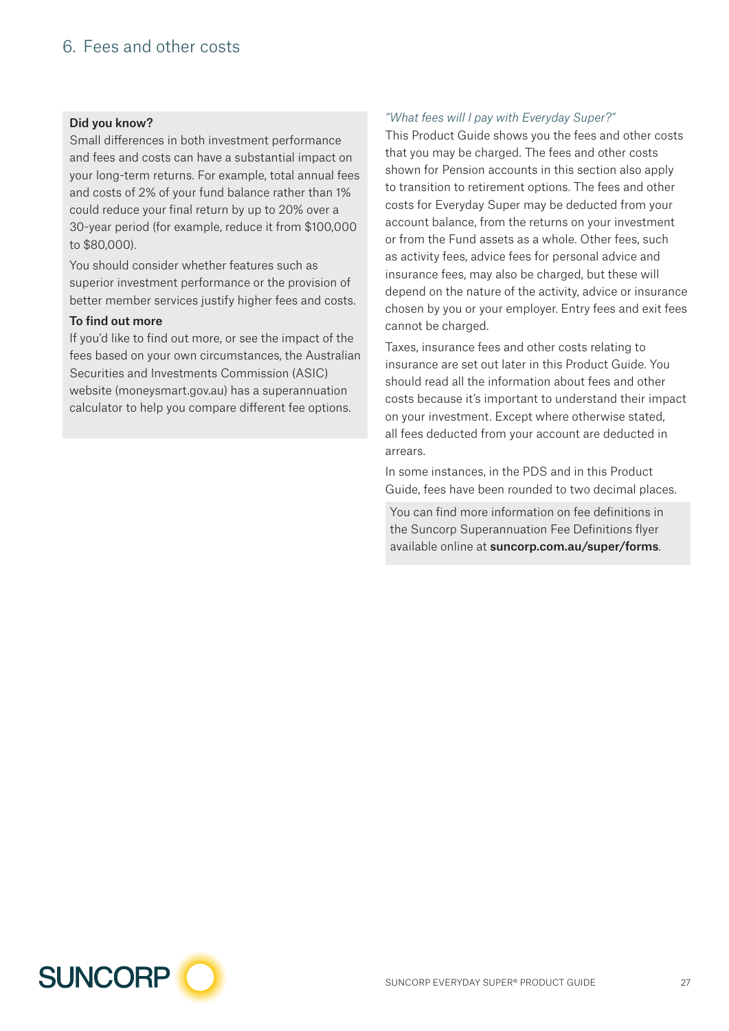# 6. Fees and other costs

**Did you know?**

Small differences in both investment performance and fees and costs can have a substantial impact on your long-term returns. For example, total annual fees and costs of 2% of your fund balance rather than 1% could reduce your final return by up to 20% over a 30-year period (for example, reduce it from $100,000 to $80,000).

You should consider whether features such as superior investment performance or the provision of better member services justify higher fees and costs.

**To find out more**

If you'd like to find out more, or see the impact of the fees based on your own circumstances, the Australian Securities and Investments Commission (ASIC) website (moneysmart.gov.au) has a superannuation calculator to help you compare different fee options.

*"What fees will I pay with Everyday Super?"*

This Product Guide shows you the fees and other costs that you may be charged. The fees and other costs shown for Pension accounts in this section also apply to transition to retirement options. The fees and other costs for Everyday Super may be deducted from your account balance, from the returns on your investment or from the Fund assets as a whole. Other fees, such as activity fees, advice fees for personal advice and insurance fees, may also be charged, but these will depend on the nature of the activity, advice or insurance chosen by you or your employer. Entry fees and exit fees cannot be charged.

Taxes, insurance fees and other costs relating to insurance are set out later in this Product Guide. You should read all the information about fees and other costs because it's important to understand their impact on your investment. Except where otherwise stated, all fees deducted from your account are deducted in arrears.

In some instances, in the PDS and in this Product Guide, fees have been rounded to two decimal places.

You can find more information on fee definitions in the Suncorp Superannuation Fee Definitions flyer available online at **suncorp.com.au/super/forms**.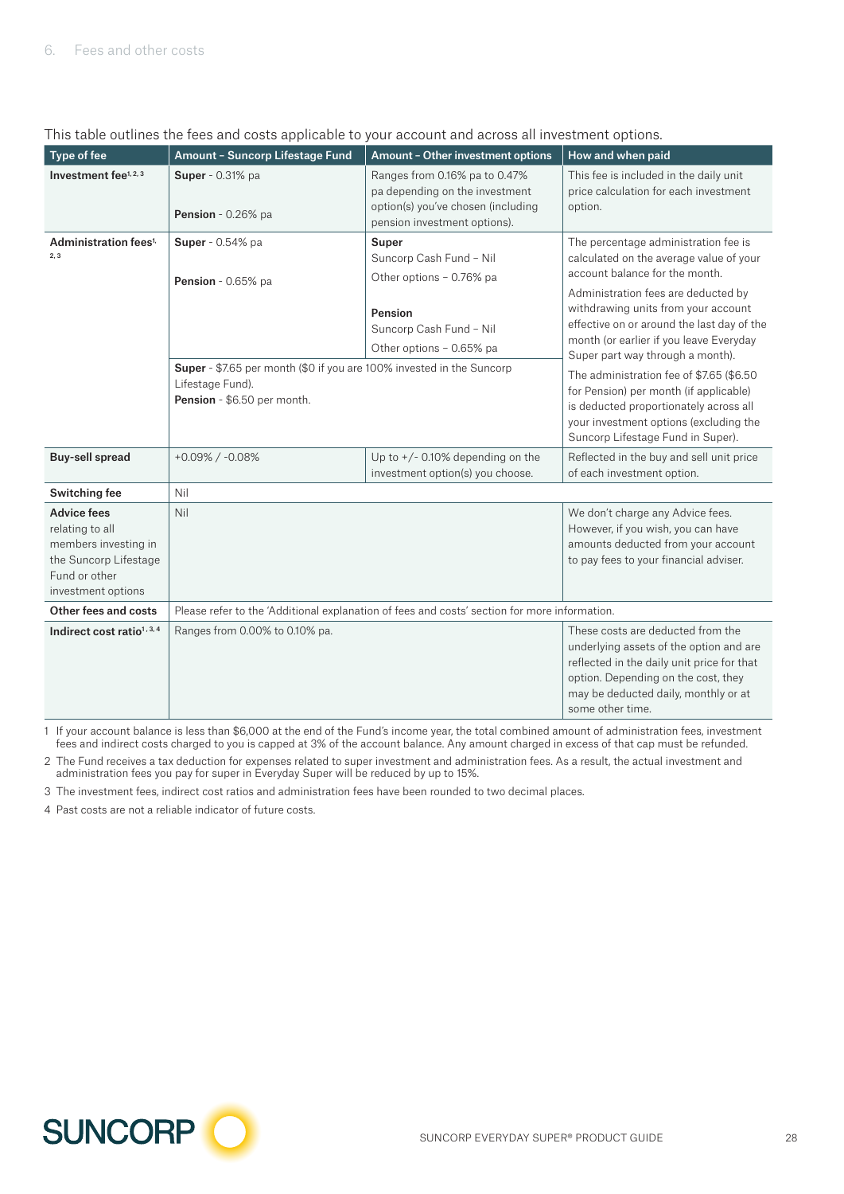This table outlines the fees and costs applicable to your account and across all investment options.

| Type of fee | Amount – Suncorp Lifestage Fund | Amount – Other investment options | How and when paid |
|---|---|---|---|
| **Investment fee**[1,2,3] | **Super** - 0.31% pa<br><br>**Pension** - 0.26% pa | Ranges from 0.16% pa to 0.47% pa depending on the investment option(s) you've chosen (including pension investment options). | This fee is included in the daily unit price calculation for each investment option. |
| **Administration fees**[1,2,3] | **Super** - 0.54% pa<br><br>**Pension** - 0.65% pa | **Super**<br>Suncorp Cash Fund – Nil<br>Other options – 0.76% pa<br><br>**Pension**<br>Suncorp Cash Fund – Nil<br>Other options – 0.65% pa | The percentage administration fee is calculated on the average value of your account balance for the month.<br><br>Administration fees are deducted by withdrawing units from your account effective on or around the last day of the month (or earlier if you leave Everyday Super part way through a month). |
| | **Super** - $7.65 per month ($0 if you are 100% invested in the Suncorp Lifestage Fund).<br>**Pension** - $6.50 per month. | | The administration fee of $7.65 ($6.50 for Pension) per month (if applicable) is deducted proportionately across all your investment options (excluding the Suncorp Lifestage Fund in Super). |
| **Buy-sell spread** | +0.09% / -0.08% | Up to +/- 0.10% depending on the investment option(s) you choose. | Reflected in the buy and sell unit price of each investment option. |
| **Switching fee** | Nil | | |
| **Advice fees** relating to all members investing in the Suncorp Lifestage Fund or other investment options | Nil | | We don't charge any Advice fees. However, if you wish, you can have amounts deducted from your account to pay fees to your financial adviser. |
| **Other fees and costs** | Please refer to the 'Additional explanation of fees and costs' section for more information. | | |
| **Indirect cost ratio**[1,3,4] | Ranges from 0.00% to 0.10% pa. | | These costs are deducted from the underlying assets of the option and are reflected in the daily unit price for that option. Depending on the cost, they may be deducted daily, monthly or at some other time. |

1 If your account balance is less than $6,000 at the end of the Fund's income year, the total combined amount of administration fees, investment fees and indirect costs charged to you is capped at 3% of the account balance. Any amount charged in excess of that cap must be refunded.

2 The Fund receives a tax deduction for expenses related to super investment and administration fees. As a result, the actual investment and administration fees you pay for super in Everyday Super will be reduced by up to 15%.

3 The investment fees, indirect cost ratios and administration fees have been rounded to two decimal places.

4 Past costs are not a reliable indicator of future costs.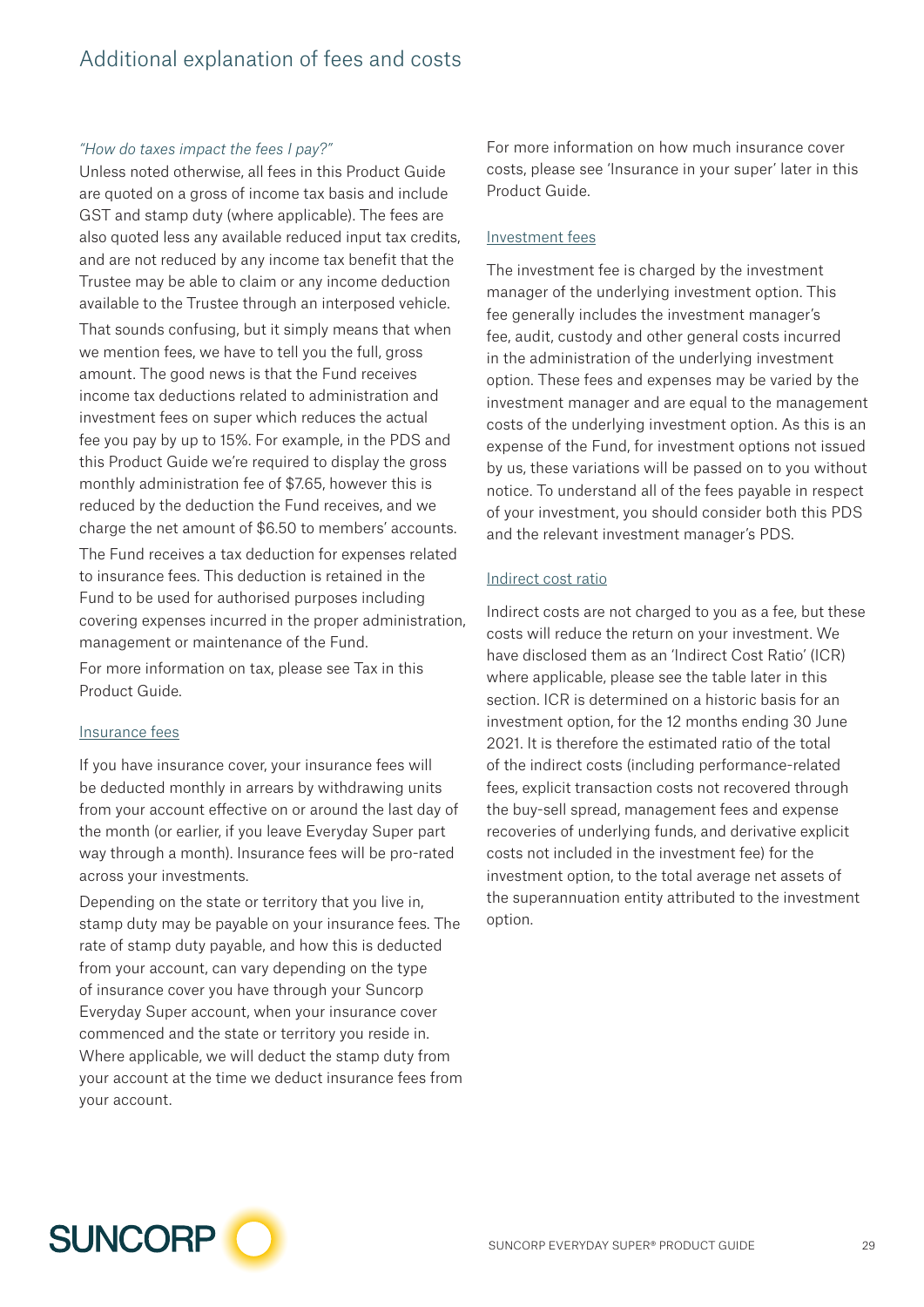# Additional explanation of fees and costs

*"How do taxes impact the fees I pay?"*

Unless noted otherwise, all fees in this Product Guide are quoted on a gross of income tax basis and include GST and stamp duty (where applicable). The fees are also quoted less any available reduced input tax credits, and are not reduced by any income tax benefit that the Trustee may be able to claim or any income deduction available to the Trustee through an interposed vehicle.

That sounds confusing, but it simply means that when we mention fees, we have to tell you the full, gross amount. The good news is that the Fund receives income tax deductions related to administration and investment fees on super which reduces the actual fee you pay by up to 15%. For example, in the PDS and this Product Guide we're required to display the gross monthly administration fee of $7.65, however this is reduced by the deduction the Fund receives, and we charge the net amount of $6.50 to members' accounts.

The Fund receives a tax deduction for expenses related to insurance fees. This deduction is retained in the Fund to be used for authorised purposes including covering expenses incurred in the proper administration, management or maintenance of the Fund.

For more information on tax, please see Tax in this Product Guide.

## Insurance fees

If you have insurance cover, your insurance fees will be deducted monthly in arrears by withdrawing units from your account effective on or around the last day of the month (or earlier, if you leave Everyday Super part way through a month). Insurance fees will be pro-rated across your investments.

Depending on the state or territory that you live in, stamp duty may be payable on your insurance fees. The rate of stamp duty payable, and how this is deducted from your account, can vary depending on the type of insurance cover you have through your Suncorp Everyday Super account, when your insurance cover commenced and the state or territory you reside in. Where applicable, we will deduct the stamp duty from your account at the time we deduct insurance fees from your account.

For more information on how much insurance cover costs, please see 'Insurance in your super' later in this Product Guide.

## Investment fees

The investment fee is charged by the investment manager of the underlying investment option. This fee generally includes the investment manager's fee, audit, custody and other general costs incurred in the administration of the underlying investment option. These fees and expenses may be varied by the investment manager and are equal to the management costs of the underlying investment option. As this is an expense of the Fund, for investment options not issued by us, these variations will be passed on to you without notice. To understand all of the fees payable in respect of your investment, you should consider both this PDS and the relevant investment manager's PDS.

## Indirect cost ratio

Indirect costs are not charged to you as a fee, but these costs will reduce the return on your investment. We have disclosed them as an 'Indirect Cost Ratio' (ICR) where applicable, please see the table later in this section. ICR is determined on a historic basis for an investment option, for the 12 months ending 30 June 2021. It is therefore the estimated ratio of the total of the indirect costs (including performance-related fees, explicit transaction costs not recovered through the buy-sell spread, management fees and expense recoveries of underlying funds, and derivative explicit costs not included in the investment fee) for the investment option, to the total average net assets of the superannuation entity attributed to the investment option.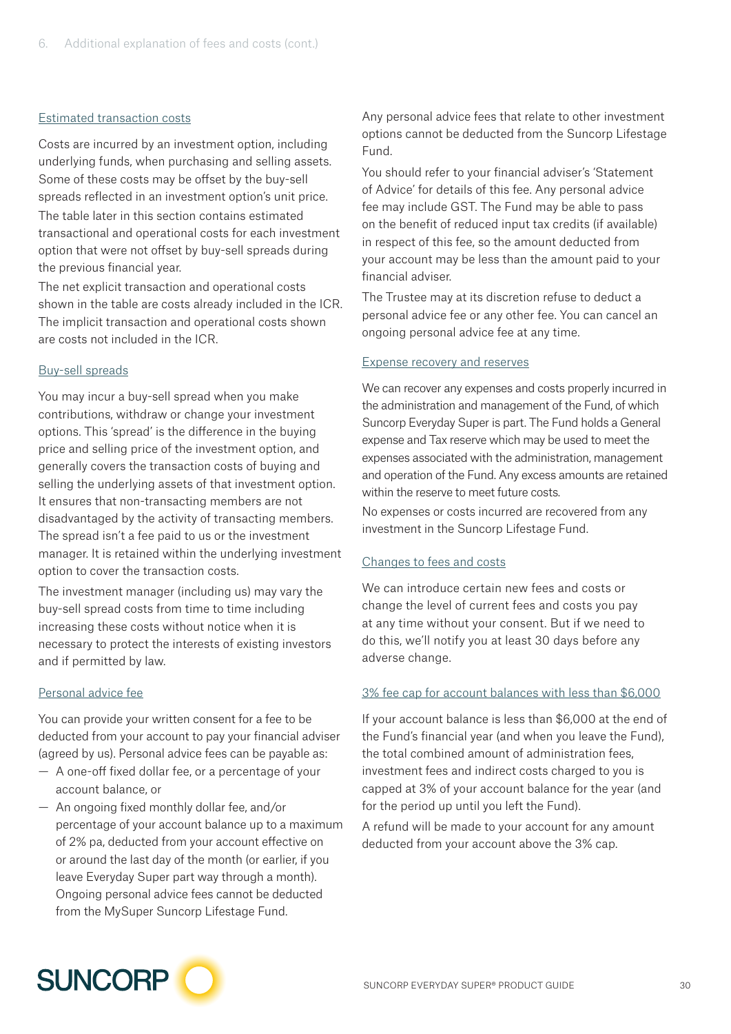### Estimated transaction costs

Costs are incurred by an investment option, including underlying funds, when purchasing and selling assets. Some of these costs may be offset by the buy-sell spreads reflected in an investment option's unit price.

The table later in this section contains estimated transactional and operational costs for each investment option that were not offset by buy-sell spreads during the previous financial year.

The net explicit transaction and operational costs shown in the table are costs already included in the ICR. The implicit transaction and operational costs shown are costs not included in the ICR.

### Buy-sell spreads

You may incur a buy-sell spread when you make contributions, withdraw or change your investment options. This 'spread' is the difference in the buying price and selling price of the investment option, and generally covers the transaction costs of buying and selling the underlying assets of that investment option. It ensures that non-transacting members are not disadvantaged by the activity of transacting members. The spread isn't a fee paid to us or the investment manager. It is retained within the underlying investment option to cover the transaction costs.

The investment manager (including us) may vary the buy-sell spread costs from time to time including increasing these costs without notice when it is necessary to protect the interests of existing investors and if permitted by law.

### Personal advice fee

You can provide your written consent for a fee to be deducted from your account to pay your financial adviser (agreed by us). Personal advice fees can be payable as:

- A one-off fixed dollar fee, or a percentage of your account balance, or
- An ongoing fixed monthly dollar fee, and/or percentage of your account balance up to a maximum of 2% pa, deducted from your account effective on or around the last day of the month (or earlier, if you leave Everyday Super part way through a month). Ongoing personal advice fees cannot be deducted from the MySuper Suncorp Lifestage Fund.

Any personal advice fees that relate to other investment options cannot be deducted from the Suncorp Lifestage Fund.

You should refer to your financial adviser's 'Statement of Advice' for details of this fee. Any personal advice fee may include GST. The Fund may be able to pass on the benefit of reduced input tax credits (if available) in respect of this fee, so the amount deducted from your account may be less than the amount paid to your financial adviser.

The Trustee may at its discretion refuse to deduct a personal advice fee or any other fee. You can cancel an ongoing personal advice fee at any time.

### Expense recovery and reserves

We can recover any expenses and costs properly incurred in the administration and management of the Fund, of which Suncorp Everyday Super is part. The Fund holds a General expense and Tax reserve which may be used to meet the expenses associated with the administration, management and operation of the Fund. Any excess amounts are retained within the reserve to meet future costs.

No expenses or costs incurred are recovered from any investment in the Suncorp Lifestage Fund.

### Changes to fees and costs

We can introduce certain new fees and costs or change the level of current fees and costs you pay at any time without your consent. But if we need to do this, we'll notify you at least 30 days before any adverse change.

### 3% fee cap for account balances with less than $6,000

If your account balance is less than $6,000 at the end of the Fund's financial year (and when you leave the Fund), the total combined amount of administration fees, investment fees and indirect costs charged to you is capped at 3% of your account balance for the year (and for the period up until you left the Fund).

A refund will be made to your account for any amount deducted from your account above the 3% cap.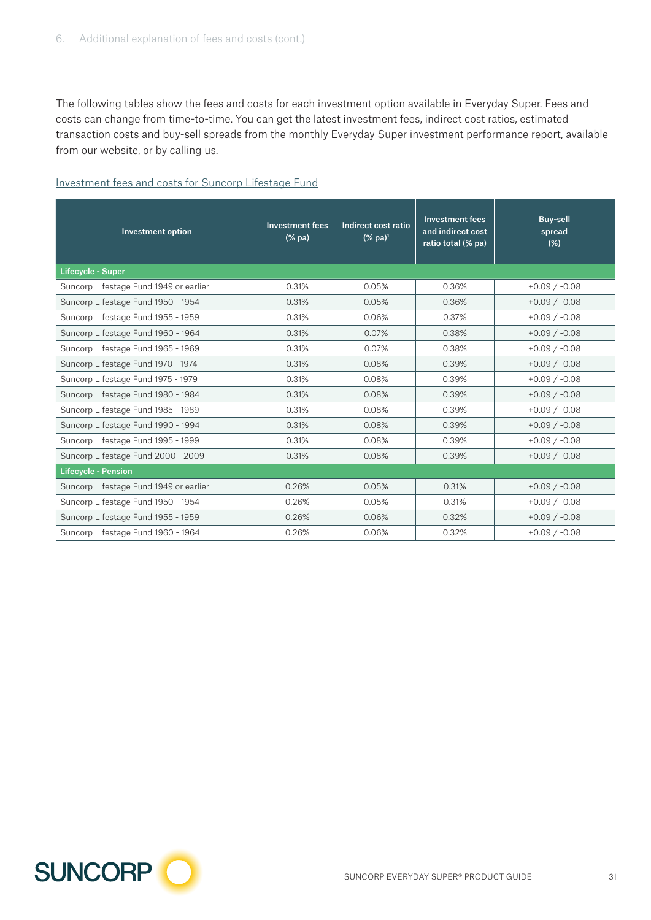The following tables show the fees and costs for each investment option available in Everyday Super. Fees and costs can change from time-to-time. You can get the latest investment fees, indirect cost ratios, estimated transaction costs and buy-sell spreads from the monthly Everyday Super investment performance report, available from our website, or by calling us.

Investment fees and costs for Suncorp Lifestage Fund

| Investment option | Investment fees (% pa) | Indirect cost ratio (% pa)[1] | Investment fees and indirect cost ratio total (% pa) | Buy-sell spread (%) |
|---|---|---|---|---|
| **Lifecycle - Super** | | | | |
| Suncorp Lifestage Fund 1949 or earlier | 0.31% | 0.05% | 0.36% | +0.09 / -0.08 |
| Suncorp Lifestage Fund 1950 - 1954 | 0.31% | 0.05% | 0.36% | +0.09 / -0.08 |
| Suncorp Lifestage Fund 1955 - 1959 | 0.31% | 0.06% | 0.37% | +0.09 / -0.08 |
| Suncorp Lifestage Fund 1960 - 1964 | 0.31% | 0.07% | 0.38% | +0.09 / -0.08 |
| Suncorp Lifestage Fund 1965 - 1969 | 0.31% | 0.07% | 0.38% | +0.09 / -0.08 |
| Suncorp Lifestage Fund 1970 - 1974 | 0.31% | 0.08% | 0.39% | +0.09 / -0.08 |
| Suncorp Lifestage Fund 1975 - 1979 | 0.31% | 0.08% | 0.39% | +0.09 / -0.08 |
| Suncorp Lifestage Fund 1980 - 1984 | 0.31% | 0.08% | 0.39% | +0.09 / -0.08 |
| Suncorp Lifestage Fund 1985 - 1989 | 0.31% | 0.08% | 0.39% | +0.09 / -0.08 |
| Suncorp Lifestage Fund 1990 - 1994 | 0.31% | 0.08% | 0.39% | +0.09 / -0.08 |
| Suncorp Lifestage Fund 1995 - 1999 | 0.31% | 0.08% | 0.39% | +0.09 / -0.08 |
| Suncorp Lifestage Fund 2000 - 2009 | 0.31% | 0.08% | 0.39% | +0.09 / -0.08 |
| **Lifecycle - Pension** | | | | |
| Suncorp Lifestage Fund 1949 or earlier | 0.26% | 0.05% | 0.31% | +0.09 / -0.08 |
| Suncorp Lifestage Fund 1950 - 1954 | 0.26% | 0.05% | 0.31% | +0.09 / -0.08 |
| Suncorp Lifestage Fund 1955 - 1959 | 0.26% | 0.06% | 0.32% | +0.09 / -0.08 |
| Suncorp Lifestage Fund 1960 - 1964 | 0.26% | 0.06% | 0.32% | +0.09 / -0.08 |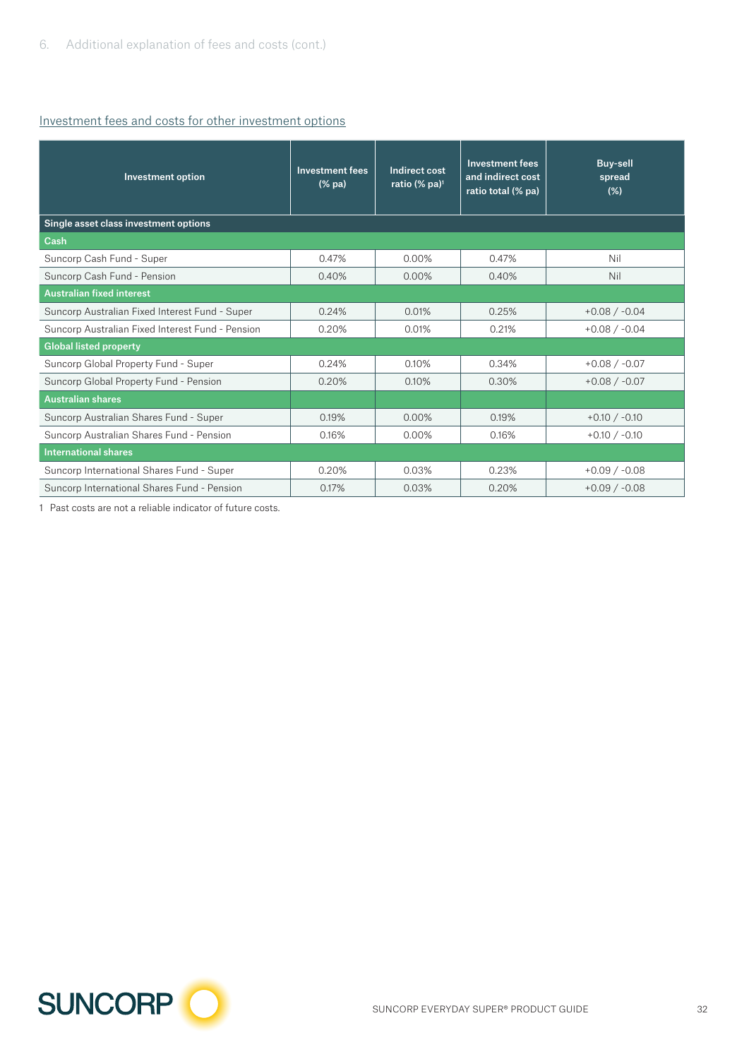## Investment fees and costs for other investment options

| Investment option | Investment fees (% pa) | Indirect cost ratio (% pa)[1] | Investment fees and indirect cost ratio total (% pa) | Buy-sell spread (%) |
|---|---|---|---|---|
| **Single asset class investment options** | | | | |
| **Cash** | | | | |
| Suncorp Cash Fund - Super | 0.47% | 0.00% | 0.47% | Nil |
| Suncorp Cash Fund - Pension | 0.40% | 0.00% | 0.40% | Nil |
| **Australian fixed interest** | | | | |
| Suncorp Australian Fixed Interest Fund - Super | 0.24% | 0.01% | 0.25% | +0.08 / -0.04 |
| Suncorp Australian Fixed Interest Fund - Pension | 0.20% | 0.01% | 0.21% | +0.08 / -0.04 |
| **Global listed property** | | | | |
| Suncorp Global Property Fund - Super | 0.24% | 0.10% | 0.34% | +0.08 / -0.07 |
| Suncorp Global Property Fund - Pension | 0.20% | 0.10% | 0.30% | +0.08 / -0.07 |
| **Australian shares** | | | | |
| Suncorp Australian Shares Fund - Super | 0.19% | 0.00% | 0.19% | +0.10 / -0.10 |
| Suncorp Australian Shares Fund - Pension | 0.16% | 0.00% | 0.16% | +0.10 / -0.10 |
| **International shares** | | | | |
| Suncorp International Shares Fund - Super | 0.20% | 0.03% | 0.23% | +0.09 / -0.08 |
| Suncorp International Shares Fund - Pension | 0.17% | 0.03% | 0.20% | +0.09 / -0.08 |

1 Past costs are not a reliable indicator of future costs.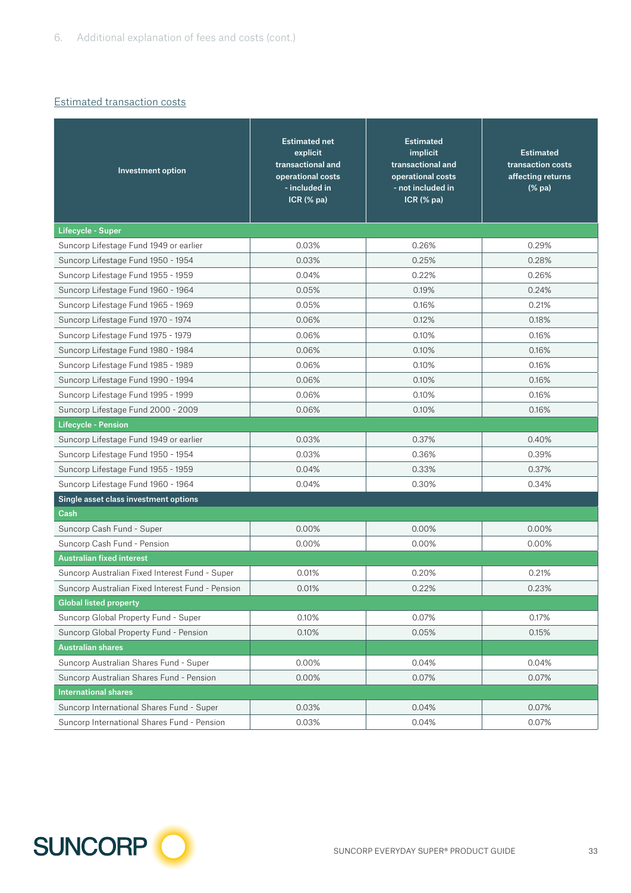## Estimated transaction costs

| Investment option | Estimated net explicit transactional and operational costs - included in ICR (% pa) | Estimated implicit transactional and operational costs - not included in ICR (% pa) | Estimated transaction costs affecting returns (% pa) |
|---|---|---|---|
| **Lifecycle - Super** | | | |
| Suncorp Lifestage Fund 1949 or earlier | 0.03% | 0.26% | 0.29% |
| Suncorp Lifestage Fund 1950 - 1954 | 0.03% | 0.25% | 0.28% |
| Suncorp Lifestage Fund 1955 - 1959 | 0.04% | 0.22% | 0.26% |
| Suncorp Lifestage Fund 1960 - 1964 | 0.05% | 0.19% | 0.24% |
| Suncorp Lifestage Fund 1965 - 1969 | 0.05% | 0.16% | 0.21% |
| Suncorp Lifestage Fund 1970 - 1974 | 0.06% | 0.12% | 0.18% |
| Suncorp Lifestage Fund 1975 - 1979 | 0.06% | 0.10% | 0.16% |
| Suncorp Lifestage Fund 1980 - 1984 | 0.06% | 0.10% | 0.16% |
| Suncorp Lifestage Fund 1985 - 1989 | 0.06% | 0.10% | 0.16% |
| Suncorp Lifestage Fund 1990 - 1994 | 0.06% | 0.10% | 0.16% |
| Suncorp Lifestage Fund 1995 - 1999 | 0.06% | 0.10% | 0.16% |
| Suncorp Lifestage Fund 2000 - 2009 | 0.06% | 0.10% | 0.16% |
| **Lifecycle - Pension** | | | |
| Suncorp Lifestage Fund 1949 or earlier | 0.03% | 0.37% | 0.40% |
| Suncorp Lifestage Fund 1950 - 1954 | 0.03% | 0.36% | 0.39% |
| Suncorp Lifestage Fund 1955 - 1959 | 0.04% | 0.33% | 0.37% |
| Suncorp Lifestage Fund 1960 - 1964 | 0.04% | 0.30% | 0.34% |
| **Single asset class investment options** | | | |
| **Cash** | | | |
| Suncorp Cash Fund - Super | 0.00% | 0.00% | 0.00% |
| Suncorp Cash Fund - Pension | 0.00% | 0.00% | 0.00% |
| **Australian fixed interest** | | | |
| Suncorp Australian Fixed Interest Fund - Super | 0.01% | 0.20% | 0.21% |
| Suncorp Australian Fixed Interest Fund - Pension | 0.01% | 0.22% | 0.23% |
| **Global listed property** | | | |
| Suncorp Global Property Fund - Super | 0.10% | 0.07% | 0.17% |
| Suncorp Global Property Fund - Pension | 0.10% | 0.05% | 0.15% |
| **Australian shares** | | | |
| Suncorp Australian Shares Fund - Super | 0.00% | 0.04% | 0.04% |
| Suncorp Australian Shares Fund - Pension | 0.00% | 0.07% | 0.07% |
| **International shares** | | | |
| Suncorp International Shares Fund - Super | 0.03% | 0.04% | 0.07% |
| Suncorp International Shares Fund - Pension | 0.03% | 0.04% | 0.07% |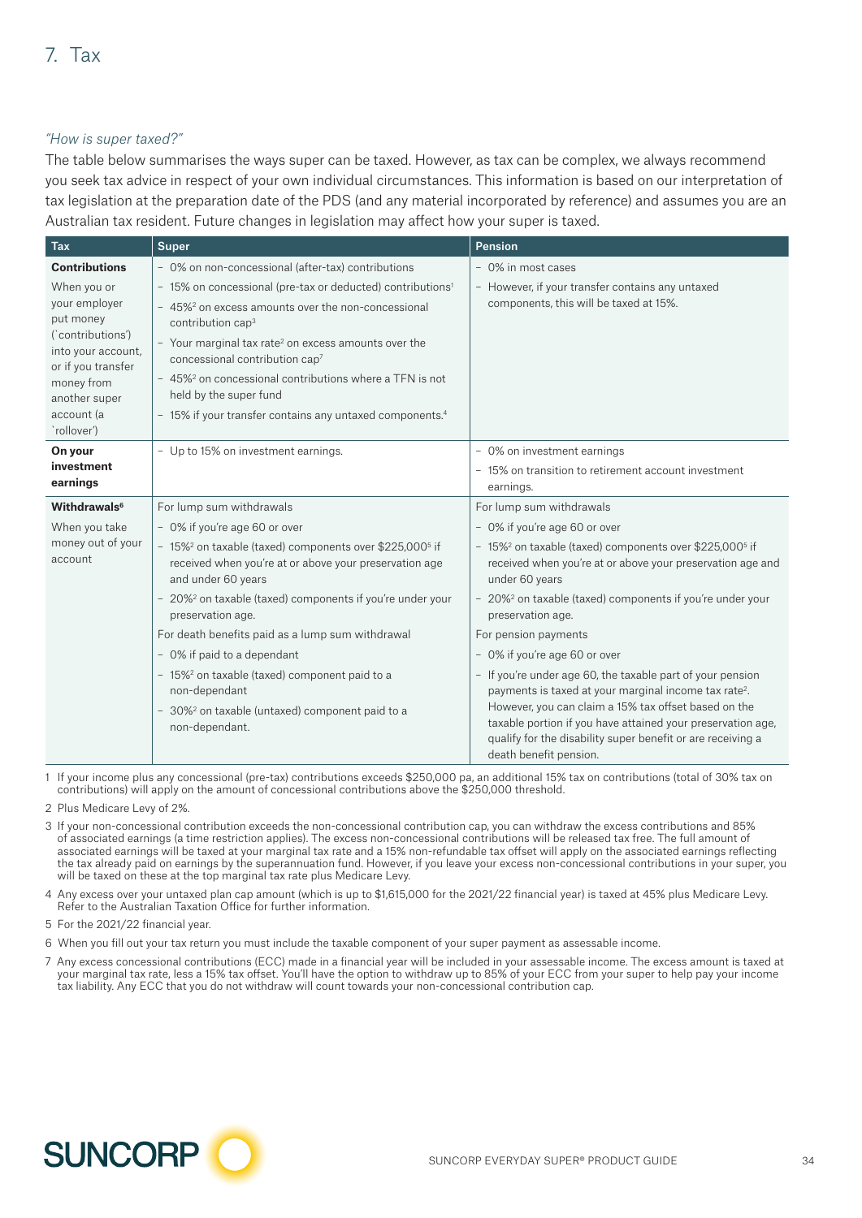# 7. Tax

*"How is super taxed?"*

The table below summarises the ways super can be taxed. However, as tax can be complex, we always recommend you seek tax advice in respect of your own individual circumstances. This information is based on our interpretation of tax legislation at the preparation date of the PDS (and any material incorporated by reference) and assumes you are an Australian tax resident. Future changes in legislation may affect how your super is taxed.

| Tax | Super | Pension |
|---|---|---|
| **Contributions**<br><br>When you or your employer put money ('contributions') into your account, or if you transfer money from another super account (a 'rollover') | – 0% on non-concessional (after-tax) contributions<br>– 15% on concessional (pre-tax or deducted) contributions[1]<br>– 45%[2] on excess amounts over the non-concessional contribution cap[3]<br>– Your marginal tax rate[2] on excess amounts over the concessional contribution cap[7]<br>– 45%[2] on concessional contributions where a TFN is not held by the super fund<br>– 15% if your transfer contains any untaxed components.[4] | – 0% in most cases<br>– However, if your transfer contains any untaxed components, this will be taxed at 15%. |
| **On your investment earnings** | – Up to 15% on investment earnings. | – 0% on investment earnings<br>– 15% on transition to retirement account investment earnings. |
| **Withdrawals[6]**<br><br>When you take money out of your account | For lump sum withdrawals<br>– 0% if you're age 60 or over<br>– 15%[2] on taxable (taxed) components over $225,000[5] if received when you're at or above your preservation age and under 60 years<br>– 20%[2] on taxable (taxed) components if you're under your preservation age.<br><br>For death benefits paid as a lump sum withdrawal<br>– 0% if paid to a dependant<br>– 15%[2] on taxable (taxed) component paid to a non-dependant<br>– 30%[2] on taxable (untaxed) component paid to a non-dependant. | For lump sum withdrawals<br>– 0% if you're age 60 or over<br>– 15%[2] on taxable (taxed) components over $225,000[5] if received when you're at or above your preservation age and under 60 years<br>– 20%[2] on taxable (taxed) components if you're under your preservation age.<br><br>For pension payments<br>– 0% if you're age 60 or over<br>– If you're under age 60, the taxable part of your pension payments is taxed at your marginal income tax rate[2]. However, you can claim a 15% tax offset based on the taxable portion if you have attained your preservation age, qualify for the disability super benefit or are receiving a death benefit pension. |

1 If your income plus any concessional (pre-tax) contributions exceeds $250,000 pa, an additional 15% tax on contributions (total of 30% tax on contributions) will apply on the amount of concessional contributions above the $250,000 threshold.

2 Plus Medicare Levy of 2%.

3 If your non-concessional contribution exceeds the non-concessional contribution cap, you can withdraw the excess contributions and 85% of associated earnings (a time restriction applies). The excess non-concessional contributions will be released tax free. The full amount of associated earnings will be taxed at your marginal tax rate and a 15% non-refundable tax offset will apply on the associated earnings reflecting the tax already paid on earnings by the superannuation fund. However, if you leave your excess non-concessional contributions in your super, you will be taxed on these at the top marginal tax rate plus Medicare Levy.

4 Any excess over your untaxed plan cap amount (which is up to $1,615,000 for the 2021/22 financial year) is taxed at 45% plus Medicare Levy. Refer to the Australian Taxation Office for further information.

5 For the 2021/22 financial year.

6 When you fill out your tax return you must include the taxable component of your super payment as assessable income.

7 Any excess concessional contributions (ECC) made in a financial year will be included in your assessable income. The excess amount is taxed at your marginal tax rate, less a 15% tax offset. You'll have the option to withdraw up to 85% of your ECC from your super to help pay your income tax liability. Any ECC that you do not withdraw will count towards your non-concessional contribution cap.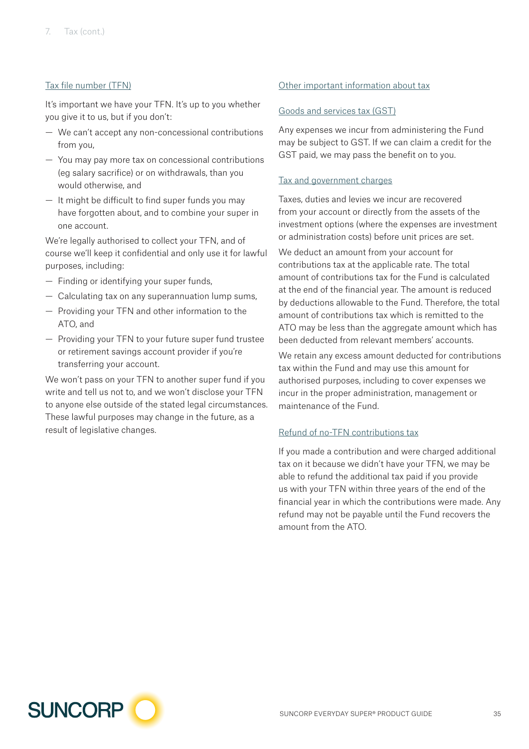## Tax file number (TFN)

It's important we have your TFN. It's up to you whether you give it to us, but if you don't:

- We can't accept any non-concessional contributions from you,
- You may pay more tax on concessional contributions (eg salary sacrifice) or on withdrawals, than you would otherwise, and
- It might be difficult to find super funds you may have forgotten about, and to combine your super in one account.

We're legally authorised to collect your TFN, and of course we'll keep it confidential and only use it for lawful purposes, including:

- Finding or identifying your super funds,
- Calculating tax on any superannuation lump sums,
- Providing your TFN and other information to the ATO, and
- Providing your TFN to your future super fund trustee or retirement savings account provider if you're transferring your account.

We won't pass on your TFN to another super fund if you write and tell us not to, and we won't disclose your TFN to anyone else outside of the stated legal circumstances. These lawful purposes may change in the future, as a result of legislative changes.

## Other important information about tax

### Goods and services tax (GST)

Any expenses we incur from administering the Fund may be subject to GST. If we can claim a credit for the GST paid, we may pass the benefit on to you.

### Tax and government charges

Taxes, duties and levies we incur are recovered from your account or directly from the assets of the investment options (where the expenses are investment or administration costs) before unit prices are set.

We deduct an amount from your account for contributions tax at the applicable rate. The total amount of contributions tax for the Fund is calculated at the end of the financial year. The amount is reduced by deductions allowable to the Fund. Therefore, the total amount of contributions tax which is remitted to the ATO may be less than the aggregate amount which has been deducted from relevant members' accounts.

We retain any excess amount deducted for contributions tax within the Fund and may use this amount for authorised purposes, including to cover expenses we incur in the proper administration, management or maintenance of the Fund.

### Refund of no-TFN contributions tax

If you made a contribution and were charged additional tax on it because we didn't have your TFN, we may be able to refund the additional tax paid if you provide us with your TFN within three years of the end of the financial year in which the contributions were made. Any refund may not be payable until the Fund recovers the amount from the ATO.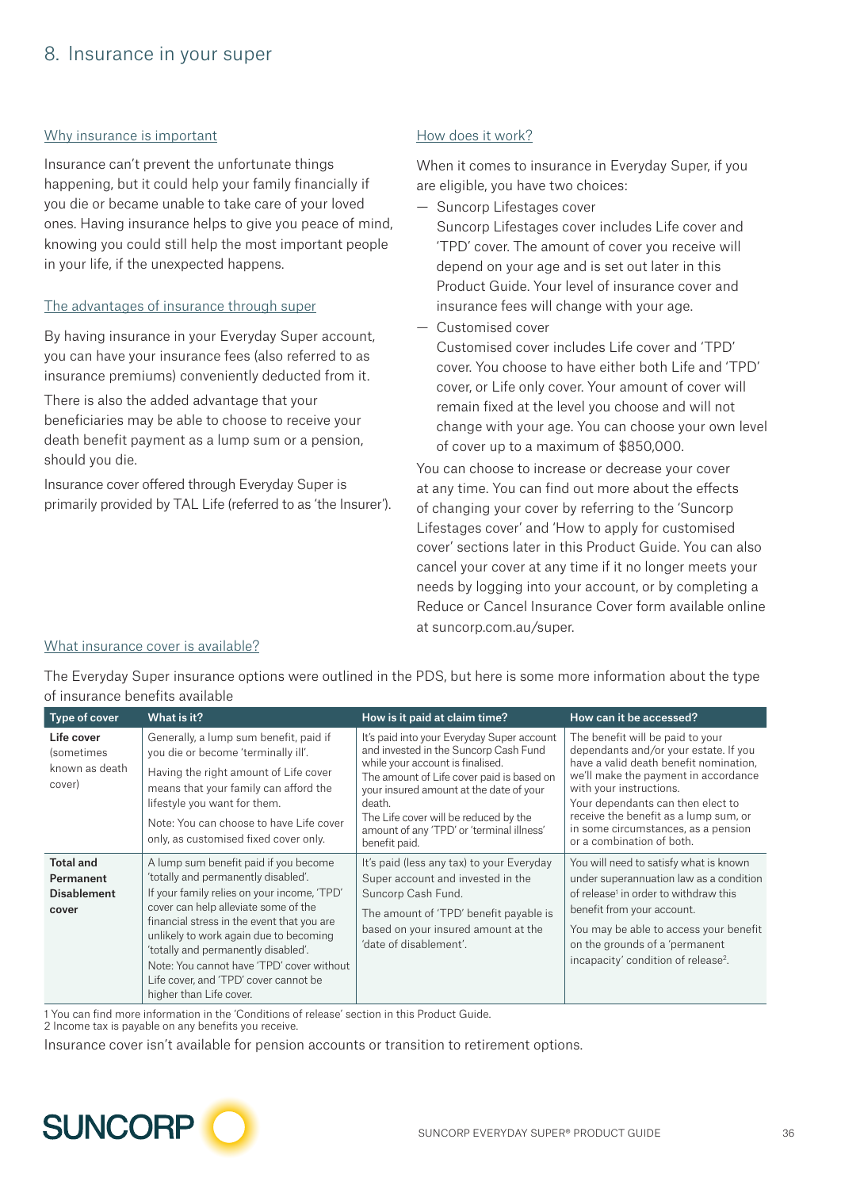# 8. Insurance in your super

## Why insurance is important

Insurance can't prevent the unfortunate things happening, but it could help your family financially if you die or became unable to take care of your loved ones. Having insurance helps to give you peace of mind, knowing you could still help the most important people in your life, if the unexpected happens.

## The advantages of insurance through super

By having insurance in your Everyday Super account, you can have your insurance fees (also referred to as insurance premiums) conveniently deducted from it.

There is also the added advantage that your beneficiaries may be able to choose to receive your death benefit payment as a lump sum or a pension, should you die.

Insurance cover offered through Everyday Super is primarily provided by TAL Life (referred to as 'the Insurer').

## How does it work?

When it comes to insurance in Everyday Super, if you are eligible, you have two choices:

— Suncorp Lifestages cover
  Suncorp Lifestages cover includes Life cover and 'TPD' cover. The amount of cover you receive will depend on your age and is set out later in this Product Guide. Your level of insurance cover and insurance fees will change with your age.

— Customised cover
  Customised cover includes Life cover and 'TPD' cover. You choose to have either both Life and 'TPD' cover, or Life only cover. Your amount of cover will remain fixed at the level you choose and will not change with your age. You can choose your own level of cover up to a maximum of $850,000.

You can choose to increase or decrease your cover at any time. You can find out more about the effects of changing your cover by referring to the 'Suncorp Lifestages cover' and 'How to apply for customised cover' sections later in this Product Guide. You can also cancel your cover at any time if it no longer meets your needs by logging into your account, or by completing a Reduce or Cancel Insurance Cover form available online at suncorp.com.au/super.

## What insurance cover is available?

The Everyday Super insurance options were outlined in the PDS, but here is some more information about the type of insurance benefits available

| Type of cover | What is it? | How is it paid at claim time? | How can it be accessed? |
|---|---|---|---|
| **Life cover** (sometimes known as death cover) | Generally, a lump sum benefit, paid if you die or become 'terminally ill'.<br>Having the right amount of Life cover means that your family can afford the lifestyle you want for them.<br>Note: You can choose to have Life cover only, as customised fixed cover only. | It's paid into your Everyday Super account and invested in the Suncorp Cash Fund while your account is finalised.<br>The amount of Life cover paid is based on your insured amount at the date of your death.<br>The Life cover will be reduced by the amount of any 'TPD' or 'terminal illness' benefit paid. | The benefit will be paid to your dependants and/or your estate. If you have a valid death benefit nomination, we'll make the payment in accordance with your instructions.<br>Your dependants can then elect to receive the benefit as a lump sum, or in some circumstances, as a pension or a combination of both. |
| **Total and Permanent Disablement cover** | A lump sum benefit paid if you become 'totally and permanently disabled'.<br>If your family relies on your income, 'TPD' cover can help alleviate some of the financial stress in the event that you are unlikely to work again due to becoming 'totally and permanently disabled'.<br>Note: You cannot have 'TPD' cover without Life cover, and 'TPD' cover cannot be higher than Life cover. | It's paid (less any tax) to your Everyday Super account and invested in the Suncorp Cash Fund.<br>The amount of 'TPD' benefit payable is based on your insured amount at the 'date of disablement'. | You will need to satisfy what is known under superannuation law as a condition of release[1] in order to withdraw this benefit from your account.<br>You may be able to access your benefit on the grounds of a 'permanent incapacity' condition of release[2]. |

1 You can find more information in the 'Conditions of release' section in this Product Guide.
2 Income tax is payable on any benefits you receive.

Insurance cover isn't available for pension accounts or transition to retirement options.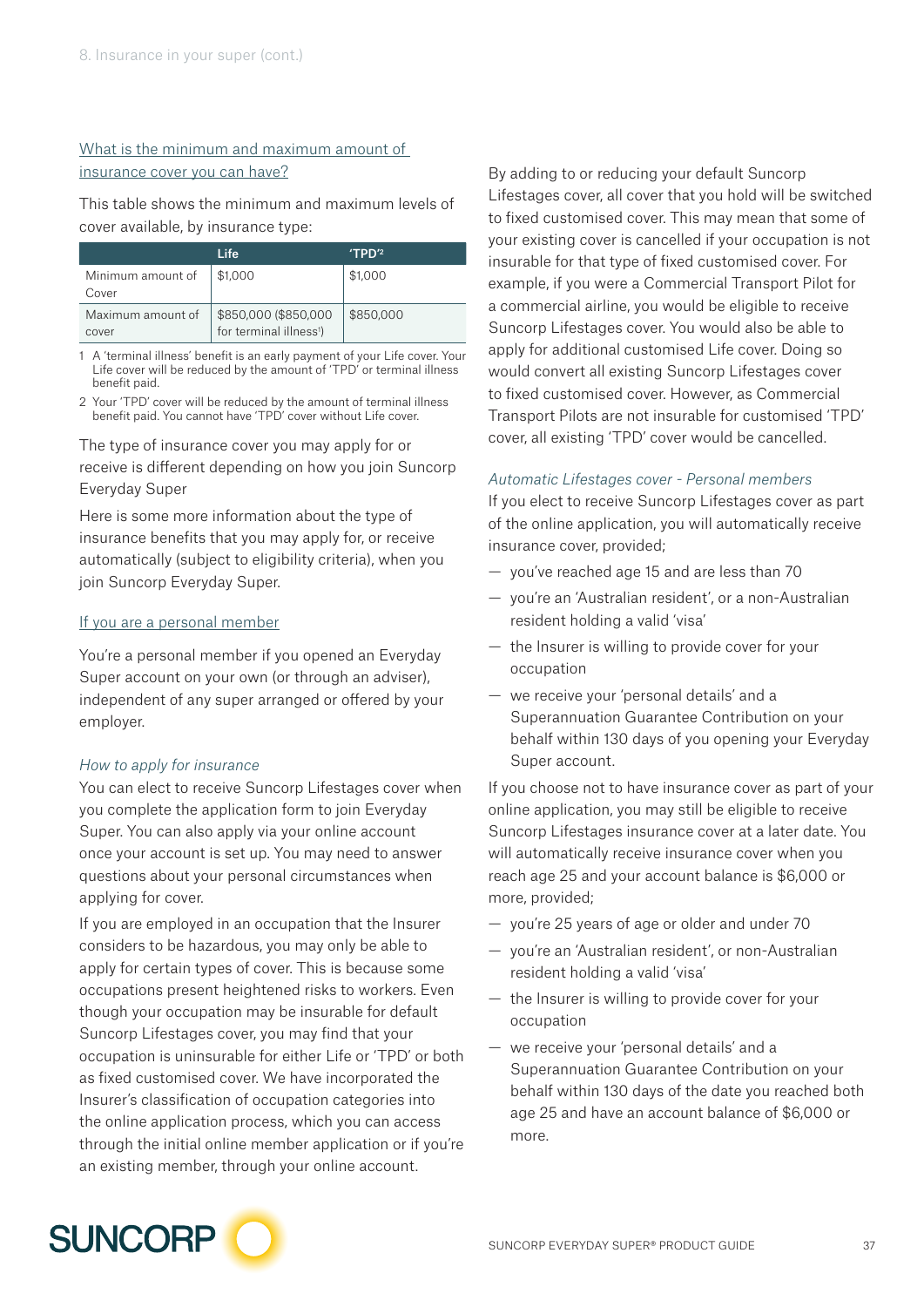### What is the minimum and maximum amount of insurance cover you can have?

This table shows the minimum and maximum levels of cover available, by insurance type:

| | Life | 'TPD'[2] |
|---|---|---|
| Minimum amount of Cover | $1,000 | $1,000 |
| Maximum amount of cover | $850,000 ($850,000 for terminal illness[1]) | $850,000 |

1 A 'terminal illness' benefit is an early payment of your Life cover. Your Life cover will be reduced by the amount of 'TPD' or terminal illness benefit paid.

2 Your 'TPD' cover will be reduced by the amount of terminal illness benefit paid. You cannot have 'TPD' cover without Life cover.

The type of insurance cover you may apply for or receive is different depending on how you join Suncorp Everyday Super

Here is some more information about the type of insurance benefits that you may apply for, or receive automatically (subject to eligibility criteria), when you join Suncorp Everyday Super.

### If you are a personal member

You're a personal member if you opened an Everyday Super account on your own (or through an adviser), independent of any super arranged or offered by your employer.

#### *How to apply for insurance*

You can elect to receive Suncorp Lifestages cover when you complete the application form to join Everyday Super. You can also apply via your online account once your account is set up. You may need to answer questions about your personal circumstances when applying for cover.

If you are employed in an occupation that the Insurer considers to be hazardous, you may only be able to apply for certain types of cover. This is because some occupations present heightened risks to workers. Even though your occupation may be insurable for default Suncorp Lifestages cover, you may find that your occupation is uninsurable for either Life or 'TPD' or both as fixed customised cover. We have incorporated the Insurer's classification of occupation categories into the online application process, which you can access through the initial online member application or if you're an existing member, through your online account.

By adding to or reducing your default Suncorp Lifestages cover, all cover that you hold will be switched to fixed customised cover. This may mean that some of your existing cover is cancelled if your occupation is not insurable for that type of fixed customised cover. For example, if you were a Commercial Transport Pilot for a commercial airline, you would be eligible to receive Suncorp Lifestages cover. You would also be able to apply for additional customised Life cover. Doing so would convert all existing Suncorp Lifestages cover to fixed customised cover. However, as Commercial Transport Pilots are not insurable for customised 'TPD' cover, all existing 'TPD' cover would be cancelled.

#### *Automatic Lifestages cover - Personal members*

If you elect to receive Suncorp Lifestages cover as part of the online application, you will automatically receive insurance cover, provided;

- you've reached age 15 and are less than 70
- you're an 'Australian resident', or a non-Australian resident holding a valid 'visa'
- the Insurer is willing to provide cover for your occupation
- we receive your 'personal details' and a Superannuation Guarantee Contribution on your behalf within 130 days of you opening your Everyday Super account.

If you choose not to have insurance cover as part of your online application, you may still be eligible to receive Suncorp Lifestages insurance cover at a later date. You will automatically receive insurance cover when you reach age 25 and your account balance is $6,000 or more, provided;

- you're 25 years of age or older and under 70
- you're an 'Australian resident', or non-Australian resident holding a valid 'visa'
- the Insurer is willing to provide cover for your occupation
- we receive your 'personal details' and a Superannuation Guarantee Contribution on your behalf within 130 days of the date you reached both age 25 and have an account balance of $6,000 or more.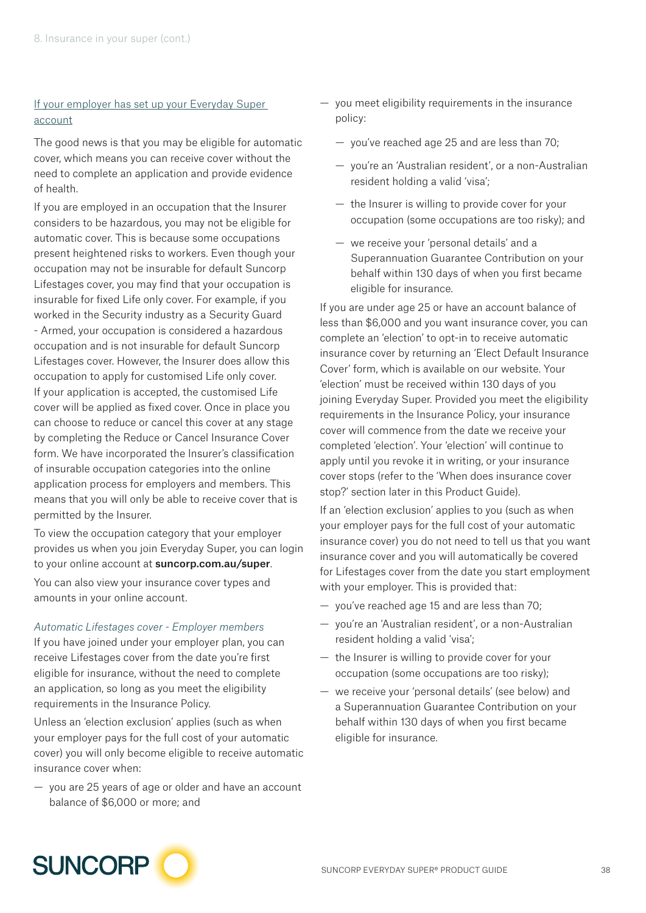### If your employer has set up your Everyday Super account

The good news is that you may be eligible for automatic cover, which means you can receive cover without the need to complete an application and provide evidence of health.

If you are employed in an occupation that the Insurer considers to be hazardous, you may not be eligible for automatic cover. This is because some occupations present heightened risks to workers. Even though your occupation may not be insurable for default Suncorp Lifestages cover, you may find that your occupation is insurable for fixed Life only cover. For example, if you worked in the Security industry as a Security Guard - Armed, your occupation is considered a hazardous occupation and is not insurable for default Suncorp Lifestages cover. However, the Insurer does allow this occupation to apply for customised Life only cover. If your application is accepted, the customised Life cover will be applied as fixed cover. Once in place you can choose to reduce or cancel this cover at any stage by completing the Reduce or Cancel Insurance Cover form. We have incorporated the Insurer's classification of insurable occupation categories into the online application process for employers and members. This means that you will only be able to receive cover that is permitted by the Insurer.

To view the occupation category that your employer provides us when you join Everyday Super, you can login to your online account at **suncorp.com.au/super**.

You can also view your insurance cover types and amounts in your online account.

*Automatic Lifestages cover - Employer members*

If you have joined under your employer plan, you can receive Lifestages cover from the date you're first eligible for insurance, without the need to complete an application, so long as you meet the eligibility requirements in the Insurance Policy.

Unless an 'election exclusion' applies (such as when your employer pays for the full cost of your automatic cover) you will only become eligible to receive automatic insurance cover when:

- you are 25 years of age or older and have an account balance of $6,000 or more; and
- you meet eligibility requirements in the insurance policy:
  - you've reached age 25 and are less than 70;
  - you're an 'Australian resident', or a non-Australian resident holding a valid 'visa';
  - the Insurer is willing to provide cover for your occupation (some occupations are too risky); and
  - we receive your 'personal details' and a Superannuation Guarantee Contribution on your behalf within 130 days of when you first became eligible for insurance.

If you are under age 25 or have an account balance of less than $6,000 and you want insurance cover, you can complete an 'election' to opt-in to receive automatic insurance cover by returning an 'Elect Default Insurance Cover' form, which is available on our website. Your 'election' must be received within 130 days of you joining Everyday Super. Provided you meet the eligibility requirements in the Insurance Policy, your insurance cover will commence from the date we receive your completed 'election'. Your 'election' will continue to apply until you revoke it in writing, or your insurance cover stops (refer to the 'When does insurance cover stop?' section later in this Product Guide).

If an 'election exclusion' applies to you (such as when your employer pays for the full cost of your automatic insurance cover) you do not need to tell us that you want insurance cover and you will automatically be covered for Lifestages cover from the date you start employment with your employer. This is provided that:

- you've reached age 15 and are less than 70;
- you're an 'Australian resident', or a non-Australian resident holding a valid 'visa';
- the Insurer is willing to provide cover for your occupation (some occupations are too risky);
- we receive your 'personal details' (see below) and a Superannuation Guarantee Contribution on your behalf within 130 days of when you first became eligible for insurance.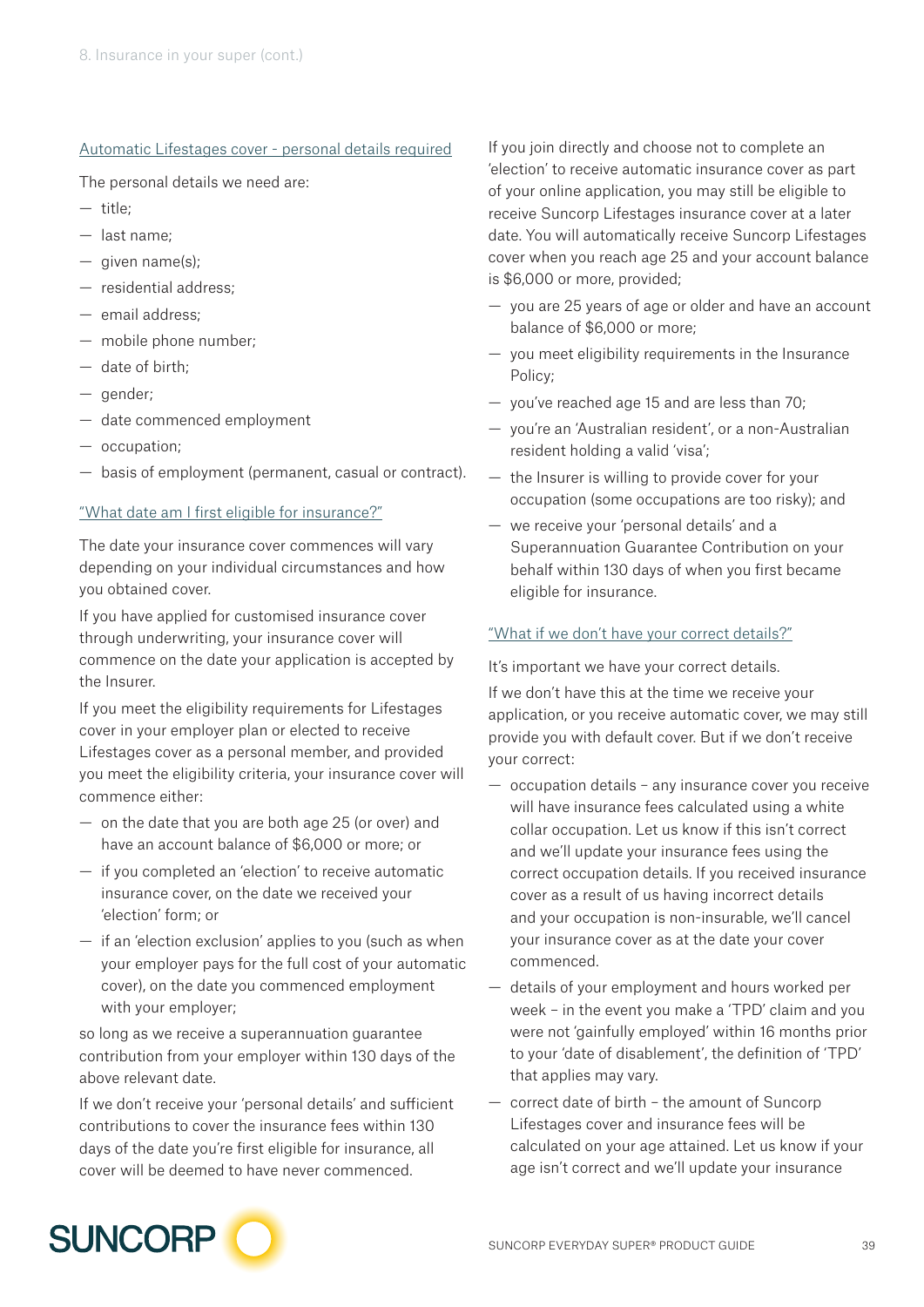### Automatic Lifestages cover - personal details required

The personal details we need are:

- title;
- last name;
- given name(s);
- residential address;
- email address;
- mobile phone number;
- date of birth;
- gender;
- date commenced employment
- occupation;
- basis of employment (permanent, casual or contract).

### "What date am I first eligible for insurance?"

The date your insurance cover commences will vary depending on your individual circumstances and how you obtained cover.

If you have applied for customised insurance cover through underwriting, your insurance cover will commence on the date your application is accepted by the Insurer.

If you meet the eligibility requirements for Lifestages cover in your employer plan or elected to receive Lifestages cover as a personal member, and provided you meet the eligibility criteria, your insurance cover will commence either:

- on the date that you are both age 25 (or over) and have an account balance of $6,000 or more; or
- if you completed an 'election' to receive automatic insurance cover, on the date we received your 'election' form; or
- if an 'election exclusion' applies to you (such as when your employer pays for the full cost of your automatic cover), on the date you commenced employment with your employer;

so long as we receive a superannuation guarantee contribution from your employer within 130 days of the above relevant date.

If we don't receive your 'personal details' and sufficient contributions to cover the insurance fees within 130 days of the date you're first eligible for insurance, all cover will be deemed to have never commenced.

If you join directly and choose not to complete an 'election' to receive automatic insurance cover as part of your online application, you may still be eligible to receive Suncorp Lifestages insurance cover at a later date. You will automatically receive Suncorp Lifestages cover when you reach age 25 and your account balance is $6,000 or more, provided;

- you are 25 years of age or older and have an account balance of $6,000 or more;
- you meet eligibility requirements in the Insurance Policy;
- you've reached age 15 and are less than 70;
- you're an 'Australian resident', or a non-Australian resident holding a valid 'visa';
- the Insurer is willing to provide cover for your occupation (some occupations are too risky); and
- we receive your 'personal details' and a Superannuation Guarantee Contribution on your behalf within 130 days of when you first became eligible for insurance.

### "What if we don't have your correct details?"

It's important we have your correct details.

If we don't have this at the time we receive your application, or you receive automatic cover, we may still provide you with default cover. But if we don't receive your correct:

- occupation details – any insurance cover you receive will have insurance fees calculated using a white collar occupation. Let us know if this isn't correct and we'll update your insurance fees using the correct occupation details. If you received insurance cover as a result of us having incorrect details and your occupation is non-insurable, we'll cancel your insurance cover as at the date your cover commenced.
- details of your employment and hours worked per week – in the event you make a 'TPD' claim and you were not 'gainfully employed' within 16 months prior to your 'date of disablement', the definition of 'TPD' that applies may vary.
- correct date of birth – the amount of Suncorp Lifestages cover and insurance fees will be calculated on your age attained. Let us know if your age isn't correct and we'll update your insurance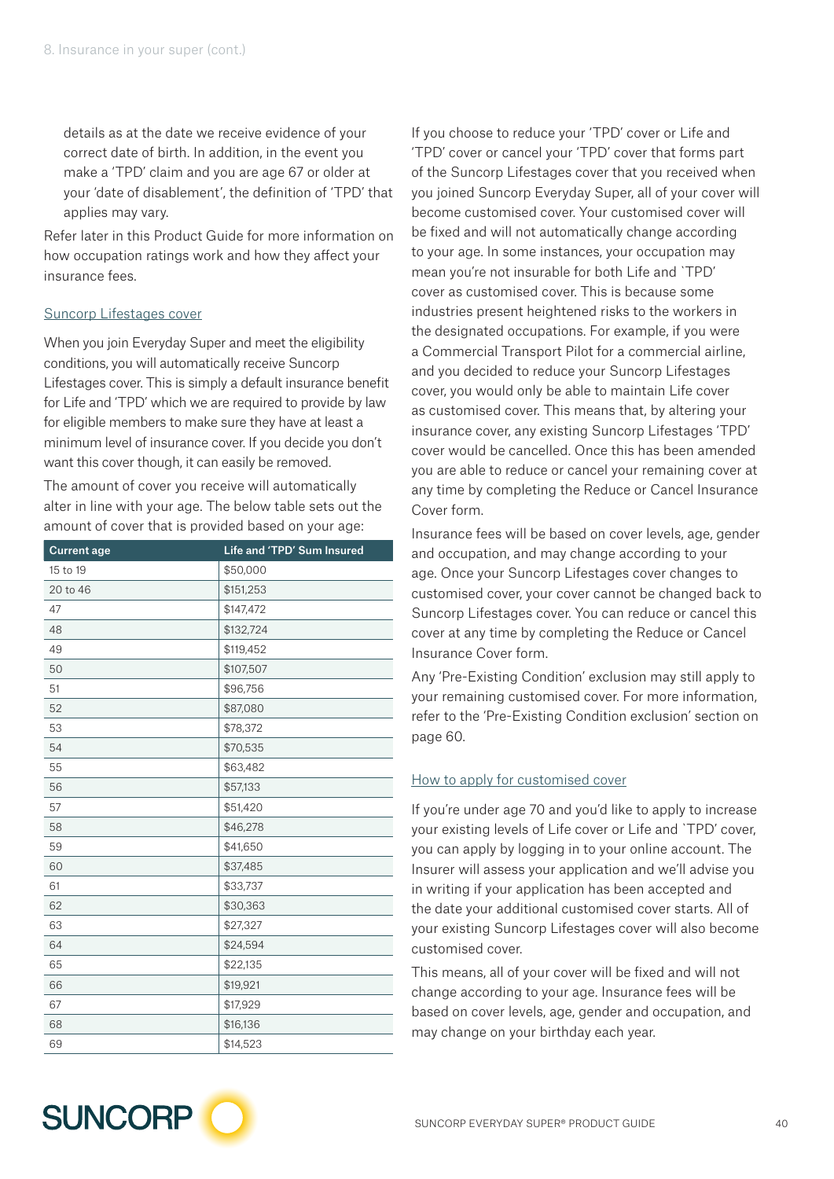details as at the date we receive evidence of your correct date of birth. In addition, in the event you make a 'TPD' claim and you are age 67 or older at your 'date of disablement', the definition of 'TPD' that applies may vary.

Refer later in this Product Guide for more information on how occupation ratings work and how they affect your insurance fees.

### Suncorp Lifestages cover

When you join Everyday Super and meet the eligibility conditions, you will automatically receive Suncorp Lifestages cover. This is simply a default insurance benefit for Life and 'TPD' which we are required to provide by law for eligible members to make sure they have at least a minimum level of insurance cover. If you decide you don't want this cover though, it can easily be removed.

The amount of cover you receive will automatically alter in line with your age. The below table sets out the amount of cover that is provided based on your age:

| Current age | Life and 'TPD' Sum Insured |
|---|---|
| 15 to 19 | $50,000 |
| 20 to 46 | $151,253 |
| 47 | $147,472 |
| 48 | $132,724 |
| 49 | $119,452 |
| 50 | $107,507 |
| 51 | $96,756 |
| 52 | $87,080 |
| 53 | $78,372 |
| 54 | $70,535 |
| 55 | $63,482 |
| 56 | $57,133 |
| 57 | $51,420 |
| 58 | $46,278 |
| 59 | $41,650 |
| 60 | $37,485 |
| 61 | $33,737 |
| 62 | $30,363 |
| 63 | $27,327 |
| 64 | $24,594 |
| 65 | $22,135 |
| 66 | $19,921 |
| 67 | $17,929 |
| 68 | $16,136 |
| 69 | $14,523 |

If you choose to reduce your 'TPD' cover or Life and 'TPD' cover or cancel your 'TPD' cover that forms part of the Suncorp Lifestages cover that you received when you joined Suncorp Everyday Super, all of your cover will become customised cover. Your customised cover will be fixed and will not automatically change according to your age. In some instances, your occupation may mean you're not insurable for both Life and `TPD' cover as customised cover. This is because some industries present heightened risks to the workers in the designated occupations. For example, if you were a Commercial Transport Pilot for a commercial airline, and you decided to reduce your Suncorp Lifestages cover, you would only be able to maintain Life cover as customised cover. This means that, by altering your insurance cover, any existing Suncorp Lifestages 'TPD' cover would be cancelled. Once this has been amended you are able to reduce or cancel your remaining cover at any time by completing the Reduce or Cancel Insurance Cover form.

Insurance fees will be based on cover levels, age, gender and occupation, and may change according to your age. Once your Suncorp Lifestages cover changes to customised cover, your cover cannot be changed back to Suncorp Lifestages cover. You can reduce or cancel this cover at any time by completing the Reduce or Cancel Insurance Cover form.

Any 'Pre-Existing Condition' exclusion may still apply to your remaining customised cover. For more information, refer to the 'Pre-Existing Condition exclusion' section on page 60.

### How to apply for customised cover

If you're under age 70 and you'd like to apply to increase your existing levels of Life cover or Life and `TPD' cover, you can apply by logging in to your online account. The Insurer will assess your application and we'll advise you in writing if your application has been accepted and the date your additional customised cover starts. All of your existing Suncorp Lifestages cover will also become customised cover.

This means, all of your cover will be fixed and will not change according to your age. Insurance fees will be based on cover levels, age, gender and occupation, and may change on your birthday each year.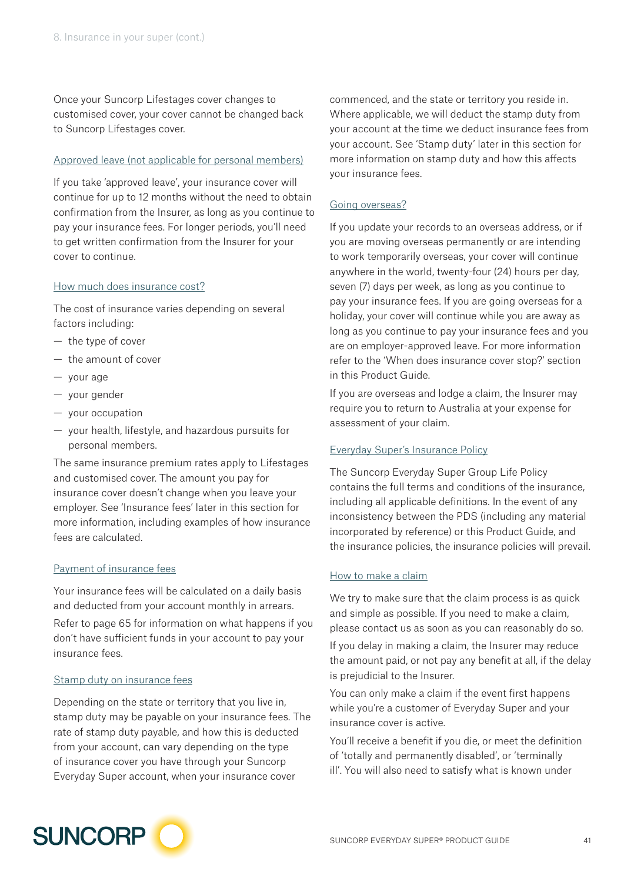Once your Suncorp Lifestages cover changes to customised cover, your cover cannot be changed back to Suncorp Lifestages cover.

### Approved leave (not applicable for personal members)

If you take 'approved leave', your insurance cover will continue for up to 12 months without the need to obtain confirmation from the Insurer, as long as you continue to pay your insurance fees. For longer periods, you'll need to get written confirmation from the Insurer for your cover to continue.

### How much does insurance cost?

The cost of insurance varies depending on several factors including:

- the type of cover
- the amount of cover
- your age
- your gender
- your occupation
- your health, lifestyle, and hazardous pursuits for personal members.

The same insurance premium rates apply to Lifestages and customised cover. The amount you pay for insurance cover doesn't change when you leave your employer. See 'Insurance fees' later in this section for more information, including examples of how insurance fees are calculated.

### Payment of insurance fees

Your insurance fees will be calculated on a daily basis and deducted from your account monthly in arrears.

Refer to page 65 for information on what happens if you don't have sufficient funds in your account to pay your insurance fees.

### Stamp duty on insurance fees

Depending on the state or territory that you live in, stamp duty may be payable on your insurance fees. The rate of stamp duty payable, and how this is deducted from your account, can vary depending on the type of insurance cover you have through your Suncorp Everyday Super account, when your insurance cover commenced, and the state or territory you reside in. Where applicable, we will deduct the stamp duty from your account at the time we deduct insurance fees from your account. See 'Stamp duty' later in this section for more information on stamp duty and how this affects your insurance fees.

### Going overseas?

If you update your records to an overseas address, or if you are moving overseas permanently or are intending to work temporarily overseas, your cover will continue anywhere in the world, twenty-four (24) hours per day, seven (7) days per week, as long as you continue to pay your insurance fees. If you are going overseas for a holiday, your cover will continue while you are away as long as you continue to pay your insurance fees and you are on employer-approved leave. For more information refer to the 'When does insurance cover stop?' section in this Product Guide.

If you are overseas and lodge a claim, the Insurer may require you to return to Australia at your expense for assessment of your claim.

### Everyday Super's Insurance Policy

The Suncorp Everyday Super Group Life Policy contains the full terms and conditions of the insurance, including all applicable definitions. In the event of any inconsistency between the PDS (including any material incorporated by reference) or this Product Guide, and the insurance policies, the insurance policies will prevail.

### How to make a claim

We try to make sure that the claim process is as quick and simple as possible. If you need to make a claim, please contact us as soon as you can reasonably do so.

If you delay in making a claim, the Insurer may reduce the amount paid, or not pay any benefit at all, if the delay is prejudicial to the Insurer.

You can only make a claim if the event first happens while you're a customer of Everyday Super and your insurance cover is active.

You'll receive a benefit if you die, or meet the definition of 'totally and permanently disabled', or 'terminally ill'. You will also need to satisfy what is known under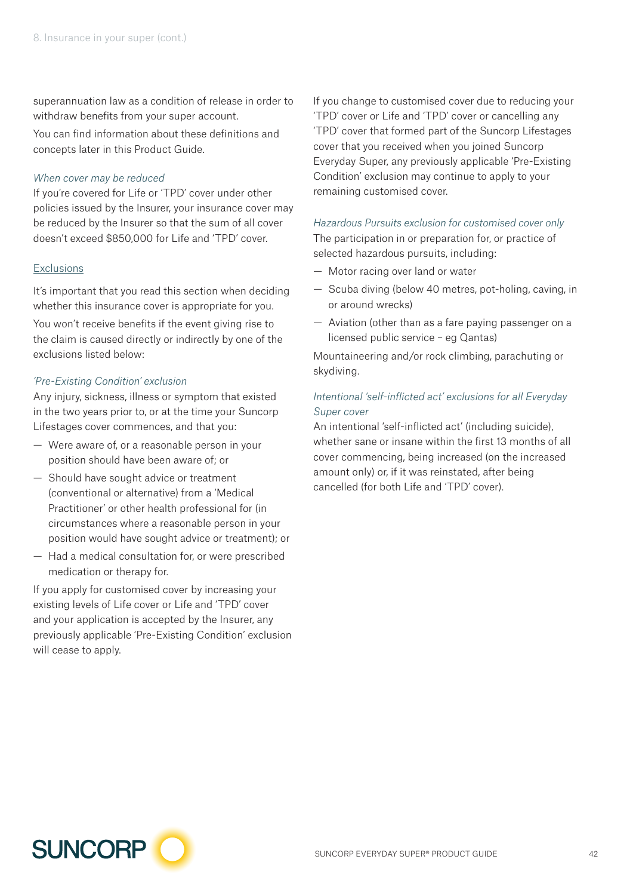superannuation law as a condition of release in order to withdraw benefits from your super account.

You can find information about these definitions and concepts later in this Product Guide.

*When cover may be reduced*

If you're covered for Life or 'TPD' cover under other policies issued by the Insurer, your insurance cover may be reduced by the Insurer so that the sum of all cover doesn't exceed $850,000 for Life and 'TPD' cover.

## Exclusions

It's important that you read this section when deciding whether this insurance cover is appropriate for you.

You won't receive benefits if the event giving rise to the claim is caused directly or indirectly by one of the exclusions listed below:

*'Pre-Existing Condition' exclusion*

Any injury, sickness, illness or symptom that existed in the two years prior to, or at the time your Suncorp Lifestages cover commences, and that you:

- Were aware of, or a reasonable person in your position should have been aware of; or
- Should have sought advice or treatment (conventional or alternative) from a 'Medical Practitioner' or other health professional for (in circumstances where a reasonable person in your position would have sought advice or treatment); or
- Had a medical consultation for, or were prescribed medication or therapy for.

If you apply for customised cover by increasing your existing levels of Life cover or Life and 'TPD' cover and your application is accepted by the Insurer, any previously applicable 'Pre-Existing Condition' exclusion will cease to apply.

If you change to customised cover due to reducing your 'TPD' cover or Life and 'TPD' cover or cancelling any 'TPD' cover that formed part of the Suncorp Lifestages cover that you received when you joined Suncorp Everyday Super, any previously applicable 'Pre-Existing Condition' exclusion may continue to apply to your remaining customised cover.

*Hazardous Pursuits exclusion for customised cover only*

The participation in or preparation for, or practice of selected hazardous pursuits, including:

- Motor racing over land or water
- Scuba diving (below 40 metres, pot-holing, caving, in or around wrecks)
- Aviation (other than as a fare paying passenger on a licensed public service – eg Qantas)

Mountaineering and/or rock climbing, parachuting or skydiving.

*Intentional 'self-inflicted act' exclusions for all Everyday Super cover*

An intentional 'self-inflicted act' (including suicide), whether sane or insane within the first 13 months of all cover commencing, being increased (on the increased amount only) or, if it was reinstated, after being cancelled (for both Life and 'TPD' cover).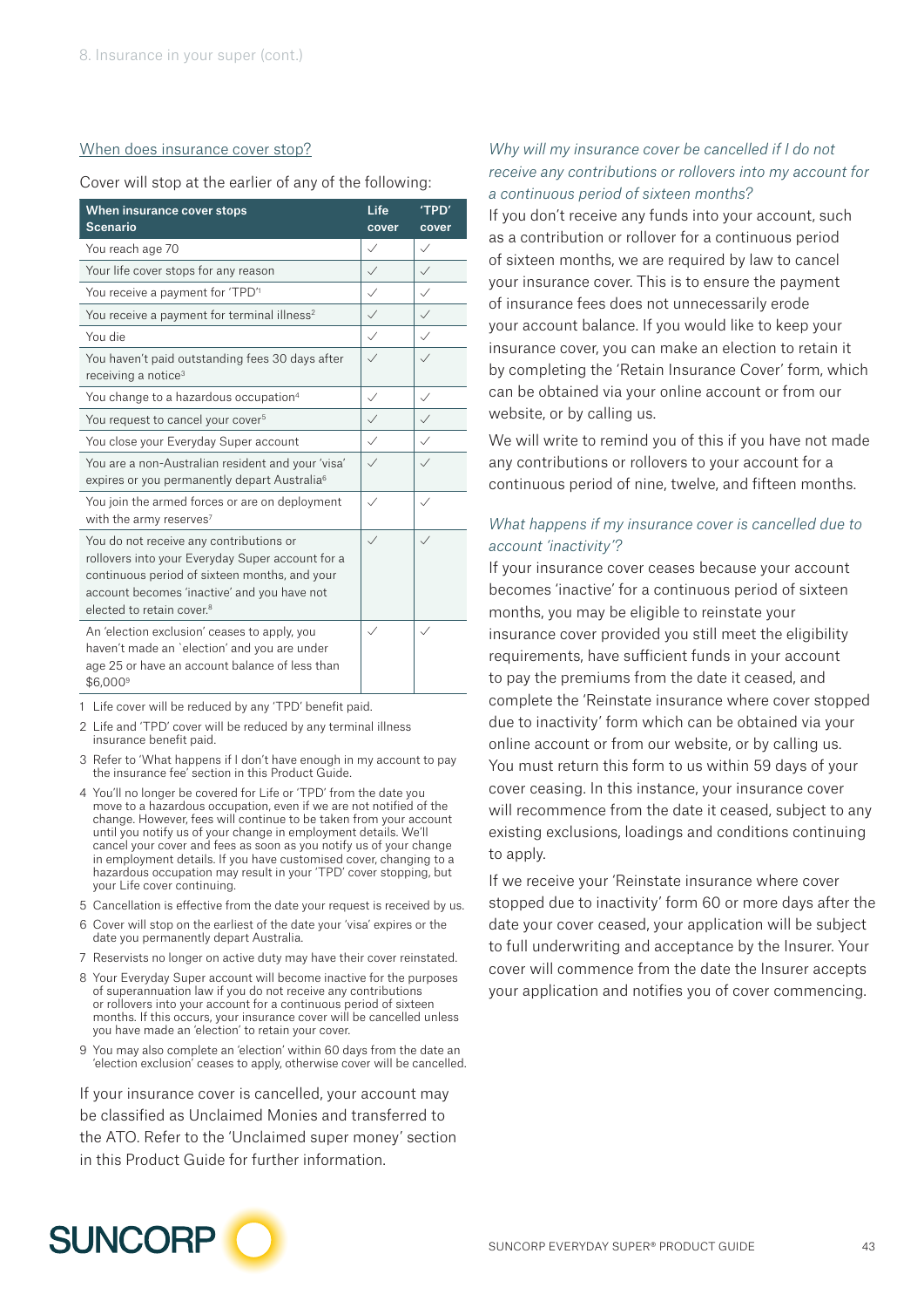### When does insurance cover stop?

Cover will stop at the earlier of any of the following:

| When insurance cover stops Scenario | Life cover | 'TPD' cover |
|---|---|---|
| You reach age 70 | ✓ | ✓ |
| Your life cover stops for any reason | ✓ | ✓ |
| You receive a payment for 'TPD'[1] | ✓ | ✓ |
| You receive a payment for terminal illness[2] | ✓ | ✓ |
| You die | ✓ | ✓ |
| You haven't paid outstanding fees 30 days after receiving a notice[3] | ✓ | ✓ |
| You change to a hazardous occupation[4] | ✓ | ✓ |
| You request to cancel your cover[5] | ✓ | ✓ |
| You close your Everyday Super account | ✓ | ✓ |
| You are a non-Australian resident and your 'visa' expires or you permanently depart Australia[6] | ✓ | ✓ |
| You join the armed forces or are on deployment with the army reserves[7] | ✓ | ✓ |
| You do not receive any contributions or rollovers into your Everyday Super account for a continuous period of sixteen months, and your account becomes 'inactive' and you have not elected to retain cover.[8] | ✓ | ✓ |
| An 'election exclusion' ceases to apply, you haven't made an `election' and you are under age 25 or have an account balance of less than $6,000[9] | ✓ | ✓ |

1 Life cover will be reduced by any 'TPD' benefit paid.

2 Life and 'TPD' cover will be reduced by any terminal illness insurance benefit paid.

3 Refer to 'What happens if I don't have enough in my account to pay the insurance fee' section in this Product Guide.

4 You'll no longer be covered for Life or 'TPD' from the date you move to a hazardous occupation, even if we are not notified of the change. However, fees will continue to be taken from your account until you notify us of your change in employment details. We'll cancel your cover and fees as soon as you notify us of your change in employment details. If you have customised cover, changing to a hazardous occupation may result in your 'TPD' cover stopping, but your Life cover continuing.

5 Cancellation is effective from the date your request is received by us.

6 Cover will stop on the earliest of the date your 'visa' expires or the date you permanently depart Australia.

7 Reservists no longer on active duty may have their cover reinstated.

8 Your Everyday Super account will become inactive for the purposes of superannuation law if you do not receive any contributions or rollovers into your account for a continuous period of sixteen months. If this occurs, your insurance cover will be cancelled unless you have made an 'election' to retain your cover.

9 You may also complete an 'election' within 60 days from the date an 'election exclusion' ceases to apply, otherwise cover will be cancelled.

If your insurance cover is cancelled, your account may be classified as Unclaimed Monies and transferred to the ATO. Refer to the 'Unclaimed super money' section in this Product Guide for further information.

*Why will my insurance cover be cancelled if I do not receive any contributions or rollovers into my account for a continuous period of sixteen months?*

If you don't receive any funds into your account, such as a contribution or rollover for a continuous period of sixteen months, we are required by law to cancel your insurance cover. This is to ensure the payment of insurance fees does not unnecessarily erode your account balance. If you would like to keep your insurance cover, you can make an election to retain it by completing the 'Retain Insurance Cover' form, which can be obtained via your online account or from our website, or by calling us.

We will write to remind you of this if you have not made any contributions or rollovers to your account for a continuous period of nine, twelve, and fifteen months.

*What happens if my insurance cover is cancelled due to account 'inactivity'?*

If your insurance cover ceases because your account becomes 'inactive' for a continuous period of sixteen months, you may be eligible to reinstate your insurance cover provided you still meet the eligibility requirements, have sufficient funds in your account to pay the premiums from the date it ceased, and complete the 'Reinstate insurance where cover stopped due to inactivity' form which can be obtained via your online account or from our website, or by calling us. You must return this form to us within 59 days of your cover ceasing. In this instance, your insurance cover will recommence from the date it ceased, subject to any existing exclusions, loadings and conditions continuing to apply.

If we receive your 'Reinstate insurance where cover stopped due to inactivity' form 60 or more days after the date your cover ceased, your application will be subject to full underwriting and acceptance by the Insurer. Your cover will commence from the date the Insurer accepts your application and notifies you of cover commencing.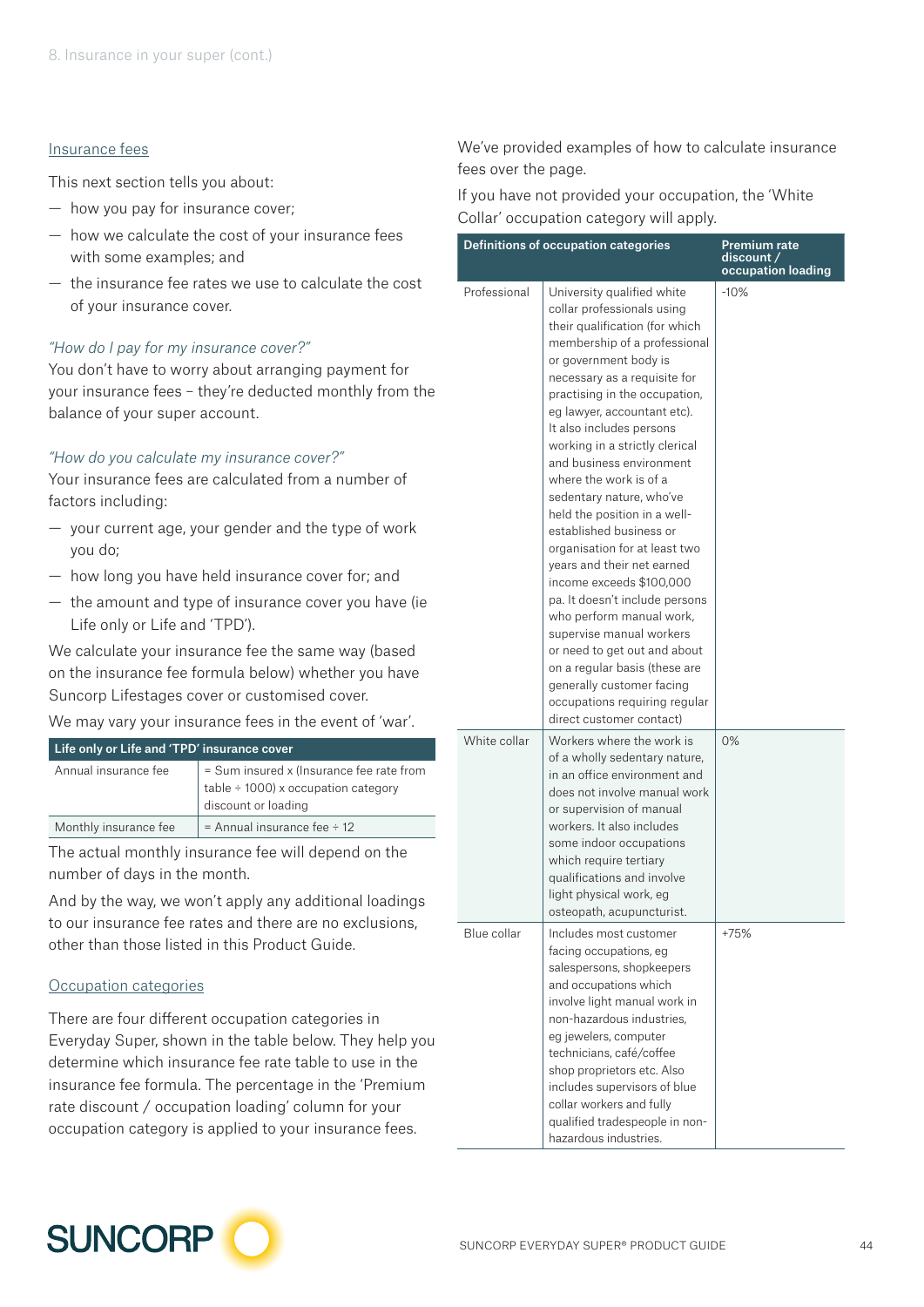## Insurance fees

This next section tells you about:

- how you pay for insurance cover;
- how we calculate the cost of your insurance fees with some examples; and
- the insurance fee rates we use to calculate the cost of your insurance cover.

*"How do I pay for my insurance cover?"*

You don't have to worry about arranging payment for your insurance fees – they're deducted monthly from the balance of your super account.

*"How do you calculate my insurance cover?"*

Your insurance fees are calculated from a number of factors including:

- your current age, your gender and the type of work you do;
- how long you have held insurance cover for; and
- the amount and type of insurance cover you have (ie Life only or Life and 'TPD').

We calculate your insurance fee the same way (based on the insurance fee formula below) whether you have Suncorp Lifestages cover or customised cover.

We may vary your insurance fees in the event of 'war'.

| Life only or Life and 'TPD' insurance cover | |
|---|---|
| Annual insurance fee | = Sum insured x (Insurance fee rate from table ÷ 1000) x occupation category discount or loading |
| Monthly insurance fee | = Annual insurance fee ÷ 12 |

The actual monthly insurance fee will depend on the number of days in the month.

And by the way, we won't apply any additional loadings to our insurance fee rates and there are no exclusions, other than those listed in this Product Guide.

## Occupation categories

There are four different occupation categories in Everyday Super, shown in the table below. They help you determine which insurance fee rate table to use in the insurance fee formula. The percentage in the 'Premium rate discount / occupation loading' column for your occupation category is applied to your insurance fees.

We've provided examples of how to calculate insurance fees over the page.

If you have not provided your occupation, the 'White Collar' occupation category will apply.

| Definitions of occupation categories | | Premium rate discount / occupation loading |
|---|---|---|
| Professional | University qualified white collar professionals using their qualification (for which membership of a professional or government body is necessary as a requisite for practising in the occupation, eg lawyer, accountant etc). It also includes persons working in a strictly clerical and business environment where the work is of a sedentary nature, who've held the position in a well-established business or organisation for at least two years and their net earned income exceeds $100,000 pa. It doesn't include persons who perform manual work, supervise manual workers or need to get out and about on a regular basis (these are generally customer facing occupations requiring regular direct customer contact) | -10% |
| White collar | Workers where the work is of a wholly sedentary nature, in an office environment and does not involve manual work or supervision of manual workers. It also includes some indoor occupations which require tertiary qualifications and involve light physical work, eg osteopath, acupuncturist. | 0% |
| Blue collar | Includes most customer facing occupations, eg salespersons, shopkeepers and occupations which involve light manual work in non-hazardous industries, eg jewelers, computer technicians, café/coffee shop proprietors etc. Also includes supervisors of blue collar workers and fully qualified tradespeople in non-hazardous industries. | +75% |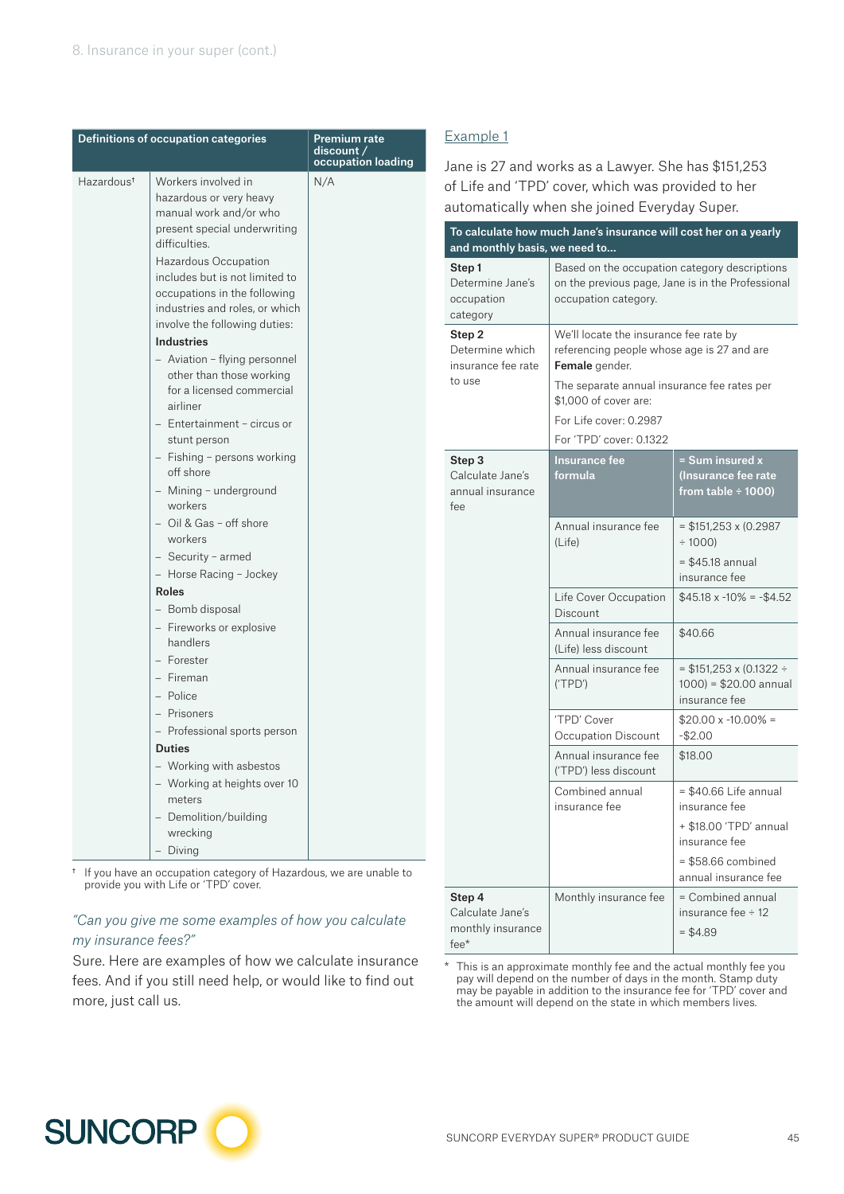| Definitions of occupation categories | | Premium rate discount / occupation loading |
|---|---|---|
| Hazardous† | Workers involved in hazardous or very heavy manual work and/or who present special underwriting difficulties.<br>Hazardous Occupation includes but is not limited to occupations in the following industries and roles, or which involve the following duties:<br>**Industries**<br>– Aviation – flying personnel other than those working for a licensed commercial airliner<br>– Entertainment – circus or stunt person<br>– Fishing – persons working off shore<br>– Mining – underground workers<br>– Oil & Gas – off shore workers<br>– Security – armed<br>– Horse Racing – Jockey<br>**Roles**<br>– Bomb disposal<br>– Fireworks or explosive handlers<br>– Forester<br>– Fireman<br>– Police<br>– Prisoners<br>– Professional sports person<br>**Duties**<br>– Working with asbestos<br>– Working at heights over 10 meters<br>– Demolition/building wrecking<br>– Diving | N/A |

† If you have an occupation category of Hazardous, we are unable to provide you with Life or 'TPD' cover.

*"Can you give me some examples of how you calculate my insurance fees?"*

Sure. Here are examples of how we calculate insurance fees. And if you still need help, or would like to find out more, just call us.

## Example 1

Jane is 27 and works as a Lawyer. She has $151,253 of Life and 'TPD' cover, which was provided to her automatically when she joined Everyday Super.

| To calculate how much Jane's insurance will cost her on a yearly and monthly basis, we need to... | | |
|---|---|---|
| **Step 1**<br>Determine Jane's occupation category | Based on the occupation category descriptions on the previous page, Jane is in the Professional occupation category. | |
| **Step 2**<br>Determine which insurance fee rate to use | We'll locate the insurance fee rate by referencing people whose age is 27 and are **Female** gender.<br>The separate annual insurance fee rates per $1,000 of cover are:<br>For Life cover: 0.2987<br>For 'TPD' cover: 0.1322 | |
| **Step 3**<br>Calculate Jane's annual insurance fee | **Insurance fee formula** | **= Sum insured x (Insurance fee rate from table ÷ 1000)** |
| | Annual insurance fee (Life) | = $151,253 x (0.2987 ÷ 1000)<br>= $45.18 annual insurance fee |
| | Life Cover Occupation Discount | $45.18 x -10% = -$4.52 |
| | Annual insurance fee (Life) less discount | $40.66 |
| | Annual insurance fee ('TPD') | = $151,253 x (0.1322 ÷ 1000) = $20.00 annual insurance fee |
| | 'TPD' Cover Occupation Discount | $20.00 x -10.00% = -$2.00 |
| | Annual insurance fee ('TPD') less discount | $18.00 |
| | Combined annual insurance fee | = $40.66 Life annual insurance fee<br>+ $18.00 'TPD' annual insurance fee<br>= $58.66 combined annual insurance fee |
| **Step 4**<br>Calculate Jane's monthly insurance fee* | Monthly insurance fee | = Combined annual insurance fee ÷ 12<br>= $4.89 |

\* This is an approximate monthly fee and the actual monthly fee you pay will depend on the number of days in the month. Stamp duty may be payable in addition to the insurance fee for 'TPD' cover and the amount will depend on the state in which members lives.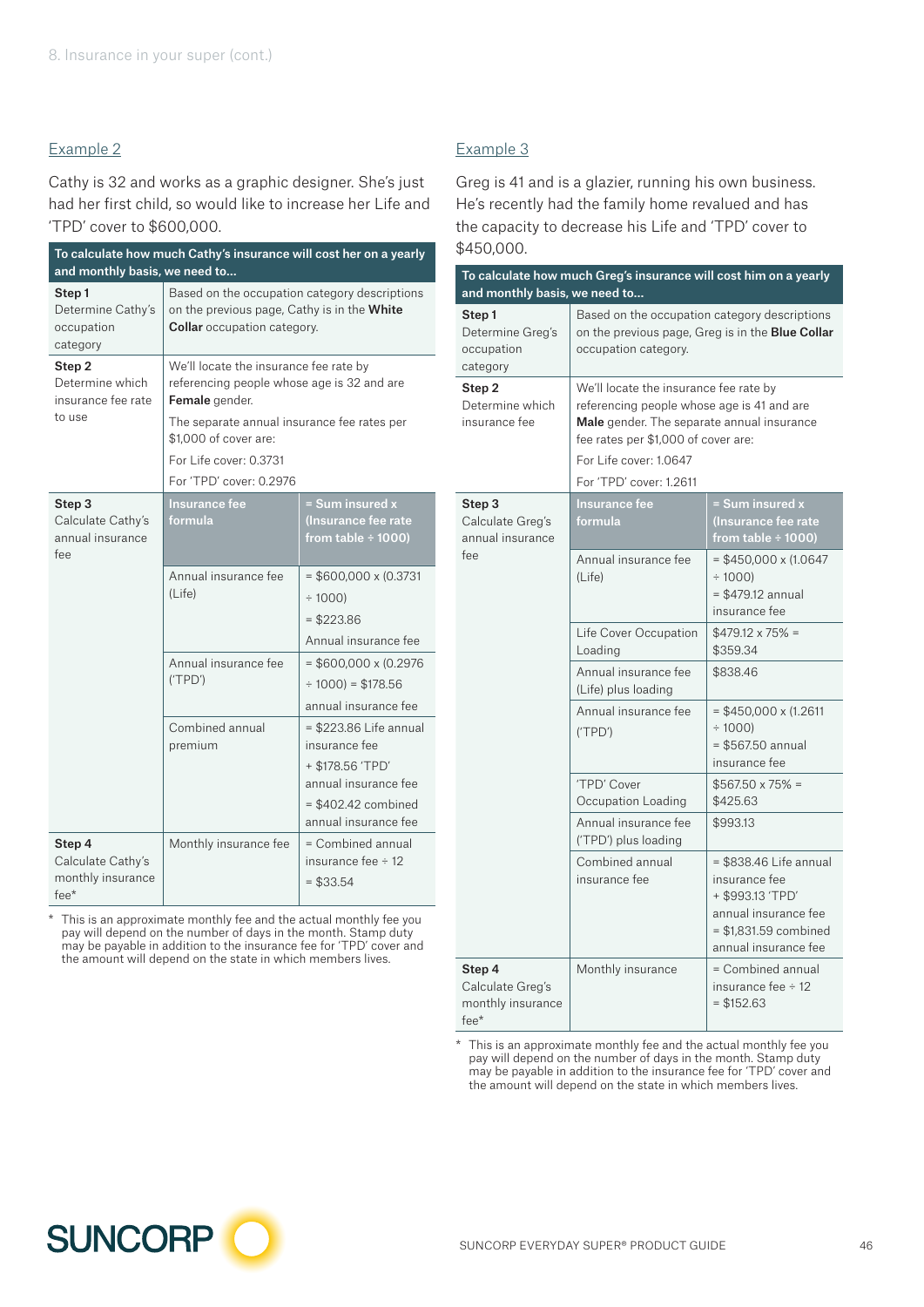## Example 2

Cathy is 32 and works as a graphic designer. She's just had her first child, so would like to increase her Life and 'TPD' cover to $600,000.

| To calculate how much Cathy's insurance will cost her on a yearly and monthly basis, we need to... | | |
|---|---|---|
| **Step 1** Determine Cathy's occupation category | Based on the occupation category descriptions on the previous page, Cathy is in the **White Collar** occupation category. | |
| **Step 2** Determine which insurance fee rate to use | We'll locate the insurance fee rate by referencing people whose age is 32 and are **Female** gender. The separate annual insurance fee rates per $1,000 of cover are: For Life cover: 0.3731 For 'TPD' cover: 0.2976 | |
| **Step 3** Calculate Cathy's annual insurance fee | **Insurance fee formula** | **= Sum insured x (Insurance fee rate from table ÷ 1000)** |
| | Annual insurance fee (Life) | = $600,000 x (0.3731 ÷ 1000) = $223.86 Annual insurance fee |
| | Annual insurance fee ('TPD') | = $600,000 x (0.2976 ÷ 1000) = $178.56 annual insurance fee |
| | Combined annual premium | = $223.86 Life annual insurance fee + $178.56 'TPD' annual insurance fee = $402.42 combined annual insurance fee |
| **Step 4** Calculate Cathy's monthly insurance fee* | Monthly insurance fee | = Combined annual insurance fee ÷ 12 = $33.54 |

\* This is an approximate monthly fee and the actual monthly fee you pay will depend on the number of days in the month. Stamp duty may be payable in addition to the insurance fee for 'TPD' cover and the amount will depend on the state in which members lives.

## Example 3

Greg is 41 and is a glazier, running his own business. He's recently had the family home revalued and has the capacity to decrease his Life and 'TPD' cover to $450,000.

| To calculate how much Greg's insurance will cost him on a yearly and monthly basis, we need to... | | |
|---|---|---|
| **Step 1** Determine Greg's occupation category | Based on the occupation category descriptions on the previous page, Greg is in the **Blue Collar** occupation category. | |
| **Step 2** Determine which insurance fee | We'll locate the insurance fee rate by referencing people whose age is 41 and are **Male** gender. The separate annual insurance fee rates per $1,000 of cover are: For Life cover: 1.0647 For 'TPD' cover: 1.2611 | |
| **Step 3** Calculate Greg's annual insurance fee | **Insurance fee formula** | **= Sum insured x (Insurance fee rate from table ÷ 1000)** |
| | Annual insurance fee (Life) | = $450,000 x (1.0647 ÷ 1000) = $479.12 annual insurance fee |
| | Life Cover Occupation Loading | $479.12 x 75% = $359.34 |
| | Annual insurance fee (Life) plus loading | $838.46 |
| | Annual insurance fee ('TPD') | = $450,000 x (1.2611 ÷ 1000) = $567.50 annual insurance fee |
| | 'TPD' Cover Occupation Loading | $567.50 x 75% = $425.63 |
| | Annual insurance fee ('TPD') plus loading | $993.13 |
| | Combined annual insurance fee | = $838.46 Life annual insurance fee + $993.13 'TPD' annual insurance fee = $1,831.59 combined annual insurance fee |
| **Step 4** Calculate Greg's monthly insurance fee* | Monthly insurance | = Combined annual insurance fee ÷ 12 = $152.63 |

\* This is an approximate monthly fee and the actual monthly fee you pay will depend on the number of days in the month. Stamp duty may be payable in addition to the insurance fee for 'TPD' cover and the amount will depend on the state in which members lives.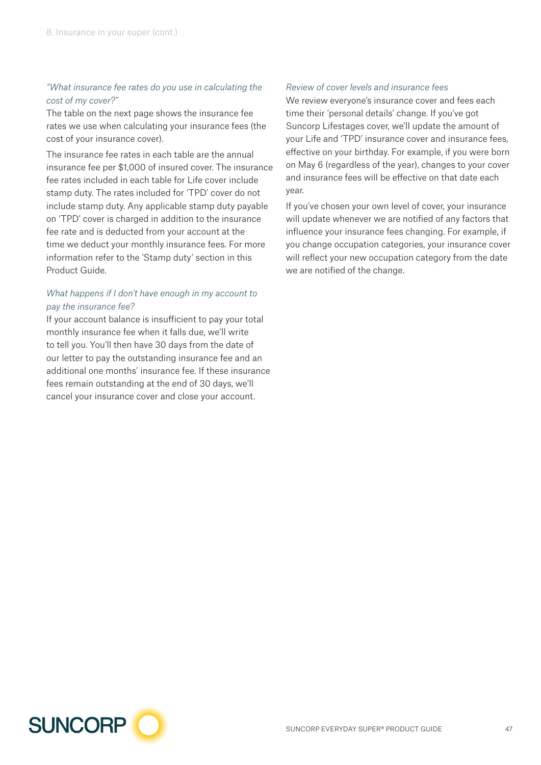### *"What insurance fee rates do you use in calculating the cost of my cover?"*

The table on the next page shows the insurance fee rates we use when calculating your insurance fees (the cost of your insurance cover).

The insurance fee rates in each table are the annual insurance fee per $1,000 of insured cover. The insurance fee rates included in each table for Life cover include stamp duty. The rates included for 'TPD' cover do not include stamp duty. Any applicable stamp duty payable on 'TPD' cover is charged in addition to the insurance fee rate and is deducted from your account at the time we deduct your monthly insurance fees. For more information refer to the 'Stamp duty' section in this Product Guide.

### *What happens if I don't have enough in my account to pay the insurance fee?*

If your account balance is insufficient to pay your total monthly insurance fee when it falls due, we'll write to tell you. You'll then have 30 days from the date of our letter to pay the outstanding insurance fee and an additional one months' insurance fee. If these insurance fees remain outstanding at the end of 30 days, we'll cancel your insurance cover and close your account.

### *Review of cover levels and insurance fees*

We review everyone's insurance cover and fees each time their 'personal details' change. If you've got Suncorp Lifestages cover, we'll update the amount of your Life and 'TPD' insurance cover and insurance fees, effective on your birthday. For example, if you were born on May 6 (regardless of the year), changes to your cover and insurance fees will be effective on that date each year.

If you've chosen your own level of cover, your insurance will update whenever we are notified of any factors that influence your insurance fees changing. For example, if you change occupation categories, your insurance cover will reflect your new occupation category from the date we are notified of the change.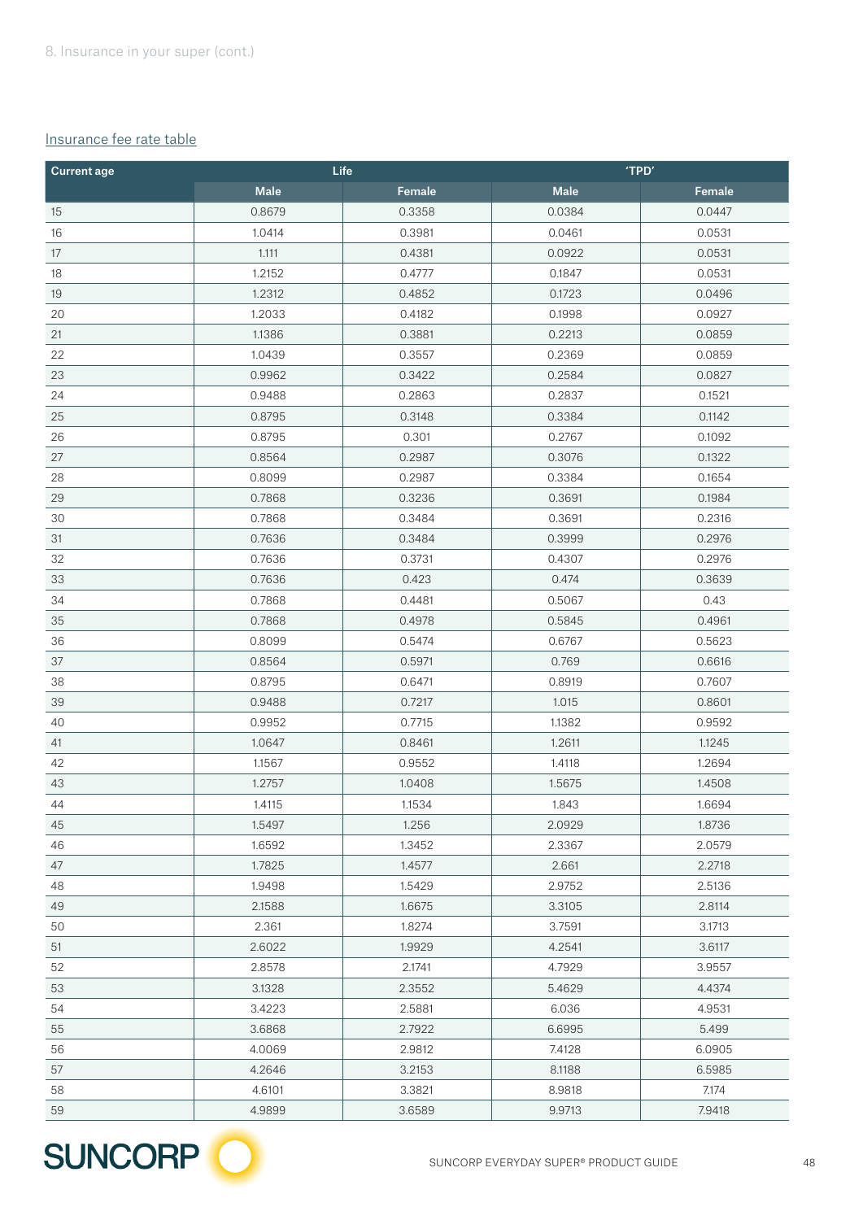## Insurance fee rate table

| Current age | Life | | 'TPD' | |
|---|---|---|---|---|
| | Male | Female | Male | Female |
| 15 | 0.8679 | 0.3358 | 0.0384 | 0.0447 |
| 16 | 1.0414 | 0.3981 | 0.0461 | 0.0531 |
| 17 | 1.111 | 0.4381 | 0.0922 | 0.0531 |
| 18 | 1.2152 | 0.4777 | 0.1847 | 0.0531 |
| 19 | 1.2312 | 0.4852 | 0.1723 | 0.0496 |
| 20 | 1.2033 | 0.4182 | 0.1998 | 0.0927 |
| 21 | 1.1386 | 0.3881 | 0.2213 | 0.0859 |
| 22 | 1.0439 | 0.3557 | 0.2369 | 0.0859 |
| 23 | 0.9962 | 0.3422 | 0.2584 | 0.0827 |
| 24 | 0.9488 | 0.2863 | 0.2837 | 0.1521 |
| 25 | 0.8795 | 0.3148 | 0.3384 | 0.1142 |
| 26 | 0.8795 | 0.301 | 0.2767 | 0.1092 |
| 27 | 0.8564 | 0.2987 | 0.3076 | 0.1322 |
| 28 | 0.8099 | 0.2987 | 0.3384 | 0.1654 |
| 29 | 0.7868 | 0.3236 | 0.3691 | 0.1984 |
| 30 | 0.7868 | 0.3484 | 0.3691 | 0.2316 |
| 31 | 0.7636 | 0.3484 | 0.3999 | 0.2976 |
| 32 | 0.7636 | 0.3731 | 0.4307 | 0.2976 |
| 33 | 0.7636 | 0.423 | 0.474 | 0.3639 |
| 34 | 0.7868 | 0.4481 | 0.5067 | 0.43 |
| 35 | 0.7868 | 0.4978 | 0.5845 | 0.4961 |
| 36 | 0.8099 | 0.5474 | 0.6767 | 0.5623 |
| 37 | 0.8564 | 0.5971 | 0.769 | 0.6616 |
| 38 | 0.8795 | 0.6471 | 0.8919 | 0.7607 |
| 39 | 0.9488 | 0.7217 | 1.015 | 0.8601 |
| 40 | 0.9952 | 0.7715 | 1.1382 | 0.9592 |
| 41 | 1.0647 | 0.8461 | 1.2611 | 1.1245 |
| 42 | 1.1567 | 0.9552 | 1.4118 | 1.2694 |
| 43 | 1.2757 | 1.0408 | 1.5675 | 1.4508 |
| 44 | 1.4115 | 1.1534 | 1.843 | 1.6694 |
| 45 | 1.5497 | 1.256 | 2.0929 | 1.8736 |
| 46 | 1.6592 | 1.3452 | 2.3367 | 2.0579 |
| 47 | 1.7825 | 1.4577 | 2.661 | 2.2718 |
| 48 | 1.9498 | 1.5429 | 2.9752 | 2.5136 |
| 49 | 2.1588 | 1.6675 | 3.3105 | 2.8114 |
| 50 | 2.361 | 1.8274 | 3.7591 | 3.1713 |
| 51 | 2.6022 | 1.9929 | 4.2541 | 3.6117 |
| 52 | 2.8578 | 2.1741 | 4.7929 | 3.9557 |
| 53 | 3.1328 | 2.3552 | 5.4629 | 4.4374 |
| 54 | 3.4223 | 2.5881 | 6.036 | 4.9531 |
| 55 | 3.6868 | 2.7922 | 6.6995 | 5.499 |
| 56 | 4.0069 | 2.9812 | 7.4128 | 6.0905 |
| 57 | 4.2646 | 3.2153 | 8.1188 | 6.5985 |
| 58 | 4.6101 | 3.3821 | 8.9818 | 7.174 |
| 59 | 4.9899 | 3.6589 | 9.9713 | 7.9418 |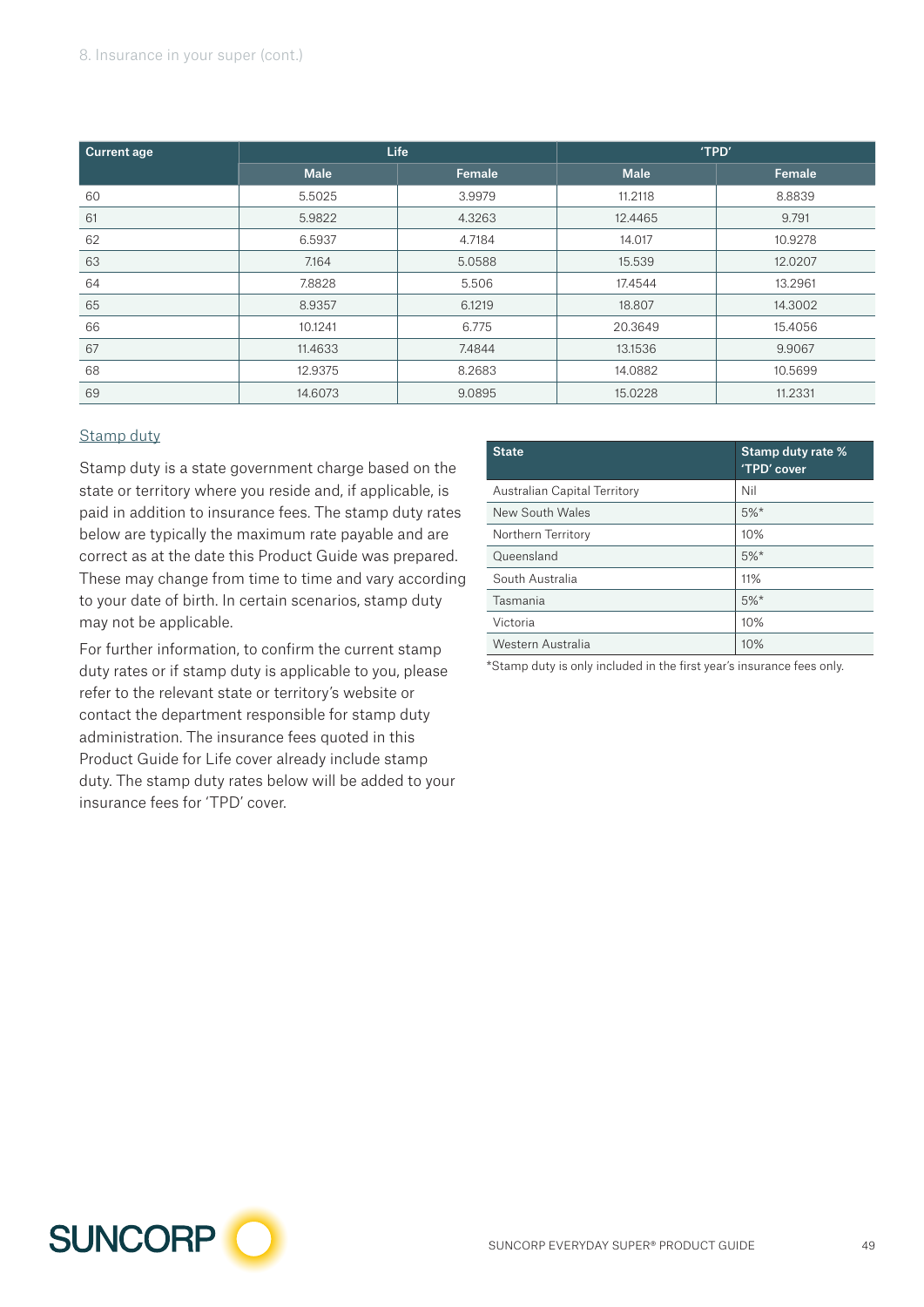| Current age | Life | | 'TPD' | |
|---|---|---|---|---|
| | Male | Female | Male | Female |
| 60 | 5.5025 | 3.9979 | 11.2118 | 8.8839 |
| 61 | 5.9822 | 4.3263 | 12.4465 | 9.791 |
| 62 | 6.5937 | 4.7184 | 14.017 | 10.9278 |
| 63 | 7.164 | 5.0588 | 15.539 | 12.0207 |
| 64 | 7.8828 | 5.506 | 17.4544 | 13.2961 |
| 65 | 8.9357 | 6.1219 | 18.807 | 14.3002 |
| 66 | 10.1241 | 6.775 | 20.3649 | 15.4056 |
| 67 | 11.4633 | 7.4844 | 13.1536 | 9.9067 |
| 68 | 12.9375 | 8.2683 | 14.0882 | 10.5699 |
| 69 | 14.6073 | 9.0895 | 15.0228 | 11.2331 |

### Stamp duty

Stamp duty is a state government charge based on the state or territory where you reside and, if applicable, is paid in addition to insurance fees. The stamp duty rates below are typically the maximum rate payable and are correct as at the date this Product Guide was prepared. These may change from time to time and vary according to your date of birth. In certain scenarios, stamp duty may not be applicable.

For further information, to confirm the current stamp duty rates or if stamp duty is applicable to you, please refer to the relevant state or territory's website or contact the department responsible for stamp duty administration. The insurance fees quoted in this Product Guide for Life cover already include stamp duty. The stamp duty rates below will be added to your insurance fees for 'TPD' cover.

| State | Stamp duty rate % 'TPD' cover |
|---|---|
| Australian Capital Territory | Nil |
| New South Wales | 5%* |
| Northern Territory | 10% |
| Queensland | 5%* |
| South Australia | 11% |
| Tasmania | 5%* |
| Victoria | 10% |
| Western Australia | 10% |

*Stamp duty is only included in the first year's insurance fees only.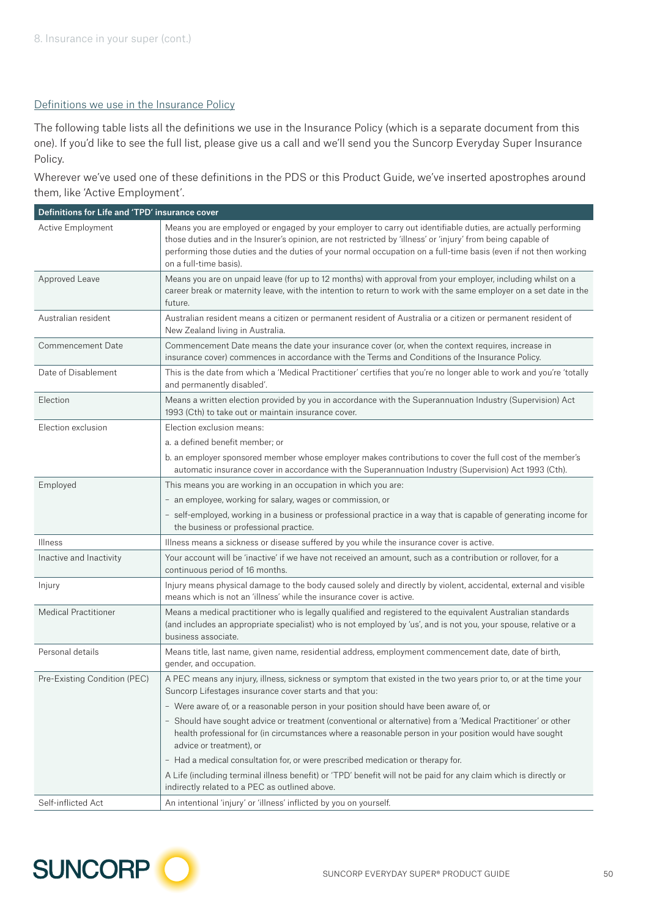### Definitions we use in the Insurance Policy

The following table lists all the definitions we use in the Insurance Policy (which is a separate document from this one). If you'd like to see the full list, please give us a call and we'll send you the Suncorp Everyday Super Insurance Policy.

Wherever we've used one of these definitions in the PDS or this Product Guide, we've inserted apostrophes around them, like 'Active Employment'.

| Definitions for Life and 'TPD' insurance cover | |
|---|---|
| Active Employment | Means you are employed or engaged by your employer to carry out identifiable duties, are actually performing those duties and in the Insurer's opinion, are not restricted by 'illness' or 'injury' from being capable of performing those duties and the duties of your normal occupation on a full-time basis (even if not then working on a full-time basis). |
| Approved Leave | Means you are on unpaid leave (for up to 12 months) with approval from your employer, including whilst on a career break or maternity leave, with the intention to return to work with the same employer on a set date in the future. |
| Australian resident | Australian resident means a citizen or permanent resident of Australia or a citizen or permanent resident of New Zealand living in Australia. |
| Commencement Date | Commencement Date means the date your insurance cover (or, when the context requires, increase in insurance cover) commences in accordance with the Terms and Conditions of the Insurance Policy. |
| Date of Disablement | This is the date from which a 'Medical Practitioner' certifies that you're no longer able to work and you're 'totally and permanently disabled'. |
| Election | Means a written election provided by you in accordance with the Superannuation Industry (Supervision) Act 1993 (Cth) to take out or maintain insurance cover. |
| Election exclusion | Election exclusion means:<br>a. a defined benefit member; or<br>b. an employer sponsored member whose employer makes contributions to cover the full cost of the member's automatic insurance cover in accordance with the Superannuation Industry (Supervision) Act 1993 (Cth). |
| Employed | This means you are working in an occupation in which you are:<br>– an employee, working for salary, wages or commission, or<br>– self-employed, working in a business or professional practice in a way that is capable of generating income for the business or professional practice. |
| Illness | Illness means a sickness or disease suffered by you while the insurance cover is active. |
| Inactive and Inactivity | Your account will be 'inactive' if we have not received an amount, such as a contribution or rollover, for a continuous period of 16 months. |
| Injury | Injury means physical damage to the body caused solely and directly by violent, accidental, external and visible means which is not an 'illness' while the insurance cover is active. |
| Medical Practitioner | Means a medical practitioner who is legally qualified and registered to the equivalent Australian standards (and includes an appropriate specialist) who is not employed by 'us', and is not you, your spouse, relative or a business associate. |
| Personal details | Means title, last name, given name, residential address, employment commencement date, date of birth, gender, and occupation. |
| Pre-Existing Condition (PEC) | A PEC means any injury, illness, sickness or symptom that existed in the two years prior to, or at the time your Suncorp Lifestages insurance cover starts and that you:<br>– Were aware of, or a reasonable person in your position should have been aware of, or<br>– Should have sought advice or treatment (conventional or alternative) from a 'Medical Practitioner' or other health professional for (in circumstances where a reasonable person in your position would have sought advice or treatment), or<br>– Had a medical consultation for, or were prescribed medication or therapy for.<br>A Life (including terminal illness benefit) or 'TPD' benefit will not be paid for any claim which is directly or indirectly related to a PEC as outlined above. |
| Self-inflicted Act | An intentional 'injury' or 'illness' inflicted by you on yourself. |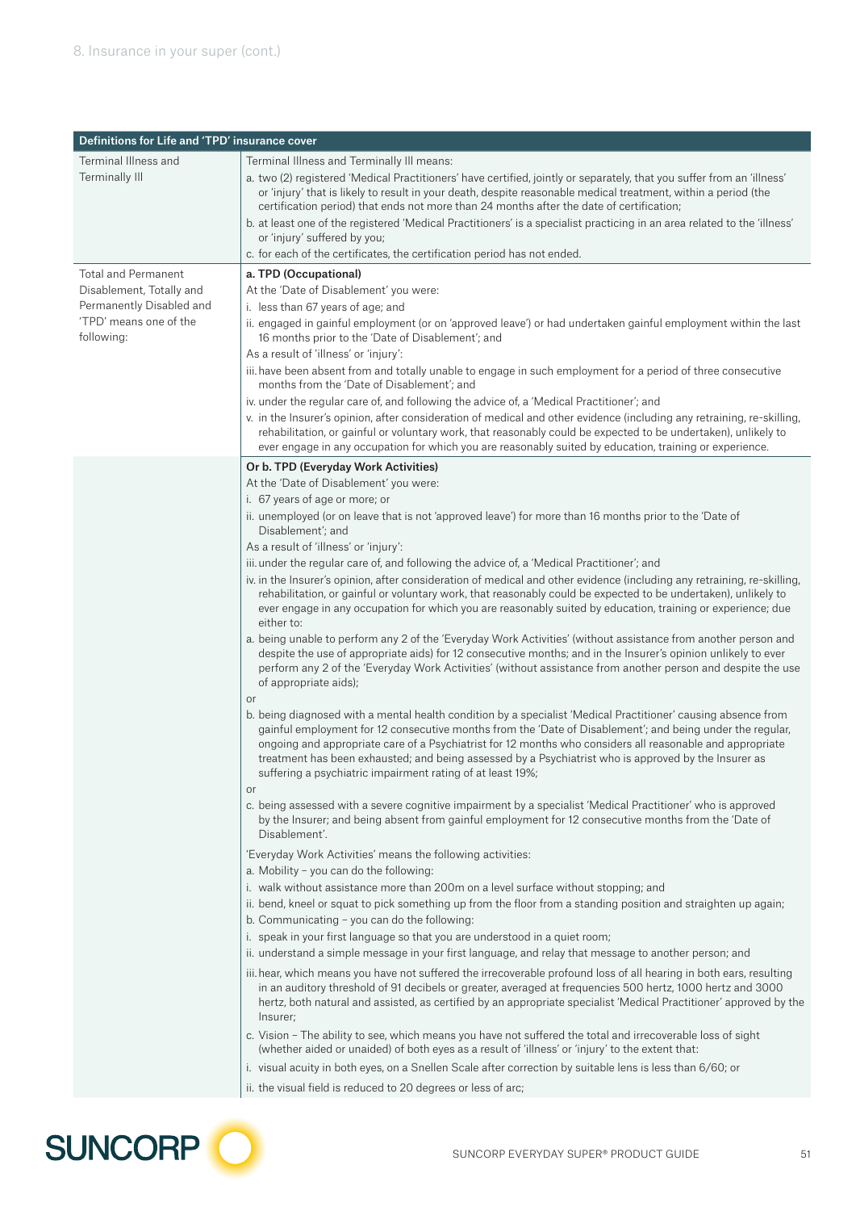| Definitions for Life and 'TPD' insurance cover | |
|---|---|
| Terminal Illness and Terminally Ill | Terminal Illness and Terminally Ill means:<br>a. two (2) registered 'Medical Practitioners' have certified, jointly or separately, that you suffer from an 'illness' or 'injury' that is likely to result in your death, despite reasonable medical treatment, within a period (the certification period) that ends not more than 24 months after the date of certification;<br>b. at least one of the registered 'Medical Practitioners' is a specialist practicing in an area related to the 'illness' or 'injury' suffered by you;<br>c. for each of the certificates, the certification period has not ended. |
| Total and Permanent Disablement, Totally and Permanently Disabled and 'TPD' means one of the following: | **a. TPD (Occupational)**<br>At the 'Date of Disablement' you were:<br>i. less than 67 years of age; and<br>ii. engaged in gainful employment (or on 'approved leave') or had undertaken gainful employment within the last 16 months prior to the 'Date of Disablement'; and<br>As a result of 'illness' or 'injury':<br>iii. have been absent from and totally unable to engage in such employment for a period of three consecutive months from the 'Date of Disablement'; and<br>iv. under the regular care of, and following the advice of, a 'Medical Practitioner'; and<br>v. in the Insurer's opinion, after consideration of medical and other evidence (including any retraining, re-skilling, rehabilitation, or gainful or voluntary work, that reasonably could be expected to be undertaken), unlikely to ever engage in any occupation for which you are reasonably suited by education, training or experience. |
| | **Or b. TPD (Everyday Work Activities)**<br>At the 'Date of Disablement' you were:<br>i. 67 years of age or more; or<br>ii. unemployed (or on leave that is not 'approved leave') for more than 16 months prior to the 'Date of Disablement'; and<br>As a result of 'illness' or 'injury':<br>iii. under the regular care of, and following the advice of, a 'Medical Practitioner'; and<br>iv. in the Insurer's opinion, after consideration of medical and other evidence (including any retraining, re-skilling, rehabilitation, or gainful or voluntary work, that reasonably could be expected to be undertaken), unlikely to ever engage in any occupation for which you are reasonably suited by education, training or experience; due either to:<br>a. being unable to perform any 2 of the 'Everyday Work Activities' (without assistance from another person and despite the use of appropriate aids) for 12 consecutive months; and in the Insurer's opinion unlikely to ever perform any 2 of the 'Everyday Work Activities' (without assistance from another person and despite the use of appropriate aids);<br>or<br>b. being diagnosed with a mental health condition by a specialist 'Medical Practitioner' causing absence from gainful employment for 12 consecutive months from the 'Date of Disablement'; and being under the regular, ongoing and appropriate care of a Psychiatrist for 12 months who considers all reasonable and appropriate treatment has been exhausted; and being assessed by a Psychiatrist who is approved by the Insurer as suffering a psychiatric impairment rating of at least 19%;<br>or<br>c. being assessed with a severe cognitive impairment by a specialist 'Medical Practitioner' who is approved by the Insurer; and being absent from gainful employment for 12 consecutive months from the 'Date of Disablement'.<br>'Everyday Work Activities' means the following activities:<br>a. Mobility – you can do the following:<br>i. walk without assistance more than 200m on a level surface without stopping; and<br>ii. bend, kneel or squat to pick something up from the floor from a standing position and straighten up again;<br>b. Communicating – you can do the following:<br>i. speak in your first language so that you are understood in a quiet room;<br>ii. understand a simple message in your first language, and relay that message to another person; and<br>iii. hear, which means you have not suffered the irrecoverable profound loss of all hearing in both ears, resulting in an auditory threshold of 91 decibels or greater, averaged at frequencies 500 hertz, 1000 hertz and 3000 hertz, both natural and assisted, as certified by an appropriate specialist 'Medical Practitioner' approved by the Insurer;<br>c. Vision – The ability to see, which means you have not suffered the total and irrecoverable loss of sight (whether aided or unaided) of both eyes as a result of 'illness' or 'injury' to the extent that:<br>i. visual acuity in both eyes, on a Snellen Scale after correction by suitable lens is less than 6/60; or<br>ii. the visual field is reduced to 20 degrees or less of arc; |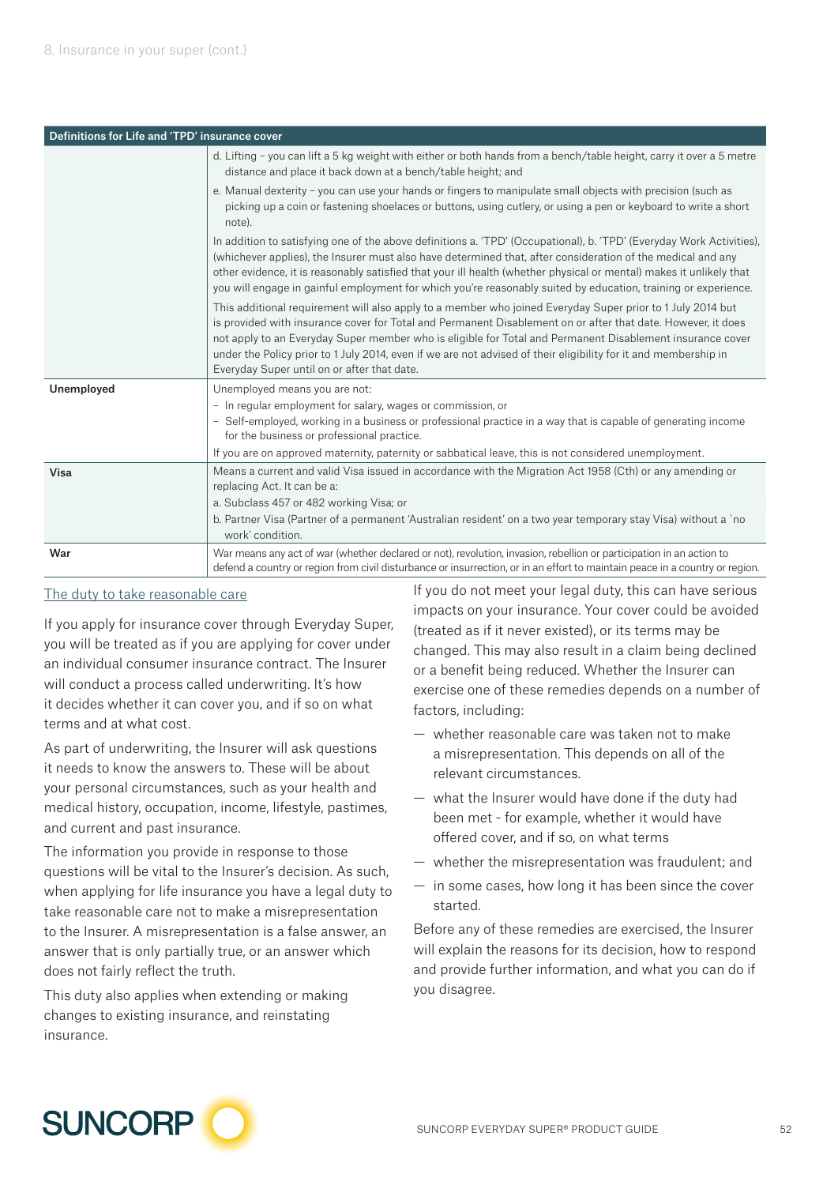| Definitions for Life and 'TPD' insurance cover | |
|---|---|
| | d. Lifting – you can lift a 5 kg weight with either or both hands from a bench/table height, carry it over a 5 metre distance and place it back down at a bench/table height; and<br>e. Manual dexterity – you can use your hands or fingers to manipulate small objects with precision (such as picking up a coin or fastening shoelaces or buttons, using cutlery, or using a pen or keyboard to write a short note).<br>In addition to satisfying one of the above definitions a. 'TPD' (Occupational), b. 'TPD' (Everyday Work Activities), (whichever applies), the Insurer must also have determined that, after consideration of the medical and any other evidence, it is reasonably satisfied that your ill health (whether physical or mental) makes it unlikely that you will engage in gainful employment for which you're reasonably suited by education, training or experience.<br>This additional requirement will also apply to a member who joined Everyday Super prior to 1 July 2014 but is provided with insurance cover for Total and Permanent Disablement on or after that date. However, it does not apply to an Everyday Super member who is eligible for Total and Permanent Disablement insurance cover under the Policy prior to 1 July 2014, even if we are not advised of their eligibility for it and membership in Everyday Super until on or after that date. |
| **Unemployed** | Unemployed means you are not:<br>– In regular employment for salary, wages or commission, or<br>– Self-employed, working in a business or professional practice in a way that is capable of generating income for the business or professional practice.<br>If you are on approved maternity, paternity or sabbatical leave, this is not considered unemployment. |
| **Visa** | Means a current and valid Visa issued in accordance with the Migration Act 1958 (Cth) or any amending or replacing Act. It can be a:<br>a. Subclass 457 or 482 working Visa; or<br>b. Partner Visa (Partner of a permanent 'Australian resident' on a two year temporary stay Visa) without a 'no work' condition. |
| **War** | War means any act of war (whether declared or not), revolution, invasion, rebellion or participation in an action to defend a country or region from civil disturbance or insurrection, or in an effort to maintain peace in a country or region. |

## The duty to take reasonable care

If you apply for insurance cover through Everyday Super, you will be treated as if you are applying for cover under an individual consumer insurance contract. The Insurer will conduct a process called underwriting. It's how it decides whether it can cover you, and if so on what terms and at what cost.

As part of underwriting, the Insurer will ask questions it needs to know the answers to. These will be about your personal circumstances, such as your health and medical history, occupation, income, lifestyle, pastimes, and current and past insurance.

The information you provide in response to those questions will be vital to the Insurer's decision. As such, when applying for life insurance you have a legal duty to take reasonable care not to make a misrepresentation to the Insurer. A misrepresentation is a false answer, an answer that is only partially true, or an answer which does not fairly reflect the truth.

This duty also applies when extending or making changes to existing insurance, and reinstating insurance.

If you do not meet your legal duty, this can have serious impacts on your insurance. Your cover could be avoided (treated as if it never existed), or its terms may be changed. This may also result in a claim being declined or a benefit being reduced. Whether the Insurer can exercise one of these remedies depends on a number of factors, including:

- whether reasonable care was taken not to make a misrepresentation. This depends on all of the relevant circumstances.
- what the Insurer would have done if the duty had been met - for example, whether it would have offered cover, and if so, on what terms
- whether the misrepresentation was fraudulent; and
- in some cases, how long it has been since the cover started.

Before any of these remedies are exercised, the Insurer will explain the reasons for its decision, how to respond and provide further information, and what you can do if you disagree.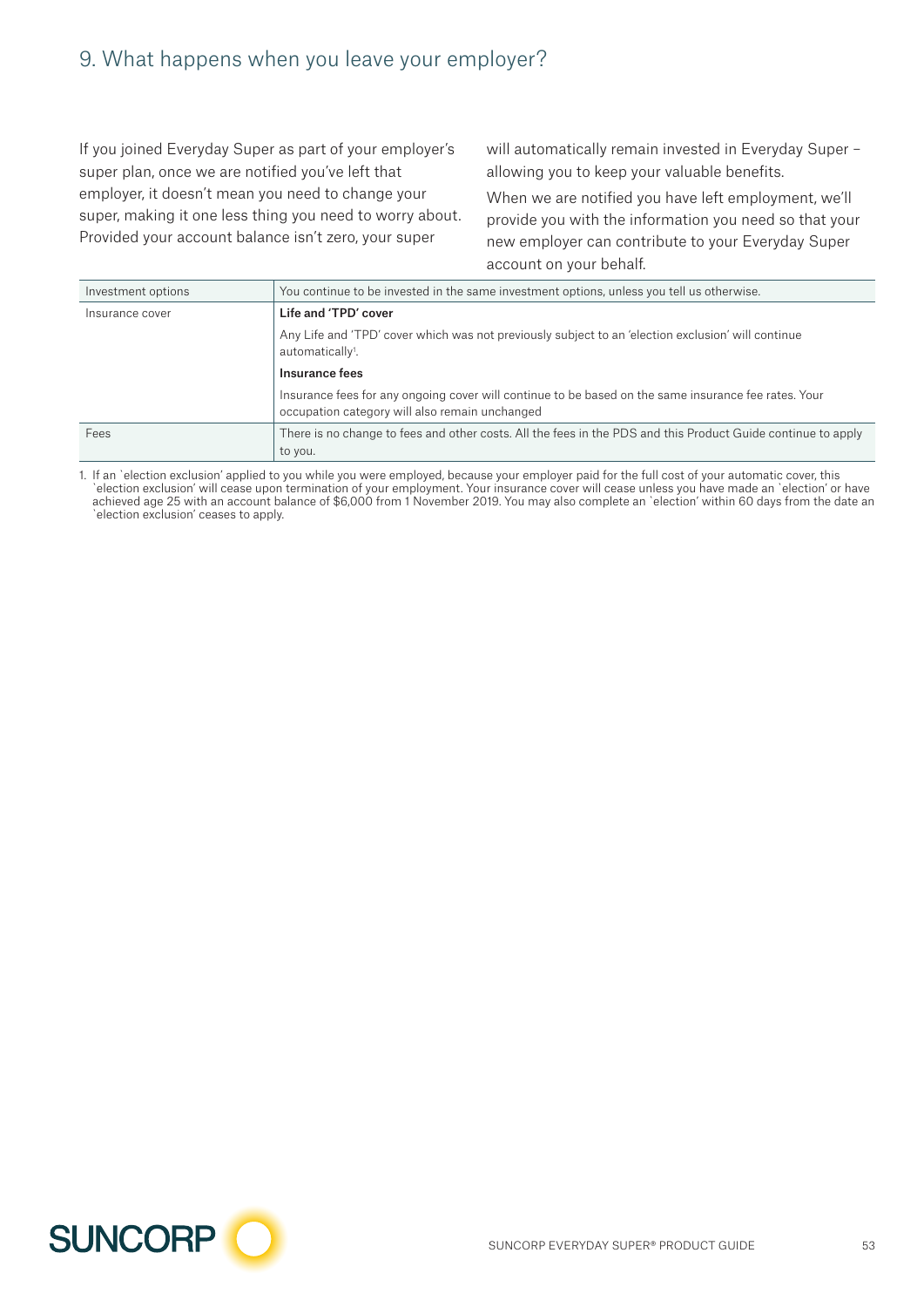# 9. What happens when you leave your employer?

If you joined Everyday Super as part of your employer's super plan, once we are notified you've left that employer, it doesn't mean you need to change your super, making it one less thing you need to worry about. Provided your account balance isn't zero, your super will automatically remain invested in Everyday Super – allowing you to keep your valuable benefits.

When we are notified you have left employment, we'll provide you with the information you need so that your new employer can contribute to your Everyday Super account on your behalf.

| | |
|---|---|
| Investment options | You continue to be invested in the same investment options, unless you tell us otherwise. |
| Insurance cover | **Life and 'TPD' cover**<br>Any Life and 'TPD' cover which was not previously subject to an 'election exclusion' will continue automatically[1].<br>**Insurance fees**<br>Insurance fees for any ongoing cover will continue to be based on the same insurance fee rates. Your occupation category will also remain unchanged |
| Fees | There is no change to fees and other costs. All the fees in the PDS and this Product Guide continue to apply to you. |

1. If an 'election exclusion' applied to you while you were employed, because your employer paid for the full cost of your automatic cover, this 'election exclusion' will cease upon termination of your employment. Your insurance cover will cease unless you have made an 'election' or have achieved age 25 with an account balance of $6,000 from 1 November 2019. You may also complete an 'election' within 60 days from the date an 'election exclusion' ceases to apply.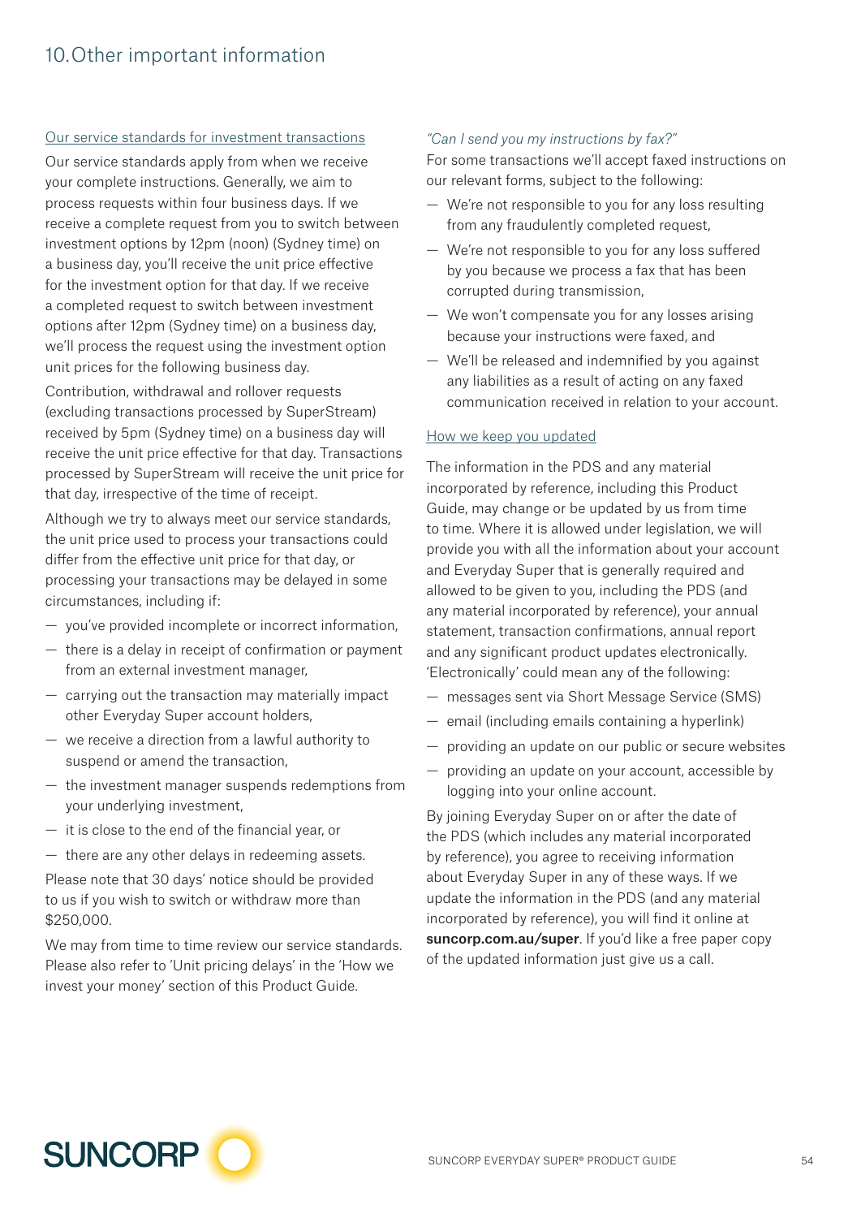# 10. Other important information

## Our service standards for investment transactions

Our service standards apply from when we receive your complete instructions. Generally, we aim to process requests within four business days. If we receive a complete request from you to switch between investment options by 12pm (noon) (Sydney time) on a business day, you'll receive the unit price effective for the investment option for that day. If we receive a completed request to switch between investment options after 12pm (Sydney time) on a business day, we'll process the request using the investment option unit prices for the following business day.

Contribution, withdrawal and rollover requests (excluding transactions processed by SuperStream) received by 5pm (Sydney time) on a business day will receive the unit price effective for that day. Transactions processed by SuperStream will receive the unit price for that day, irrespective of the time of receipt.

Although we try to always meet our service standards, the unit price used to process your transactions could differ from the effective unit price for that day, or processing your transactions may be delayed in some circumstances, including if:

- you've provided incomplete or incorrect information,
- there is a delay in receipt of confirmation or payment from an external investment manager,
- carrying out the transaction may materially impact other Everyday Super account holders,
- we receive a direction from a lawful authority to suspend or amend the transaction,
- the investment manager suspends redemptions from your underlying investment,
- it is close to the end of the financial year, or
- there are any other delays in redeeming assets.

Please note that 30 days' notice should be provided to us if you wish to switch or withdraw more than $250,000.

We may from time to time review our service standards. Please also refer to 'Unit pricing delays' in the 'How we invest your money' section of this Product Guide.

*"Can I send you my instructions by fax?"*

For some transactions we'll accept faxed instructions on our relevant forms, subject to the following:

- We're not responsible to you for any loss resulting from any fraudulently completed request,
- We're not responsible to you for any loss suffered by you because we process a fax that has been corrupted during transmission,
- We won't compensate you for any losses arising because your instructions were faxed, and
- We'll be released and indemnified by you against any liabilities as a result of acting on any faxed communication received in relation to your account.

## How we keep you updated

The information in the PDS and any material incorporated by reference, including this Product Guide, may change or be updated by us from time to time. Where it is allowed under legislation, we will provide you with all the information about your account and Everyday Super that is generally required and allowed to be given to you, including the PDS (and any material incorporated by reference), your annual statement, transaction confirmations, annual report and any significant product updates electronically. 'Electronically' could mean any of the following:

- messages sent via Short Message Service (SMS)
- email (including emails containing a hyperlink)
- providing an update on our public or secure websites
- providing an update on your account, accessible by logging into your online account.

By joining Everyday Super on or after the date of the PDS (which includes any material incorporated by reference), you agree to receiving information about Everyday Super in any of these ways. If we update the information in the PDS (and any material incorporated by reference), you will find it online at **suncorp.com.au/super**. If you'd like a free paper copy of the updated information just give us a call.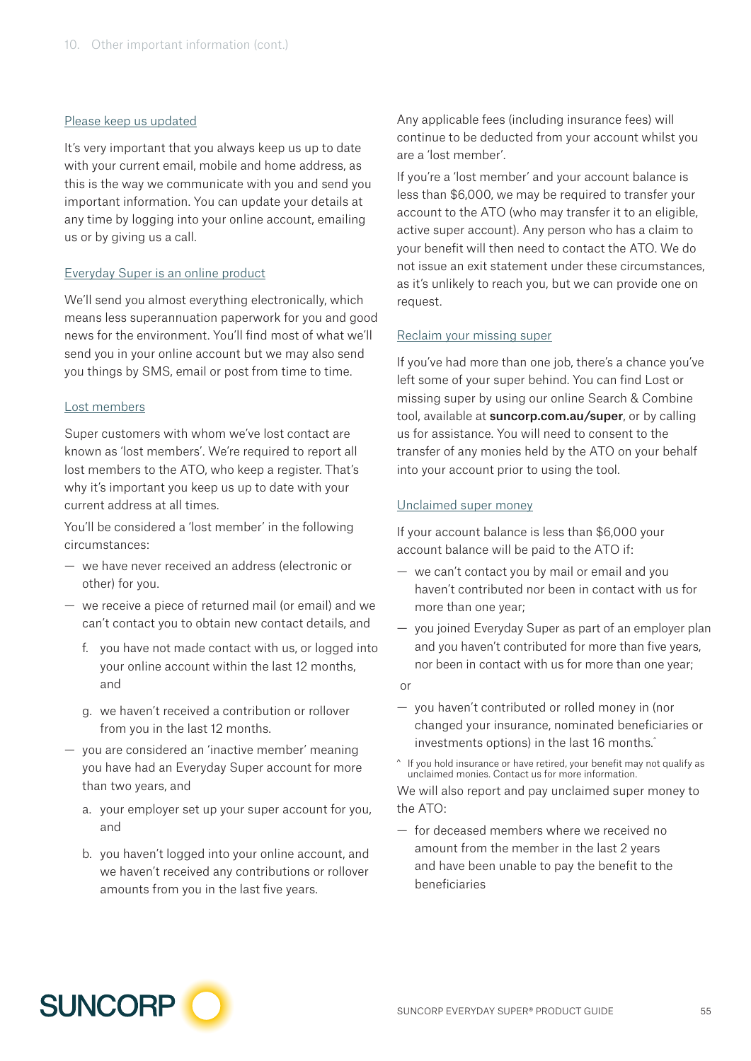## Please keep us updated

It's very important that you always keep us up to date with your current email, mobile and home address, as this is the way we communicate with you and send you important information. You can update your details at any time by logging into your online account, emailing us or by giving us a call.

## Everyday Super is an online product

We'll send you almost everything electronically, which means less superannuation paperwork for you and good news for the environment. You'll find most of what we'll send you in your online account but we may also send you things by SMS, email or post from time to time.

## Lost members

Super customers with whom we've lost contact are known as 'lost members'. We're required to report all lost members to the ATO, who keep a register. That's why it's important you keep us up to date with your current address at all times.

You'll be considered a 'lost member' in the following circumstances:

- we have never received an address (electronic or other) for you.
- we receive a piece of returned mail (or email) and we can't contact you to obtain new contact details, and
  - f. you have not made contact with us, or logged into your online account within the last 12 months, and
  - g. we haven't received a contribution or rollover from you in the last 12 months.
- you are considered an 'inactive member' meaning you have had an Everyday Super account for more than two years, and
  - a. your employer set up your super account for you, and
  - b. you haven't logged into your online account, and we haven't received any contributions or rollover amounts from you in the last five years.

Any applicable fees (including insurance fees) will continue to be deducted from your account whilst you are a 'lost member'.

If you're a 'lost member' and your account balance is less than $6,000, we may be required to transfer your account to the ATO (who may transfer it to an eligible, active super account). Any person who has a claim to your benefit will then need to contact the ATO. We do not issue an exit statement under these circumstances, as it's unlikely to reach you, but we can provide one on request.

## Reclaim your missing super

If you've had more than one job, there's a chance you've left some of your super behind. You can find Lost or missing super by using our online Search & Combine tool, available at **suncorp.com.au/super**, or by calling us for assistance. You will need to consent to the transfer of any monies held by the ATO on your behalf into your account prior to using the tool.

## Unclaimed super money

If your account balance is less than $6,000 your account balance will be paid to the ATO if:

- we can't contact you by mail or email and you haven't contributed nor been in contact with us for more than one year;
- you joined Everyday Super as part of an employer plan and you haven't contributed for more than five years, nor been in contact with us for more than one year;

or

- you haven't contributed or rolled money in (nor changed your insurance, nominated beneficiaries or investments options) in the last 16 months.^

^ If you hold insurance or have retired, your benefit may not qualify as unclaimed monies. Contact us for more information.

We will also report and pay unclaimed super money to the ATO:

- for deceased members where we received no amount from the member in the last 2 years and have been unable to pay the benefit to the beneficiaries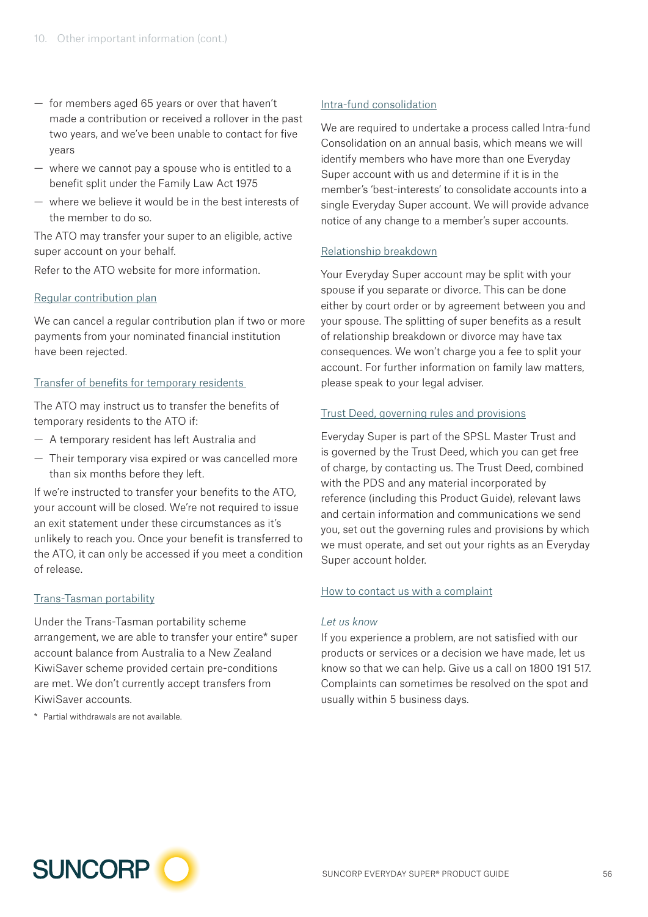- for members aged 65 years or over that haven't made a contribution or received a rollover in the past two years, and we've been unable to contact for five years
- where we cannot pay a spouse who is entitled to a benefit split under the Family Law Act 1975
- where we believe it would be in the best interests of the member to do so.

The ATO may transfer your super to an eligible, active super account on your behalf.

Refer to the ATO website for more information.

## Regular contribution plan

We can cancel a regular contribution plan if two or more payments from your nominated financial institution have been rejected.

## Transfer of benefits for temporary residents

The ATO may instruct us to transfer the benefits of temporary residents to the ATO if:

- A temporary resident has left Australia and
- Their temporary visa expired or was cancelled more than six months before they left.

If we're instructed to transfer your benefits to the ATO, your account will be closed. We're not required to issue an exit statement under these circumstances as it's unlikely to reach you. Once your benefit is transferred to the ATO, it can only be accessed if you meet a condition of release.

## Trans-Tasman portability

Under the Trans-Tasman portability scheme arrangement, we are able to transfer your entire* super account balance from Australia to a New Zealand KiwiSaver scheme provided certain pre-conditions are met. We don't currently accept transfers from KiwiSaver accounts.

\* Partial withdrawals are not available.

## Intra-fund consolidation

We are required to undertake a process called Intra-fund Consolidation on an annual basis, which means we will identify members who have more than one Everyday Super account with us and determine if it is in the member's 'best-interests' to consolidate accounts into a single Everyday Super account. We will provide advance notice of any change to a member's super accounts.

## Relationship breakdown

Your Everyday Super account may be split with your spouse if you separate or divorce. This can be done either by court order or by agreement between you and your spouse. The splitting of super benefits as a result of relationship breakdown or divorce may have tax consequences. We won't charge you a fee to split your account. For further information on family law matters, please speak to your legal adviser.

## Trust Deed, governing rules and provisions

Everyday Super is part of the SPSL Master Trust and is governed by the Trust Deed, which you can get free of charge, by contacting us. The Trust Deed, combined with the PDS and any material incorporated by reference (including this Product Guide), relevant laws and certain information and communications we send you, set out the governing rules and provisions by which we must operate, and set out your rights as an Everyday Super account holder.

## How to contact us with a complaint

*Let us know*

If you experience a problem, are not satisfied with our products or services or a decision we have made, let us know so that we can help. Give us a call on 1800 191 517. Complaints can sometimes be resolved on the spot and usually within 5 business days.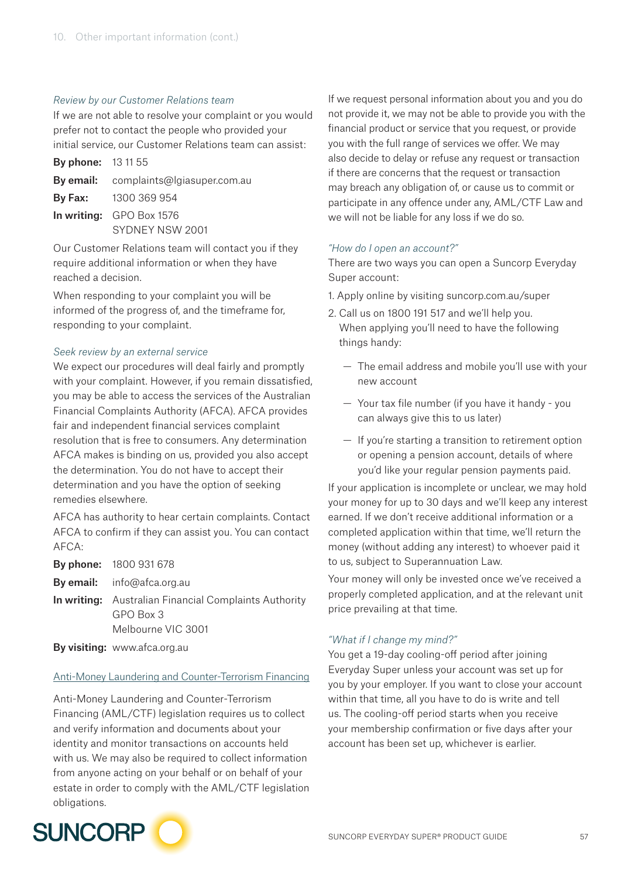*Review by our Customer Relations team*

If we are not able to resolve your complaint or you would prefer not to contact the people who provided your initial service, our Customer Relations team can assist:

**By phone:** 13 11 55

**By email:** complaints@lgiasuper.com.au

**By Fax:** 1300 369 954

**In writing:** GPO Box 1576
SYDNEY NSW 2001

Our Customer Relations team will contact you if they require additional information or when they have reached a decision.

When responding to your complaint you will be informed of the progress of, and the timeframe for, responding to your complaint.

*Seek review by an external service*

We expect our procedures will deal fairly and promptly with your complaint. However, if you remain dissatisfied, you may be able to access the services of the Australian Financial Complaints Authority (AFCA). AFCA provides fair and independent financial services complaint resolution that is free to consumers. Any determination AFCA makes is binding on us, provided you also accept the determination. You do not have to accept their determination and you have the option of seeking remedies elsewhere.

AFCA has authority to hear certain complaints. Contact AFCA to confirm if they can assist you. You can contact AFCA:

**By phone:** 1800 931 678

**By email:** info@afca.org.au

**In writing:** Australian Financial Complaints Authority
GPO Box 3
Melbourne VIC 3001

**By visiting:** www.afca.org.au

## Anti-Money Laundering and Counter-Terrorism Financing

Anti-Money Laundering and Counter-Terrorism Financing (AML/CTF) legislation requires us to collect and verify information and documents about your identity and monitor transactions on accounts held with us. We may also be required to collect information from anyone acting on your behalf or on behalf of your estate in order to comply with the AML/CTF legislation obligations.

If we request personal information about you and you do not provide it, we may not be able to provide you with the financial product or service that you request, or provide you with the full range of services we offer. We may also decide to delay or refuse any request or transaction if there are concerns that the request or transaction may breach any obligation of, or cause us to commit or participate in any offence under any, AML/CTF Law and we will not be liable for any loss if we do so.

*"How do I open an account?"*

There are two ways you can open a Suncorp Everyday Super account:

1. Apply online by visiting suncorp.com.au/super
2. Call us on 1800 191 517 and we'll help you.
   When applying you'll need to have the following things handy:
   - The email address and mobile you'll use with your new account
   - Your tax file number (if you have it handy - you can always give this to us later)
   - If you're starting a transition to retirement option or opening a pension account, details of where you'd like your regular pension payments paid.

If your application is incomplete or unclear, we may hold your money for up to 30 days and we'll keep any interest earned. If we don't receive additional information or a completed application within that time, we'll return the money (without adding any interest) to whoever paid it to us, subject to Superannuation Law.

Your money will only be invested once we've received a properly completed application, and at the relevant unit price prevailing at that time.

*"What if I change my mind?"*

You get a 19-day cooling-off period after joining Everyday Super unless your account was set up for you by your employer. If you want to close your account within that time, all you have to do is write and tell us. The cooling-off period starts when you receive your membership confirmation or five days after your account has been set up, whichever is earlier.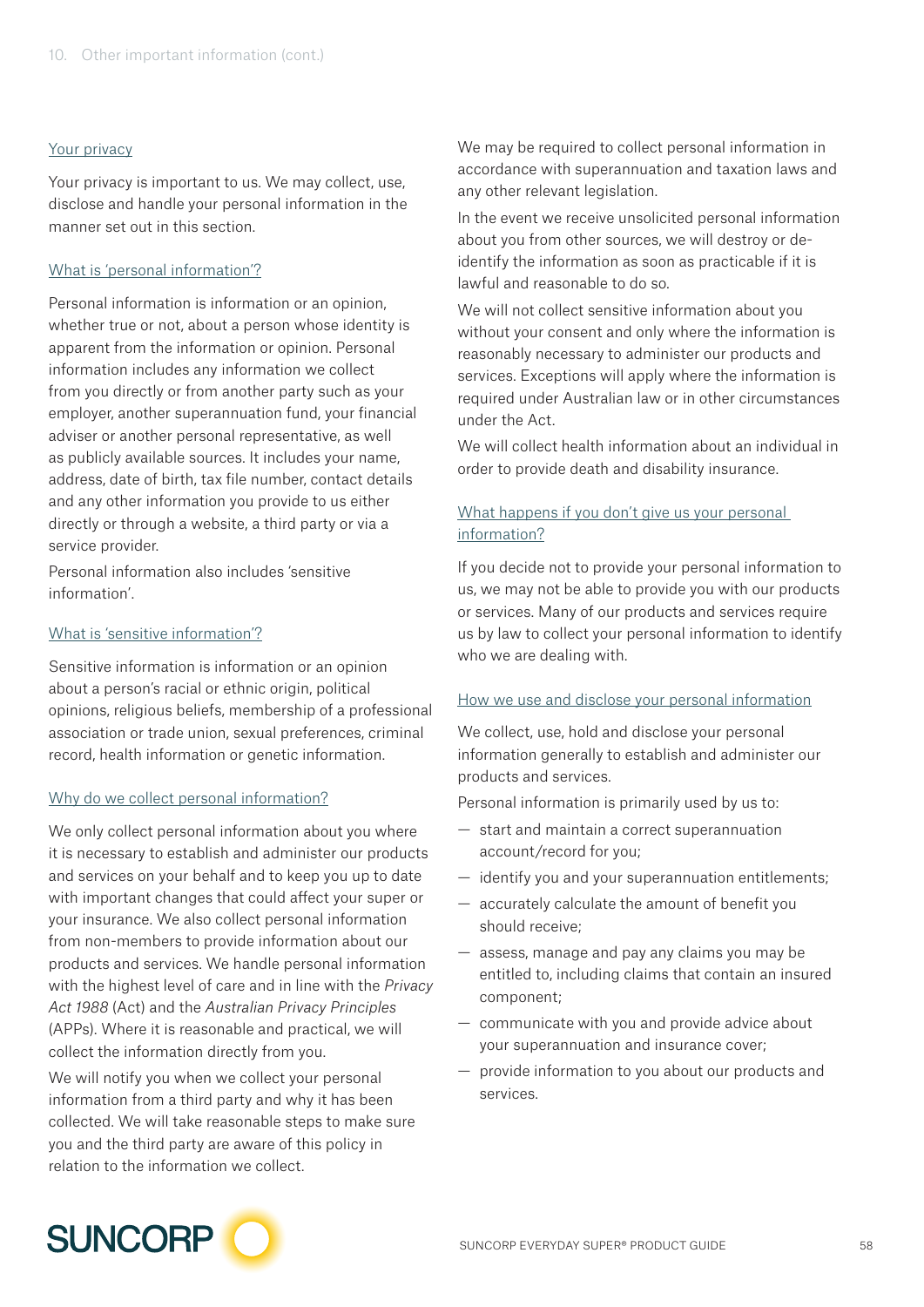## Your privacy

Your privacy is important to us. We may collect, use, disclose and handle your personal information in the manner set out in this section.

### What is 'personal information'?

Personal information is information or an opinion, whether true or not, about a person whose identity is apparent from the information or opinion. Personal information includes any information we collect from you directly or from another party such as your employer, another superannuation fund, your financial adviser or another personal representative, as well as publicly available sources. It includes your name, address, date of birth, tax file number, contact details and any other information you provide to us either directly or through a website, a third party or via a service provider.

Personal information also includes 'sensitive information'.

### What is 'sensitive information'?

Sensitive information is information or an opinion about a person's racial or ethnic origin, political opinions, religious beliefs, membership of a professional association or trade union, sexual preferences, criminal record, health information or genetic information.

### Why do we collect personal information?

We only collect personal information about you where it is necessary to establish and administer our products and services on your behalf and to keep you up to date with important changes that could affect your super or your insurance. We also collect personal information from non-members to provide information about our products and services. We handle personal information with the highest level of care and in line with the *Privacy Act 1988* (Act) and the *Australian Privacy Principles* (APPs). Where it is reasonable and practical, we will collect the information directly from you.

We will notify you when we collect your personal information from a third party and why it has been collected. We will take reasonable steps to make sure you and the third party are aware of this policy in relation to the information we collect.

We may be required to collect personal information in accordance with superannuation and taxation laws and any other relevant legislation.

In the event we receive unsolicited personal information about you from other sources, we will destroy or de-identify the information as soon as practicable if it is lawful and reasonable to do so.

We will not collect sensitive information about you without your consent and only where the information is reasonably necessary to administer our products and services. Exceptions will apply where the information is required under Australian law or in other circumstances under the Act.

We will collect health information about an individual in order to provide death and disability insurance.

### What happens if you don't give us your personal information?

If you decide not to provide your personal information to us, we may not be able to provide you with our products or services. Many of our products and services require us by law to collect your personal information to identify who we are dealing with.

### How we use and disclose your personal information

We collect, use, hold and disclose your personal information generally to establish and administer our products and services.

Personal information is primarily used by us to:

- start and maintain a correct superannuation account/record for you;
- identify you and your superannuation entitlements;
- accurately calculate the amount of benefit you should receive;
- assess, manage and pay any claims you may be entitled to, including claims that contain an insured component;
- communicate with you and provide advice about your superannuation and insurance cover;
- provide information to you about our products and services.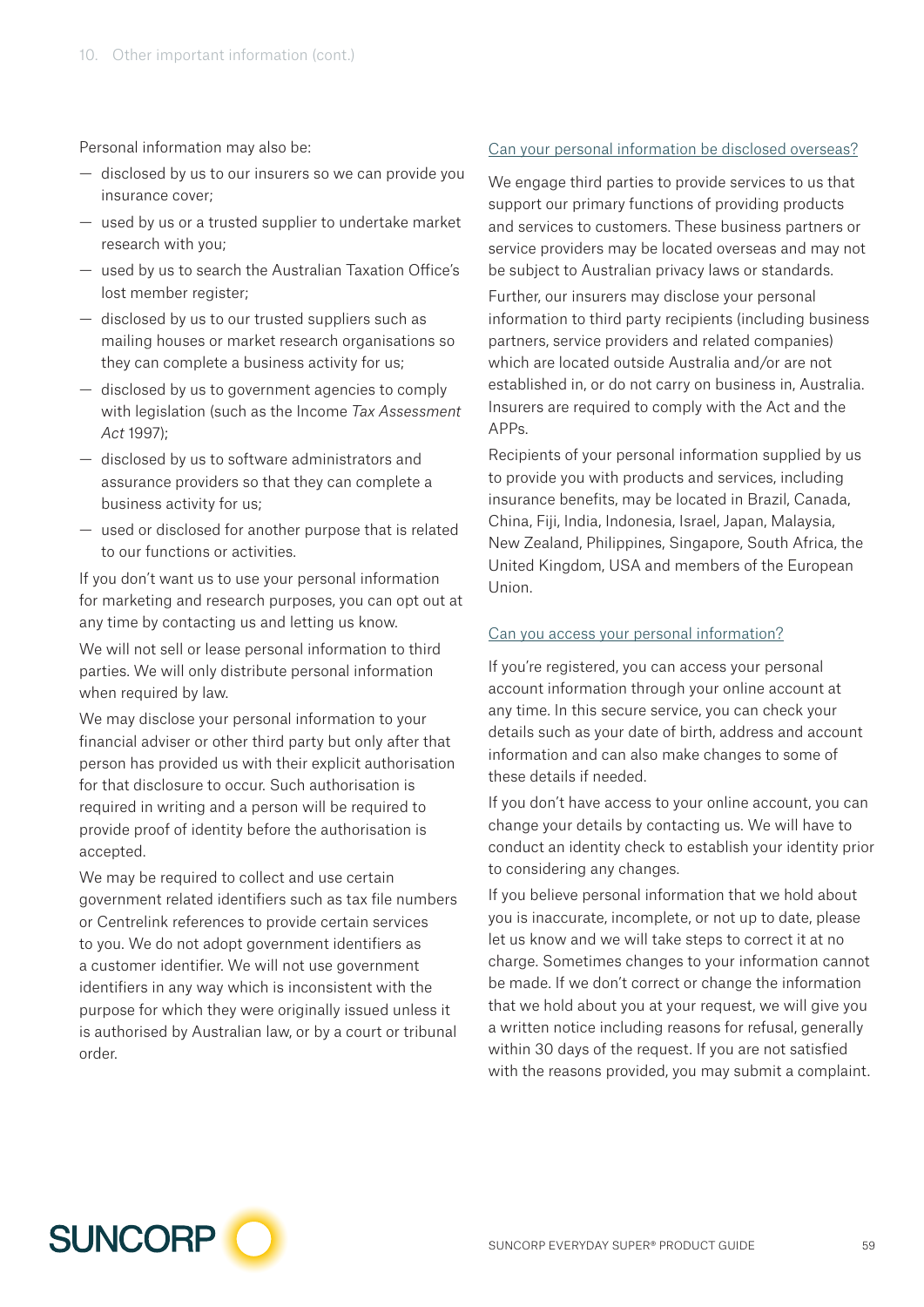Personal information may also be:

- disclosed by us to our insurers so we can provide you insurance cover;
- used by us or a trusted supplier to undertake market research with you;
- used by us to search the Australian Taxation Office's lost member register;
- disclosed by us to our trusted suppliers such as mailing houses or market research organisations so they can complete a business activity for us;
- disclosed by us to government agencies to comply with legislation (such as the Income *Tax Assessment Act* 1997);
- disclosed by us to software administrators and assurance providers so that they can complete a business activity for us;
- used or disclosed for another purpose that is related to our functions or activities.

If you don't want us to use your personal information for marketing and research purposes, you can opt out at any time by contacting us and letting us know.

We will not sell or lease personal information to third parties. We will only distribute personal information when required by law.

We may disclose your personal information to your financial adviser or other third party but only after that person has provided us with their explicit authorisation for that disclosure to occur. Such authorisation is required in writing and a person will be required to provide proof of identity before the authorisation is accepted.

We may be required to collect and use certain government related identifiers such as tax file numbers or Centrelink references to provide certain services to you. We do not adopt government identifiers as a customer identifier. We will not use government identifiers in any way which is inconsistent with the purpose for which they were originally issued unless it is authorised by Australian law, or by a court or tribunal order.

## Can your personal information be disclosed overseas?

We engage third parties to provide services to us that support our primary functions of providing products and services to customers. These business partners or service providers may be located overseas and may not be subject to Australian privacy laws or standards.

Further, our insurers may disclose your personal information to third party recipients (including business partners, service providers and related companies) which are located outside Australia and/or are not established in, or do not carry on business in, Australia. Insurers are required to comply with the Act and the APPs.

Recipients of your personal information supplied by us to provide you with products and services, including insurance benefits, may be located in Brazil, Canada, China, Fiji, India, Indonesia, Israel, Japan, Malaysia, New Zealand, Philippines, Singapore, South Africa, the United Kingdom, USA and members of the European Union.

## Can you access your personal information?

If you're registered, you can access your personal account information through your online account at any time. In this secure service, you can check your details such as your date of birth, address and account information and can also make changes to some of these details if needed.

If you don't have access to your online account, you can change your details by contacting us. We will have to conduct an identity check to establish your identity prior to considering any changes.

If you believe personal information that we hold about you is inaccurate, incomplete, or not up to date, please let us know and we will take steps to correct it at no charge. Sometimes changes to your information cannot be made. If we don't correct or change the information that we hold about you at your request, we will give you a written notice including reasons for refusal, generally within 30 days of the request. If you are not satisfied with the reasons provided, you may submit a complaint.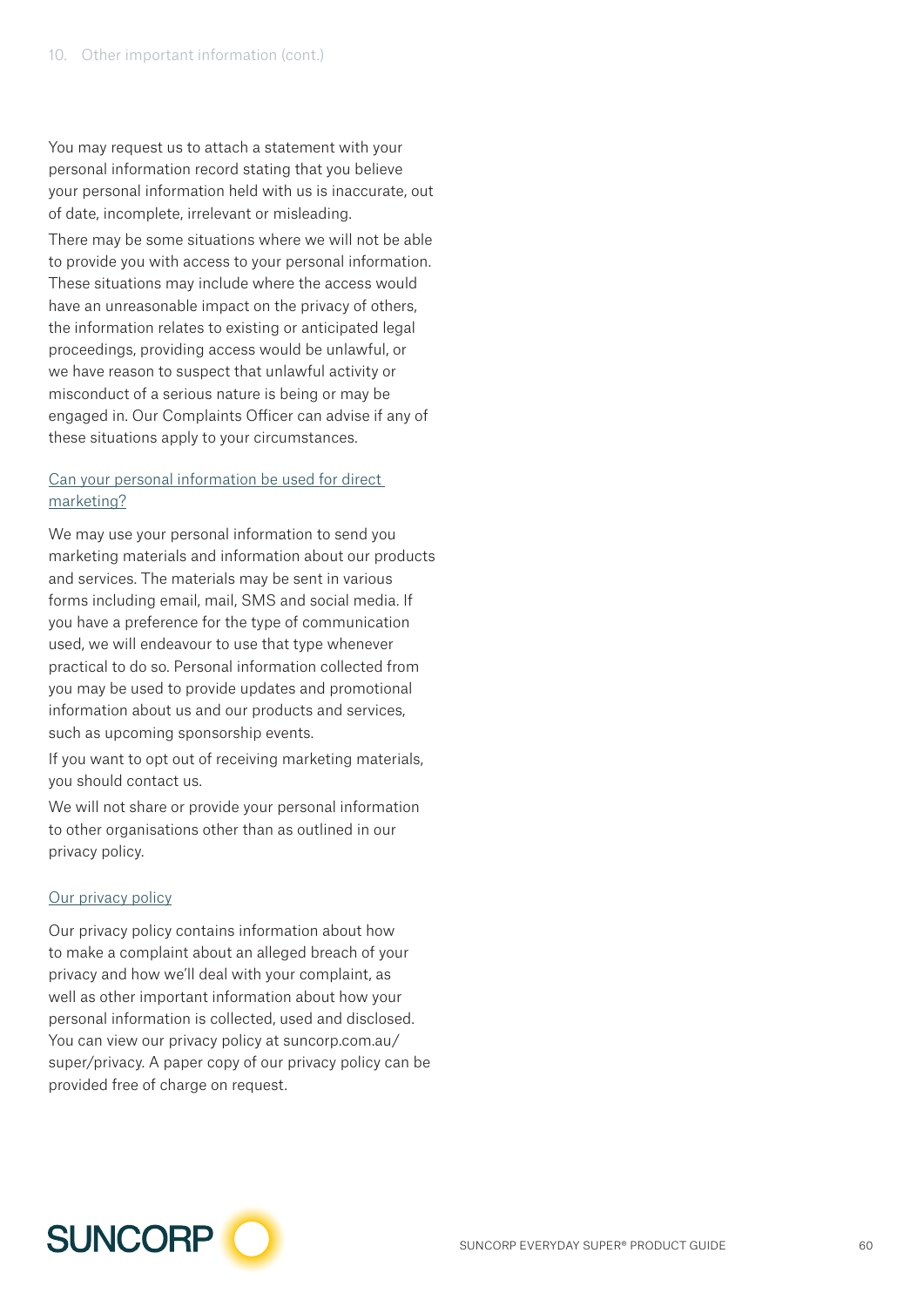You may request us to attach a statement with your personal information record stating that you believe your personal information held with us is inaccurate, out of date, incomplete, irrelevant or misleading.

There may be some situations where we will not be able to provide you with access to your personal information. These situations may include where the access would have an unreasonable impact on the privacy of others, the information relates to existing or anticipated legal proceedings, providing access would be unlawful, or we have reason to suspect that unlawful activity or misconduct of a serious nature is being or may be engaged in. Our Complaints Officer can advise if any of these situations apply to your circumstances.

### Can your personal information be used for direct marketing?

We may use your personal information to send you marketing materials and information about our products and services. The materials may be sent in various forms including email, mail, SMS and social media. If you have a preference for the type of communication used, we will endeavour to use that type whenever practical to do so. Personal information collected from you may be used to provide updates and promotional information about us and our products and services, such as upcoming sponsorship events.

If you want to opt out of receiving marketing materials, you should contact us.

We will not share or provide your personal information to other organisations other than as outlined in our privacy policy.

### Our privacy policy

Our privacy policy contains information about how to make a complaint about an alleged breach of your privacy and how we'll deal with your complaint, as well as other important information about how your personal information is collected, used and disclosed. You can view our privacy policy at suncorp.com.au/super/privacy. A paper copy of our privacy policy can be provided free of charge on request.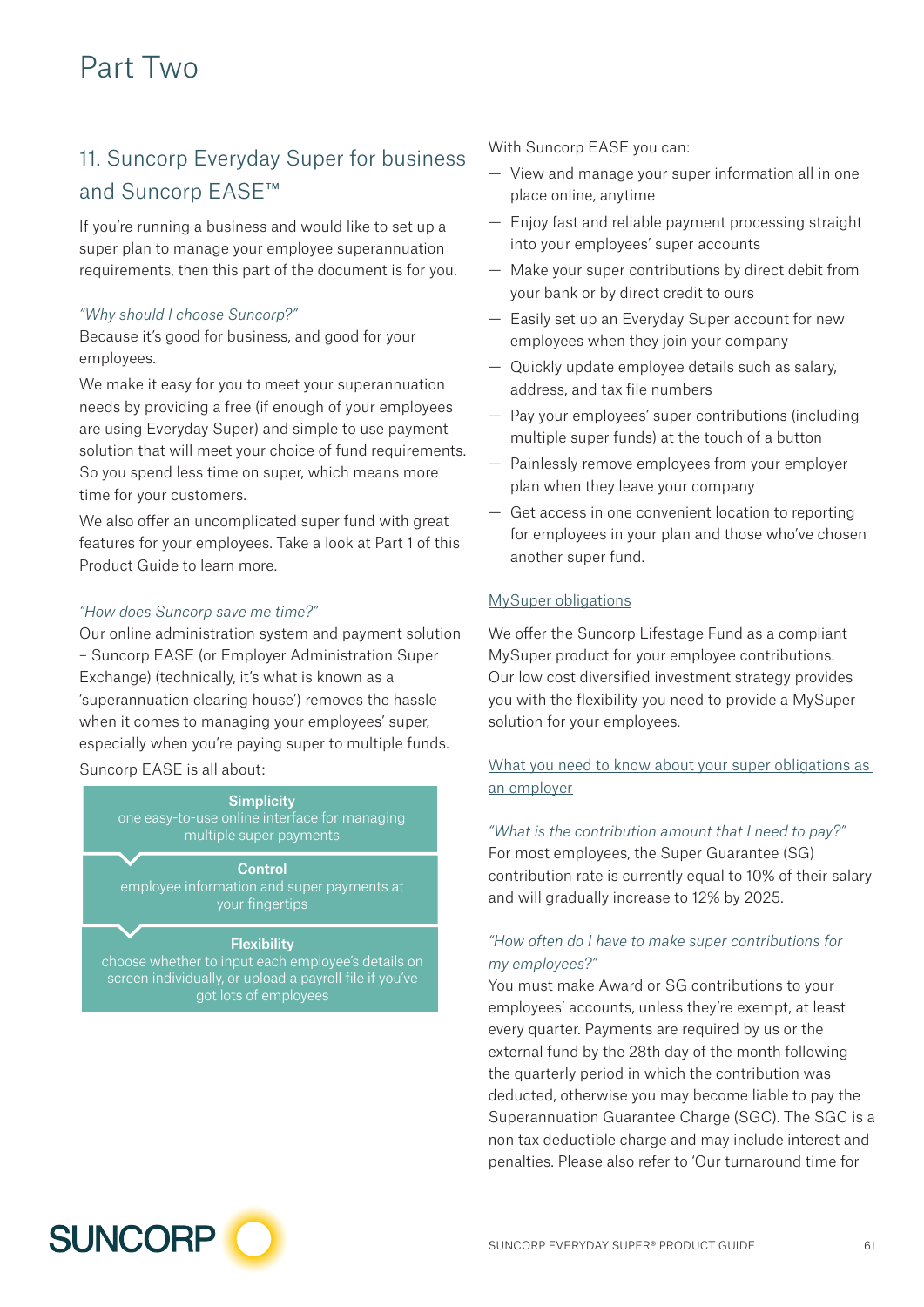# Part Two

## 11. Suncorp Everyday Super for business and Suncorp EASE™

If you're running a business and would like to set up a super plan to manage your employee superannuation requirements, then this part of the document is for you.

*"Why should I choose Suncorp?"*

Because it's good for business, and good for your employees.

We make it easy for you to meet your superannuation needs by providing a free (if enough of your employees are using Everyday Super) and simple to use payment solution that will meet your choice of fund requirements. So you spend less time on super, which means more time for your customers.

We also offer an uncomplicated super fund with great features for your employees. Take a look at Part 1 of this Product Guide to learn more.

*"How does Suncorp save me time?"*

Our online administration system and payment solution – Suncorp EASE (or Employer Administration Super Exchange) (technically, it's what is known as a 'superannuation clearing house') removes the hassle when it comes to managing your employees' super, especially when you're paying super to multiple funds.

Suncorp EASE is all about:

**Simplicity**
one easy-to-use online interface for managing multiple super payments

**Control**
employee information and super payments at your fingertips

**Flexibility**
choose whether to input each employee's details on screen individually, or upload a payroll file if you've got lots of employees

With Suncorp EASE you can:

- View and manage your super information all in one place online, anytime
- Enjoy fast and reliable payment processing straight into your employees' super accounts
- Make your super contributions by direct debit from your bank or by direct credit to ours
- Easily set up an Everyday Super account for new employees when they join your company
- Quickly update employee details such as salary, address, and tax file numbers
- Pay your employees' super contributions (including multiple super funds) at the touch of a button
- Painlessly remove employees from your employer plan when they leave your company
- Get access in one convenient location to reporting for employees in your plan and those who've chosen another super fund.

MySuper obligations

We offer the Suncorp Lifestage Fund as a compliant MySuper product for your employee contributions. Our low cost diversified investment strategy provides you with the flexibility you need to provide a MySuper solution for your employees.

What you need to know about your super obligations as an employer

*"What is the contribution amount that I need to pay?"*

For most employees, the Super Guarantee (SG) contribution rate is currently equal to 10% of their salary and will gradually increase to 12% by 2025.

*"How often do I have to make super contributions for my employees?"*

You must make Award or SG contributions to your employees' accounts, unless they're exempt, at least every quarter. Payments are required by us or the external fund by the 28th day of the month following the quarterly period in which the contribution was deducted, otherwise you may become liable to pay the Superannuation Guarantee Charge (SGC). The SGC is a non tax deductible charge and may include interest and penalties. Please also refer to 'Our turnaround time for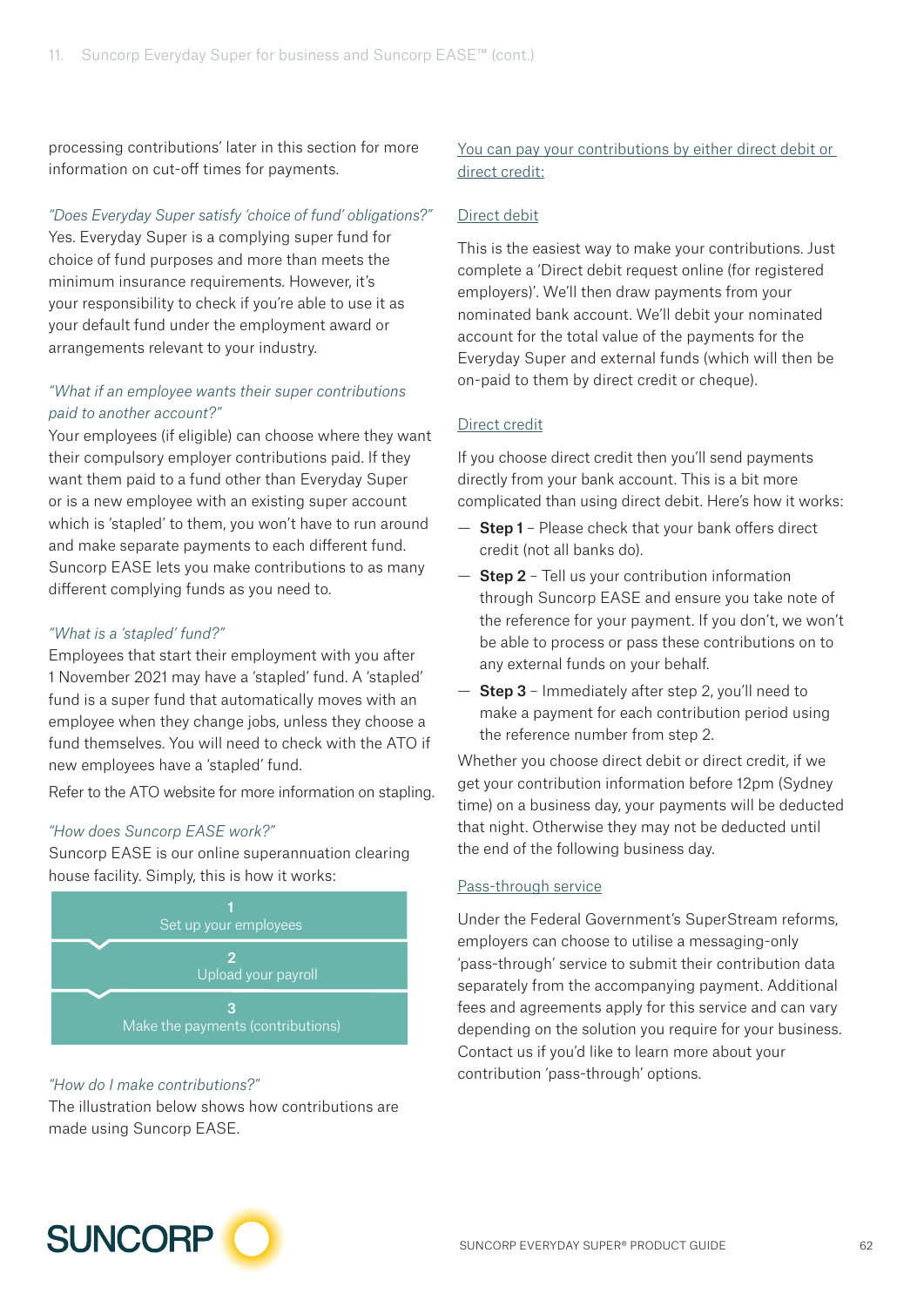processing contributions' later in this section for more information on cut-off times for payments.

*"Does Everyday Super satisfy 'choice of fund' obligations?"*
Yes. Everyday Super is a complying super fund for choice of fund purposes and more than meets the minimum insurance requirements. However, it's your responsibility to check if you're able to use it as your default fund under the employment award or arrangements relevant to your industry.

*"What if an employee wants their super contributions paid to another account?"*
Your employees (if eligible) can choose where they want their compulsory employer contributions paid. If they want them paid to a fund other than Everyday Super or is a new employee with an existing super account which is 'stapled' to them, you won't have to run around and make separate payments to each different fund. Suncorp EASE lets you make contributions to as many different complying funds as you need to.

*"What is a 'stapled' fund?"*
Employees that start their employment with you after 1 November 2021 may have a 'stapled' fund. A 'stapled' fund is a super fund that automatically moves with an employee when they change jobs, unless they choose a fund themselves. You will need to check with the ATO if new employees have a 'stapled' fund.

Refer to the ATO website for more information on stapling.

*"How does Suncorp EASE work?"*
Suncorp EASE is our online superannuation clearing house facility. Simply, this is how it works:

1. Set up your employees
2. Upload your payroll
3. Make the payments (contributions)

*"How do I make contributions?"*
The illustration below shows how contributions are made using Suncorp EASE.

You can pay your contributions by either direct debit or direct credit:

Direct debit

This is the easiest way to make your contributions. Just complete a 'Direct debit request online (for registered employers)'. We'll then draw payments from your nominated bank account. We'll debit your nominated account for the total value of the payments for the Everyday Super and external funds (which will then be on-paid to them by direct credit or cheque).

Direct credit

If you choose direct credit then you'll send payments directly from your bank account. This is a bit more complicated than using direct debit. Here's how it works:

- **Step 1** – Please check that your bank offers direct credit (not all banks do).
- **Step 2** – Tell us your contribution information through Suncorp EASE and ensure you take note of the reference for your payment. If you don't, we won't be able to process or pass these contributions on to any external funds on your behalf.
- **Step 3** – Immediately after step 2, you'll need to make a payment for each contribution period using the reference number from step 2.

Whether you choose direct debit or direct credit, if we get your contribution information before 12pm (Sydney time) on a business day, your payments will be deducted that night. Otherwise they may not be deducted until the end of the following business day.

Pass-through service

Under the Federal Government's SuperStream reforms, employers can choose to utilise a messaging-only 'pass-through' service to submit their contribution data separately from the accompanying payment. Additional fees and agreements apply for this service and can vary depending on the solution you require for your business. Contact us if you'd like to learn more about your contribution 'pass-through' options.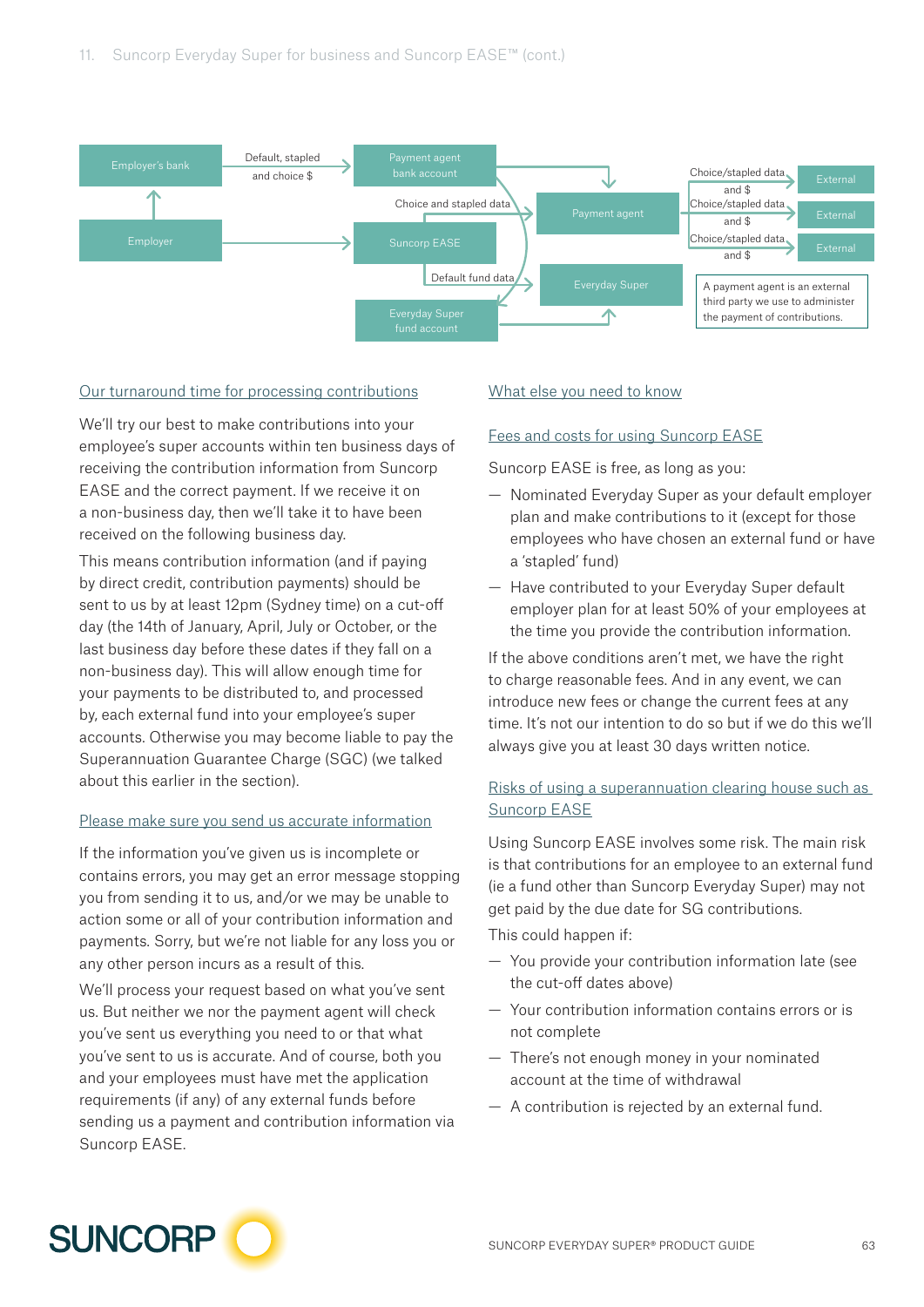Employer's bank

Default, stapled and choice $

Payment agent bank account

Employer

Choice and stapled data

Suncorp EASE

Payment agent

Choice/stapled data and $ → External

Choice/stapled data and $ → External

Choice/stapled data and $ → External

Default fund data

Everyday Super

Everyday Super fund account

A payment agent is an external third party we use to administer the payment of contributions.

## Our turnaround time for processing contributions

We'll try our best to make contributions into your employee's super accounts within ten business days of receiving the contribution information from Suncorp EASE and the correct payment. If we receive it on a non-business day, then we'll take it to have been received on the following business day.

This means contribution information (and if paying by direct credit, contribution payments) should be sent to us by at least 12pm (Sydney time) on a cut-off day (the 14th of January, April, July or October, or the last business day before these dates if they fall on a non-business day). This will allow enough time for your payments to be distributed to, and processed by, each external fund into your employee's super accounts. Otherwise you may become liable to pay the Superannuation Guarantee Charge (SGC) (we talked about this earlier in the section).

## Please make sure you send us accurate information

If the information you've given us is incomplete or contains errors, you may get an error message stopping you from sending it to us, and/or we may be unable to action some or all of your contribution information and payments. Sorry, but we're not liable for any loss you or any other person incurs as a result of this.

We'll process your request based on what you've sent us. But neither we nor the payment agent will check you've sent us everything you need to or that what you've sent to us is accurate. And of course, both you and your employees must have met the application requirements (if any) of any external funds before sending us a payment and contribution information via Suncorp EASE.

## What else you need to know

### Fees and costs for using Suncorp EASE

Suncorp EASE is free, as long as you:

- Nominated Everyday Super as your default employer plan and make contributions to it (except for those employees who have chosen an external fund or have a 'stapled' fund)
- Have contributed to your Everyday Super default employer plan for at least 50% of your employees at the time you provide the contribution information.

If the above conditions aren't met, we have the right to charge reasonable fees. And in any event, we can introduce new fees or change the current fees at any time. It's not our intention to do so but if we do this we'll always give you at least 30 days written notice.

### Risks of using a superannuation clearing house such as Suncorp EASE

Using Suncorp EASE involves some risk. The main risk is that contributions for an employee to an external fund (ie a fund other than Suncorp Everyday Super) may not get paid by the due date for SG contributions.

This could happen if:

- You provide your contribution information late (see the cut-off dates above)
- Your contribution information contains errors or is not complete
- There's not enough money in your nominated account at the time of withdrawal
- A contribution is rejected by an external fund.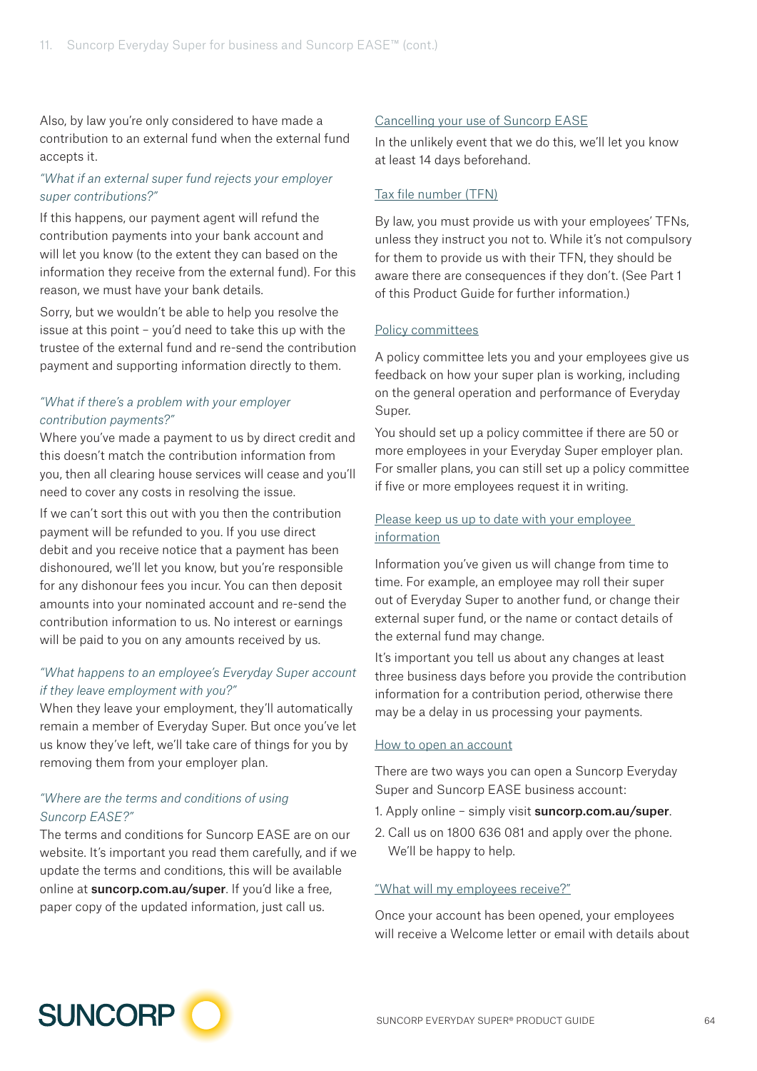Also, by law you're only considered to have made a contribution to an external fund when the external fund accepts it.

*"What if an external super fund rejects your employer super contributions?"*

If this happens, our payment agent will refund the contribution payments into your bank account and will let you know (to the extent they can based on the information they receive from the external fund). For this reason, we must have your bank details.

Sorry, but we wouldn't be able to help you resolve the issue at this point – you'd need to take this up with the trustee of the external fund and re-send the contribution payment and supporting information directly to them.

*"What if there's a problem with your employer contribution payments?"*

Where you've made a payment to us by direct credit and this doesn't match the contribution information from you, then all clearing house services will cease and you'll need to cover any costs in resolving the issue.

If we can't sort this out with you then the contribution payment will be refunded to you. If you use direct debit and you receive notice that a payment has been dishonoured, we'll let you know, but you're responsible for any dishonour fees you incur. You can then deposit amounts into your nominated account and re-send the contribution information to us. No interest or earnings will be paid to you on any amounts received by us.

*"What happens to an employee's Everyday Super account if they leave employment with you?"*

When they leave your employment, they'll automatically remain a member of Everyday Super. But once you've let us know they've left, we'll take care of things for you by removing them from your employer plan.

*"Where are the terms and conditions of using Suncorp EASE?"*

The terms and conditions for Suncorp EASE are on our website. It's important you read them carefully, and if we update the terms and conditions, this will be available online at **suncorp.com.au/super**. If you'd like a free, paper copy of the updated information, just call us.

### Cancelling your use of Suncorp EASE

In the unlikely event that we do this, we'll let you know at least 14 days beforehand.

### Tax file number (TFN)

By law, you must provide us with your employees' TFNs, unless they instruct you not to. While it's not compulsory for them to provide us with their TFN, they should be aware there are consequences if they don't. (See Part 1 of this Product Guide for further information.)

### Policy committees

A policy committee lets you and your employees give us feedback on how your super plan is working, including on the general operation and performance of Everyday Super.

You should set up a policy committee if there are 50 or more employees in your Everyday Super employer plan. For smaller plans, you can still set up a policy committee if five or more employees request it in writing.

### Please keep us up to date with your employee information

Information you've given us will change from time to time. For example, an employee may roll their super out of Everyday Super to another fund, or change their external super fund, or the name or contact details of the external fund may change.

It's important you tell us about any changes at least three business days before you provide the contribution information for a contribution period, otherwise there may be a delay in us processing your payments.

### How to open an account

There are two ways you can open a Suncorp Everyday Super and Suncorp EASE business account:

1. Apply online – simply visit **suncorp.com.au/super**.
2. Call us on 1800 636 081 and apply over the phone. We'll be happy to help.

### "What will my employees receive?"

Once your account has been opened, your employees will receive a Welcome letter or email with details about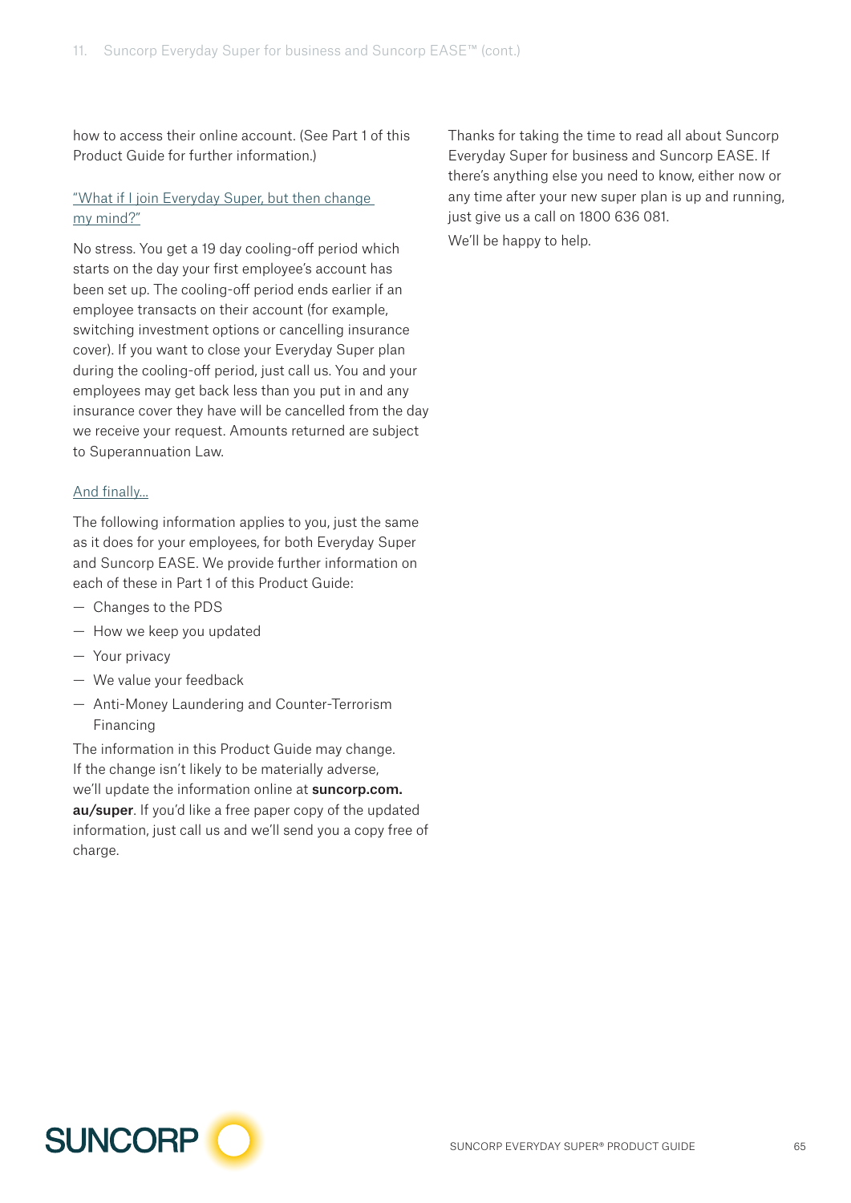how to access their online account. (See Part 1 of this Product Guide for further information.)

### "What if I join Everyday Super, but then change my mind?"

No stress. You get a 19 day cooling-off period which starts on the day your first employee's account has been set up. The cooling-off period ends earlier if an employee transacts on their account (for example, switching investment options or cancelling insurance cover). If you want to close your Everyday Super plan during the cooling-off period, just call us. You and your employees may get back less than you put in and any insurance cover they have will be cancelled from the day we receive your request. Amounts returned are subject to Superannuation Law.

### And finally...

The following information applies to you, just the same as it does for your employees, for both Everyday Super and Suncorp EASE. We provide further information on each of these in Part 1 of this Product Guide:

- Changes to the PDS
- How we keep you updated
- Your privacy
- We value your feedback
- Anti-Money Laundering and Counter-Terrorism Financing

The information in this Product Guide may change. If the change isn't likely to be materially adverse, we'll update the information online at **suncorp.com.au/super**. If you'd like a free paper copy of the updated information, just call us and we'll send you a copy free of charge.

Thanks for taking the time to read all about Suncorp Everyday Super for business and Suncorp EASE. If there's anything else you need to know, either now or any time after your new super plan is up and running, just give us a call on 1800 636 081.

We'll be happy to help.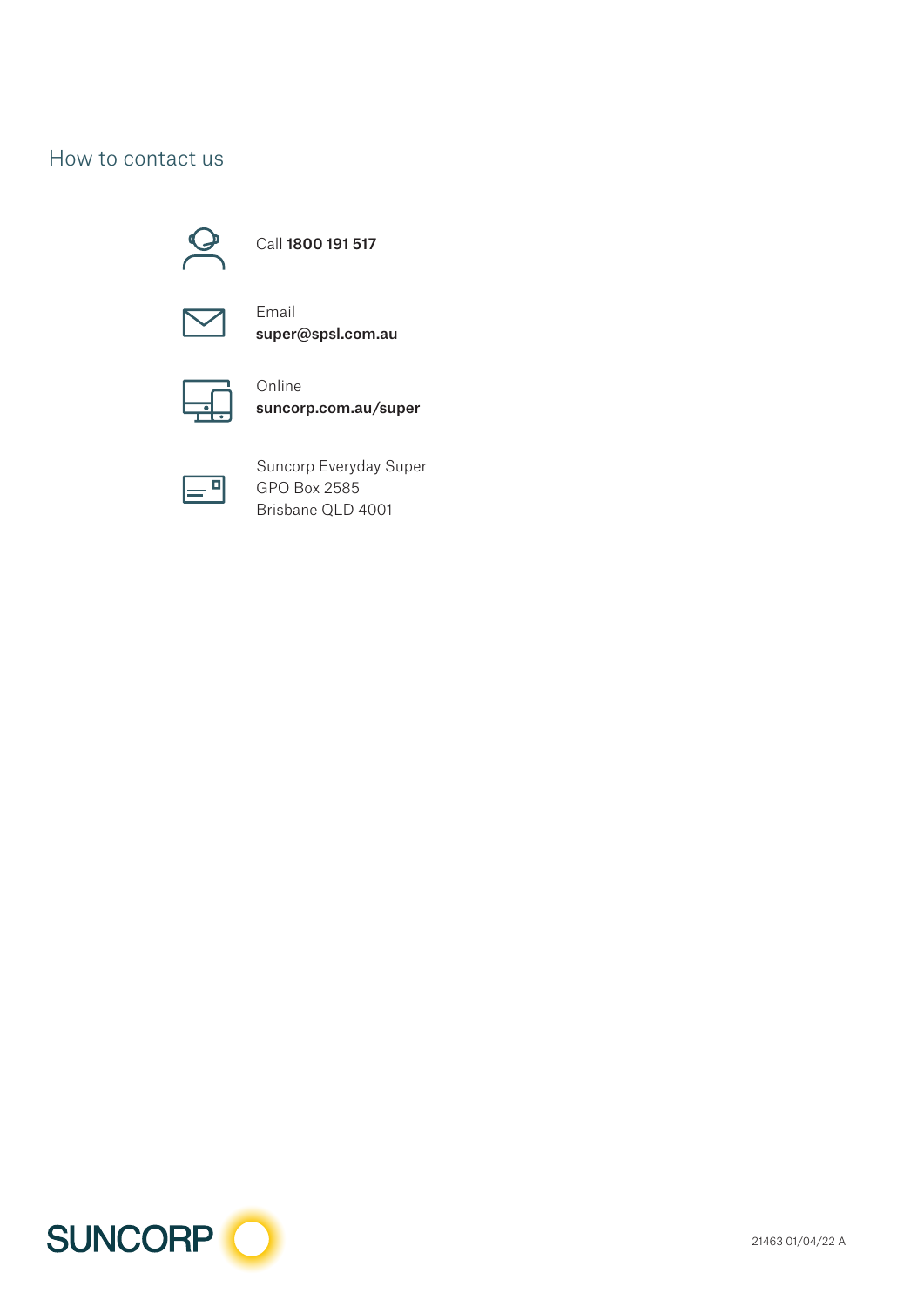## How to contact us

Call **1800 191 517**

Email
**super@spsl.com.au**

Online
**suncorp.com.au/super**

Suncorp Everyday Super
GPO Box 2585
Brisbane QLD 4001

SUNCORP

21463 01/04/22 A